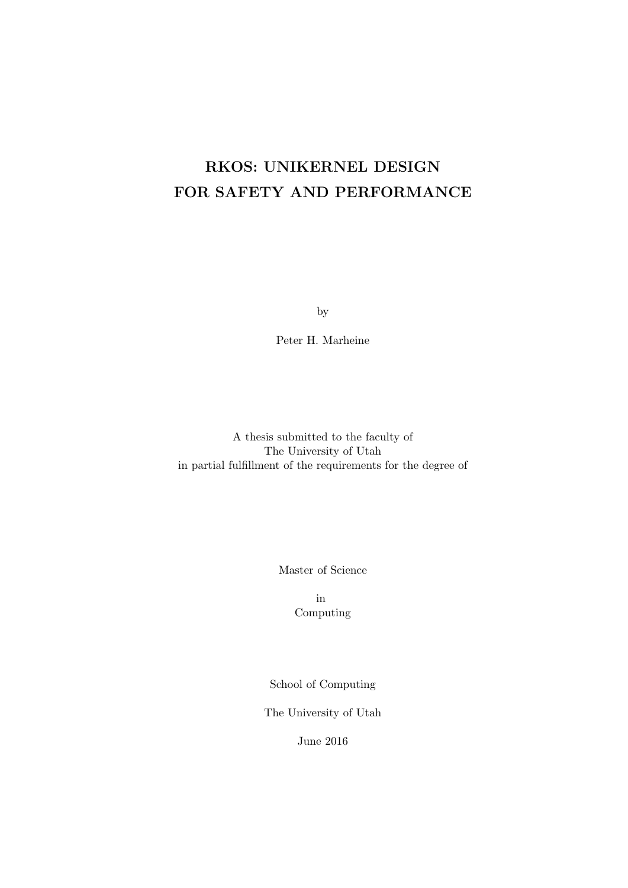# RKOS: UNIKERNEL DESIGN FOR SAFETY AND PERFORMANCE

by

Peter H. Marheine

A thesis submitted to the faculty of
The University of Utah
in partial fulfillment of the requirements for the degree of

Master of Science

in
Computing

School of Computing

The University of Utah

June 2016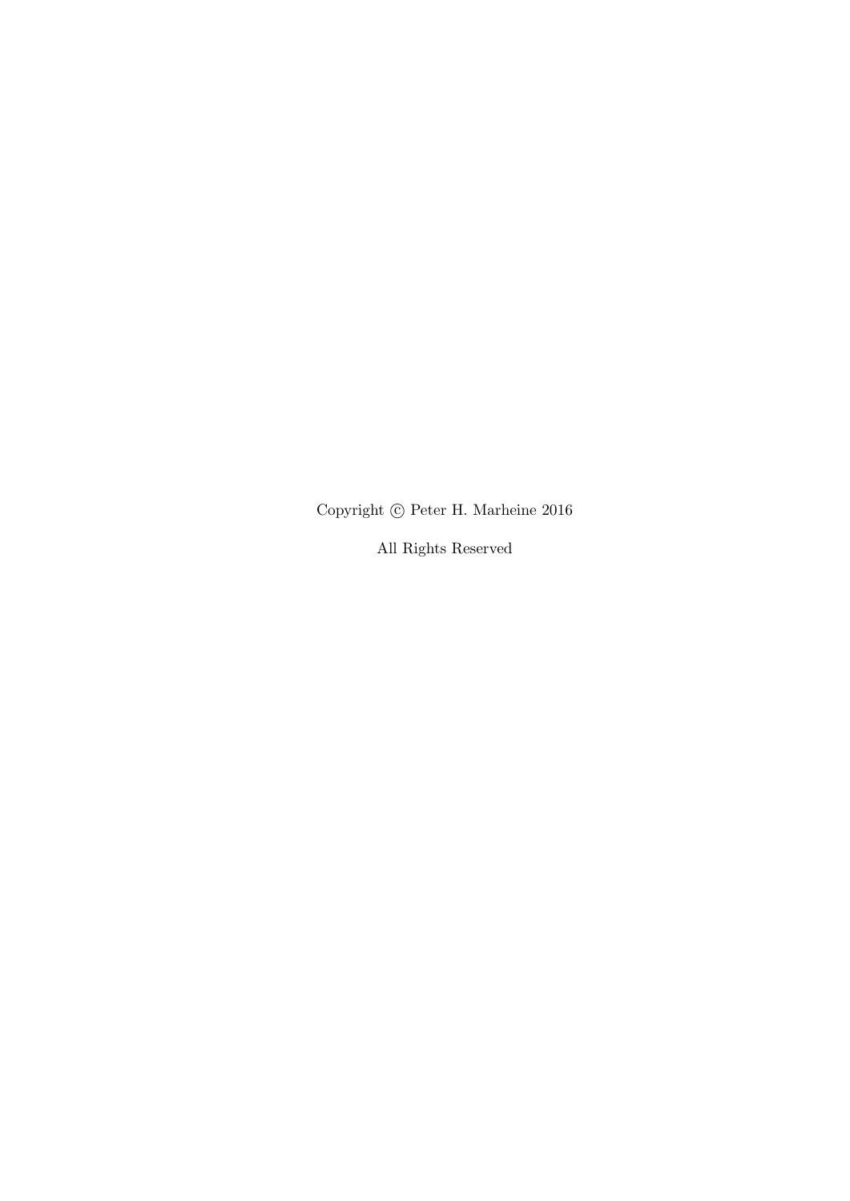Copyright © Peter H. Marheine 2016

All Rights Reserved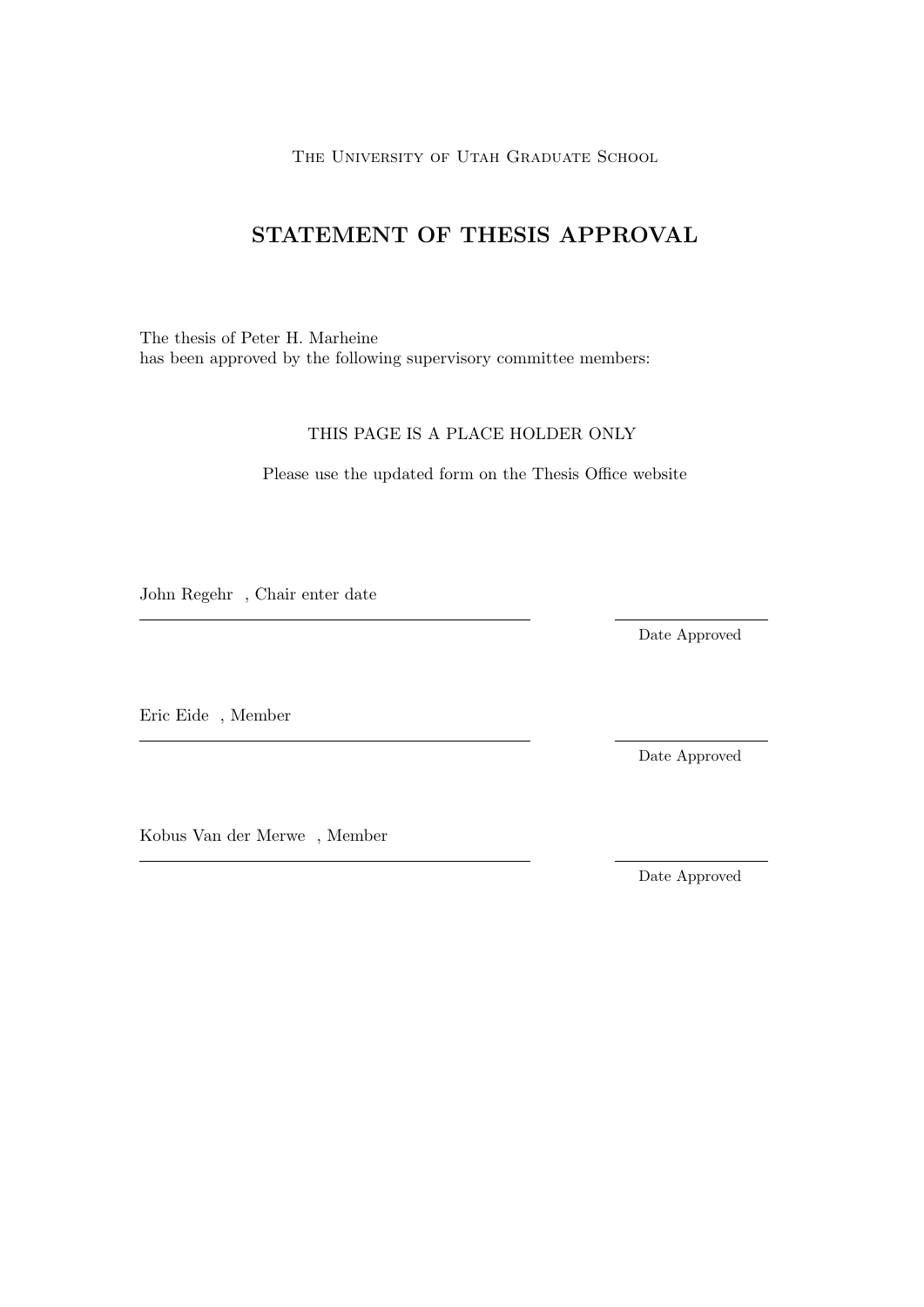The University of Utah Graduate School

# STATEMENT OF THESIS APPROVAL

The thesis of Peter H. Marheine
has been approved by the following supervisory committee members:

THIS PAGE IS A PLACE HOLDER ONLY

Please use the updated form on the Thesis Office website

John Regehr , Chair enter date

Date Approved

Eric Eide , Member

Date Approved

Kobus Van der Merwe , Member

Date Approved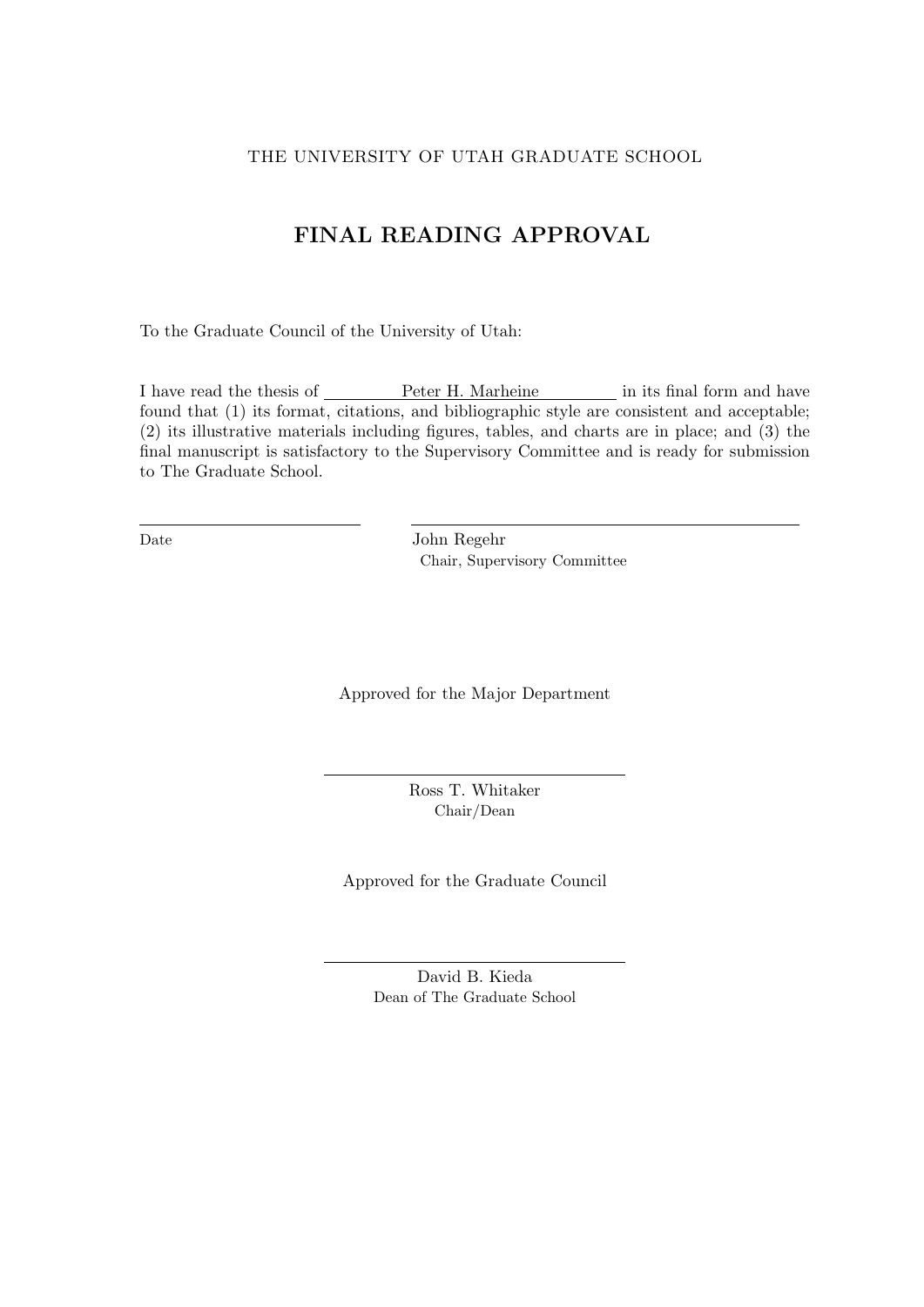THE UNIVERSITY OF UTAH GRADUATE SCHOOL

# FINAL READING APPROVAL

To the Graduate Council of the University of Utah:

I have read the thesis of Peter H. Marheine in its final form and have found that (1) its format, citations, and bibliographic style are consistent and acceptable; (2) its illustrative materials including figures, tables, and charts are in place; and (3) the final manuscript is satisfactory to the Supervisory Committee and is ready for submission to The Graduate School.

Date

John Regehr
Chair, Supervisory Committee

Approved for the Major Department

Ross T. Whitaker
Chair/Dean

Approved for the Graduate Council

David B. Kieda
Dean of The Graduate School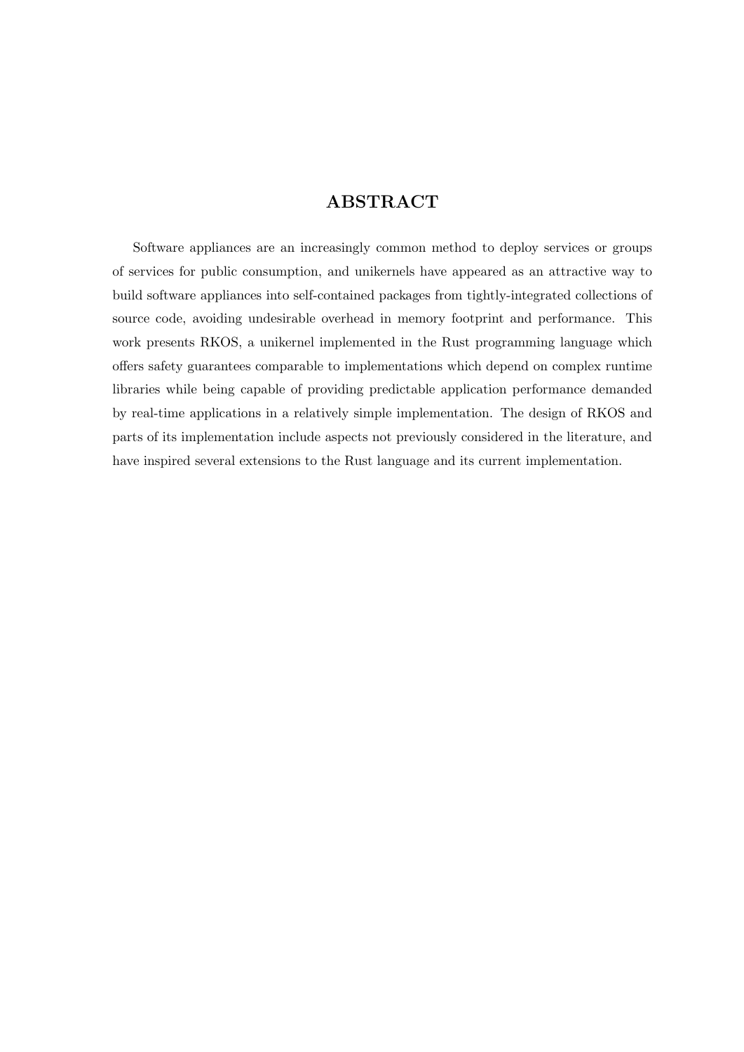# ABSTRACT

Software appliances are an increasingly common method to deploy services or groups of services for public consumption, and unikernels have appeared as an attractive way to build software appliances into self-contained packages from tightly-integrated collections of source code, avoiding undesirable overhead in memory footprint and performance. This work presents RKOS, a unikernel implemented in the Rust programming language which offers safety guarantees comparable to implementations which depend on complex runtime libraries while being capable of providing predictable application performance demanded by real-time applications in a relatively simple implementation. The design of RKOS and parts of its implementation include aspects not previously considered in the literature, and have inspired several extensions to the Rust language and its current implementation.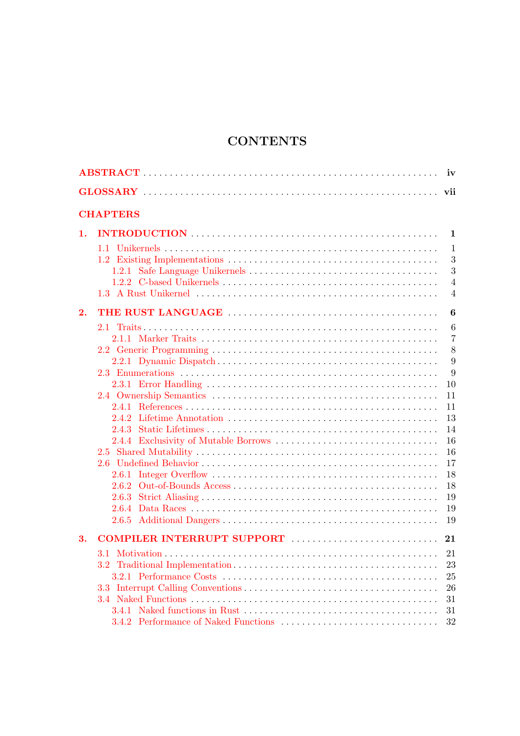# CONTENTS

| | |
|---|---|
| **ABSTRACT** | **iv** |
| **GLOSSARY** | **vii** |

**CHAPTERS**

| | |
|---|---|
| **1. INTRODUCTION** | **1** |
| 1.1 Unikernels | 1 |
| 1.2 Existing Implementations | 3 |
| 1.2.1 Safe Language Unikernels | 3 |
| 1.2.2 C-based Unikernels | 4 |
| 1.3 A Rust Unikernel | 4 |
| **2. THE RUST LANGUAGE** | **6** |
| 2.1 Traits | 6 |
| 2.1.1 Marker Traits | 7 |
| 2.2 Generic Programming | 8 |
| 2.2.1 Dynamic Dispatch | 9 |
| 2.3 Enumerations | 9 |
| 2.3.1 Error Handling | 10 |
| 2.4 Ownership Semantics | 11 |
| 2.4.1 References | 11 |
| 2.4.2 Lifetime Annotation | 13 |
| 2.4.3 Static Lifetimes | 14 |
| 2.4.4 Exclusivity of Mutable Borrows | 16 |
| 2.5 Shared Mutability | 16 |
| 2.6 Undefined Behavior | 17 |
| 2.6.1 Integer Overflow | 18 |
| 2.6.2 Out-of-Bounds Access | 18 |
| 2.6.3 Strict Aliasing | 19 |
| 2.6.4 Data Races | 19 |
| 2.6.5 Additional Dangers | 19 |
| **3. COMPILER INTERRUPT SUPPORT** | **21** |
| 3.1 Motivation | 21 |
| 3.2 Traditional Implementation | 23 |
| 3.2.1 Performance Costs | 25 |
| 3.3 Interrupt Calling Conventions | 26 |
| 3.4 Naked Functions | 31 |
| 3.4.1 Naked functions in Rust | 31 |
| 3.4.2 Performance of Naked Functions | 32 |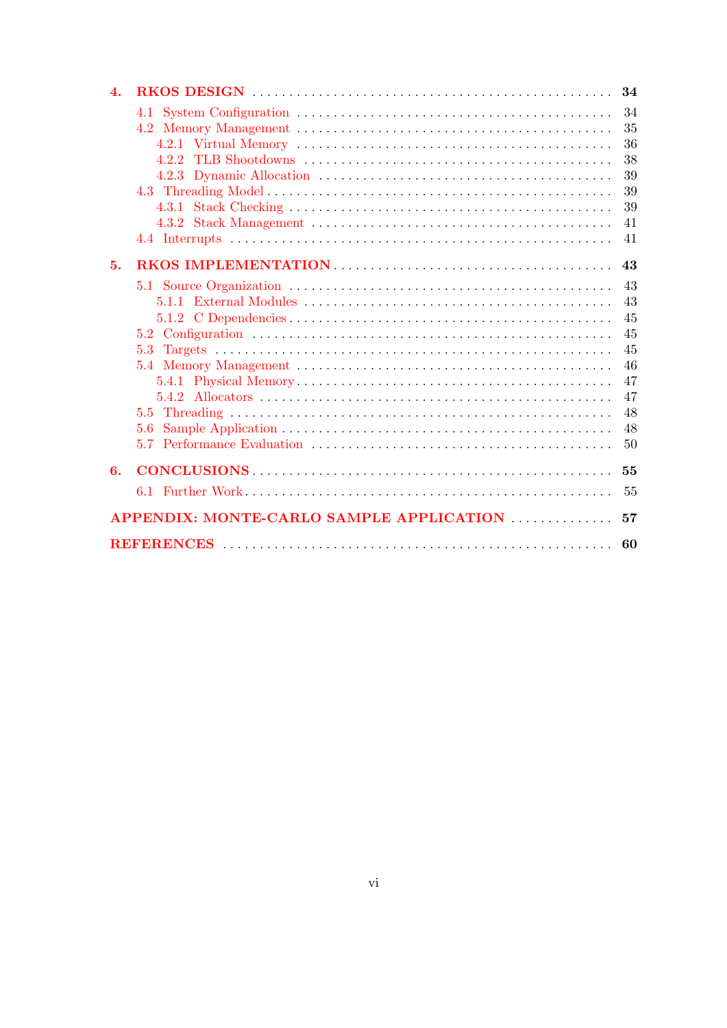**4. RKOS DESIGN** ..... **34**

- 4.1 System Configuration ..... 34
- 4.2 Memory Management ..... 35
  - 4.2.1 Virtual Memory ..... 36
  - 4.2.2 TLB Shootdowns ..... 38
  - 4.2.3 Dynamic Allocation ..... 39
- 4.3 Threading Model ..... 39
  - 4.3.1 Stack Checking ..... 39
  - 4.3.2 Stack Management ..... 41
- 4.4 Interrupts ..... 41

**5. RKOS IMPLEMENTATION** ..... **43**

- 5.1 Source Organization ..... 43
  - 5.1.1 External Modules ..... 43
  - 5.1.2 C Dependencies ..... 45
- 5.2 Configuration ..... 45
- 5.3 Targets ..... 45
- 5.4 Memory Management ..... 46
  - 5.4.1 Physical Memory ..... 47
  - 5.4.2 Allocators ..... 47
- 5.5 Threading ..... 48
- 5.6 Sample Application ..... 48
- 5.7 Performance Evaluation ..... 50

**6. CONCLUSIONS** ..... **55**

- 6.1 Further Work ..... 55

**APPENDIX: MONTE-CARLO SAMPLE APPLICATION** ..... **57**

**REFERENCES** ..... **60**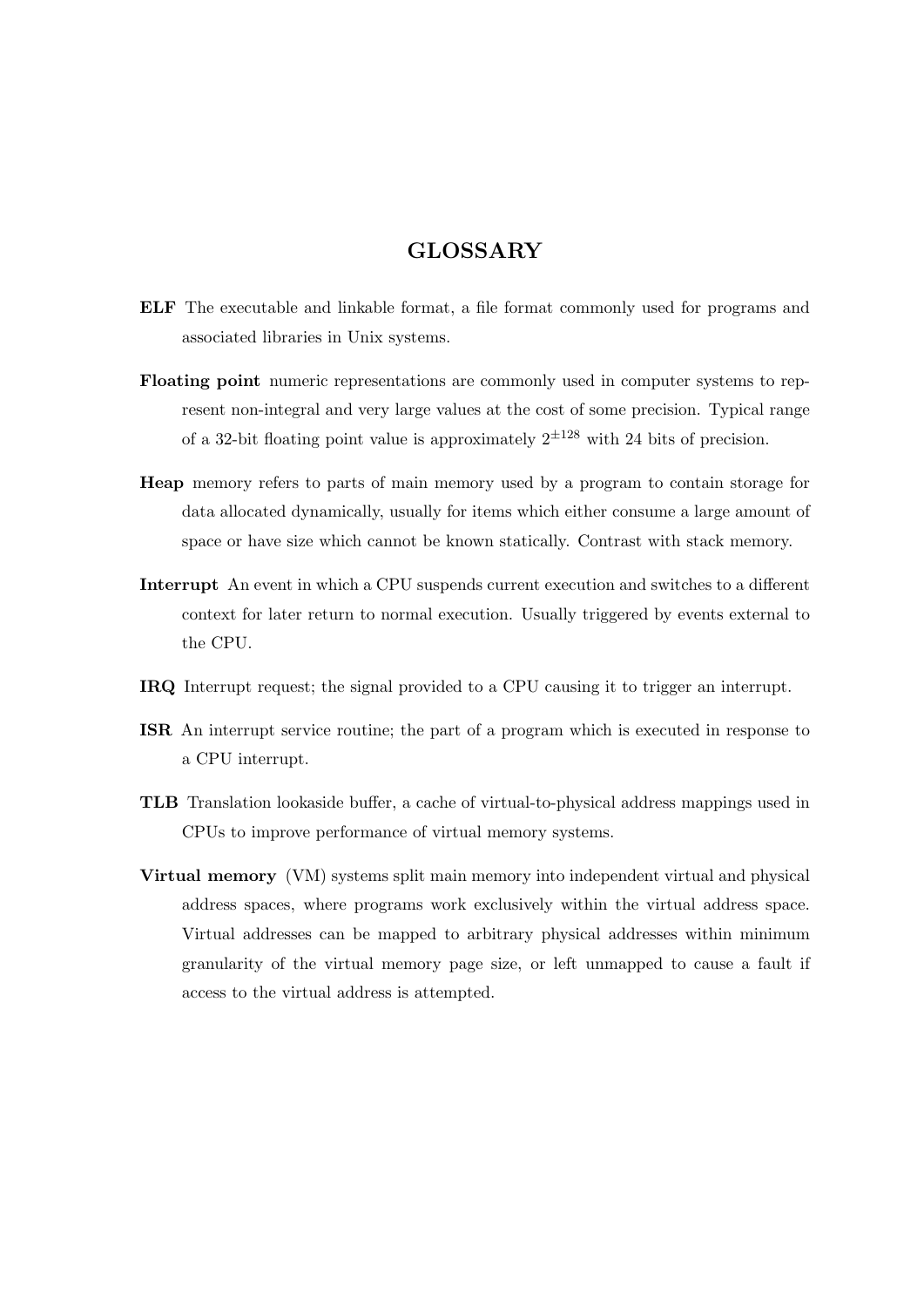# GLOSSARY

**ELF** The executable and linkable format, a file format commonly used for programs and associated libraries in Unix systems.

**Floating point** numeric representations are commonly used in computer systems to represent non-integral and very large values at the cost of some precision. Typical range of a 32-bit floating point value is approximately $2^{\pm 128}$ with 24 bits of precision.

**Heap** memory refers to parts of main memory used by a program to contain storage for data allocated dynamically, usually for items which either consume a large amount of space or have size which cannot be known statically. Contrast with stack memory.

**Interrupt** An event in which a CPU suspends current execution and switches to a different context for later return to normal execution. Usually triggered by events external to the CPU.

**IRQ** Interrupt request; the signal provided to a CPU causing it to trigger an interrupt.

**ISR** An interrupt service routine; the part of a program which is executed in response to a CPU interrupt.

**TLB** Translation lookaside buffer, a cache of virtual-to-physical address mappings used in CPUs to improve performance of virtual memory systems.

**Virtual memory** (VM) systems split main memory into independent virtual and physical address spaces, where programs work exclusively within the virtual address space. Virtual addresses can be mapped to arbitrary physical addresses within minimum granularity of the virtual memory page size, or left unmapped to cause a fault if access to the virtual address is attempted.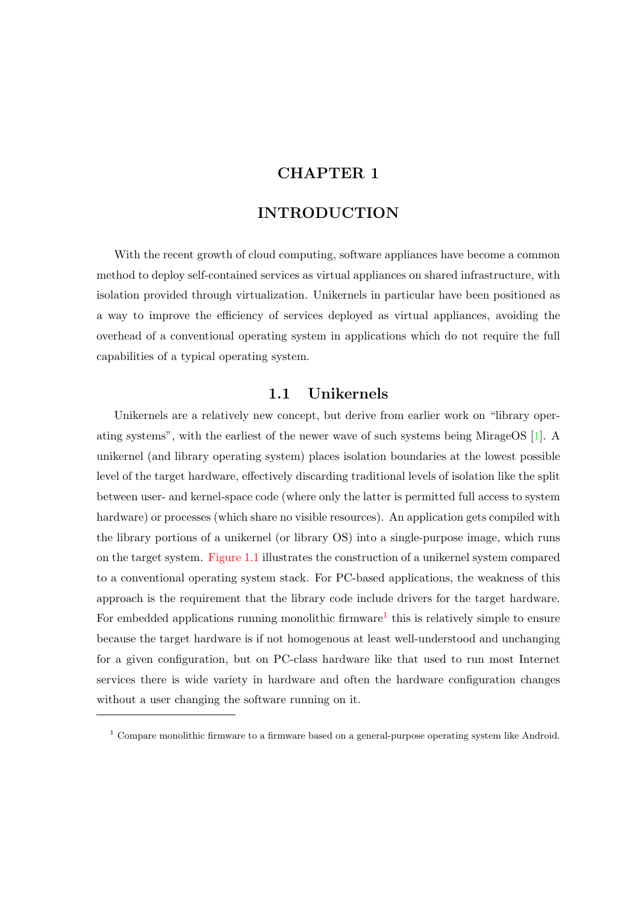# CHAPTER 1

# INTRODUCTION

With the recent growth of cloud computing, software appliances have become a common method to deploy self-contained services as virtual appliances on shared infrastructure, with isolation provided through virtualization. Unikernels in particular have been positioned as a way to improve the efficiency of services deployed as virtual appliances, avoiding the overhead of a conventional operating system in applications which do not require the full capabilities of a typical operating system.

## 1.1 Unikernels

Unikernels are a relatively new concept, but derive from earlier work on "library operating systems", with the earliest of the newer wave of such systems being MirageOS [1]. A unikernel (and library operating system) places isolation boundaries at the lowest possible level of the target hardware, effectively discarding traditional levels of isolation like the split between user- and kernel-space code (where only the latter is permitted full access to system hardware) or processes (which share no visible resources). An application gets compiled with the library portions of a unikernel (or library OS) into a single-purpose image, which runs on the target system. Figure 1.1 illustrates the construction of a unikernel system compared to a conventional operating system stack. For PC-based applications, the weakness of this approach is the requirement that the library code include drivers for the target hardware. For embedded applications running monolithic firmware[1] this is relatively simple to ensure because the target hardware is if not homogenous at least well-understood and unchanging for a given configuration, but on PC-class hardware like that used to run most Internet services there is wide variety in hardware and often the hardware configuration changes without a user changing the software running on it.

[1] Compare monolithic firmware to a firmware based on a general-purpose operating system like Android.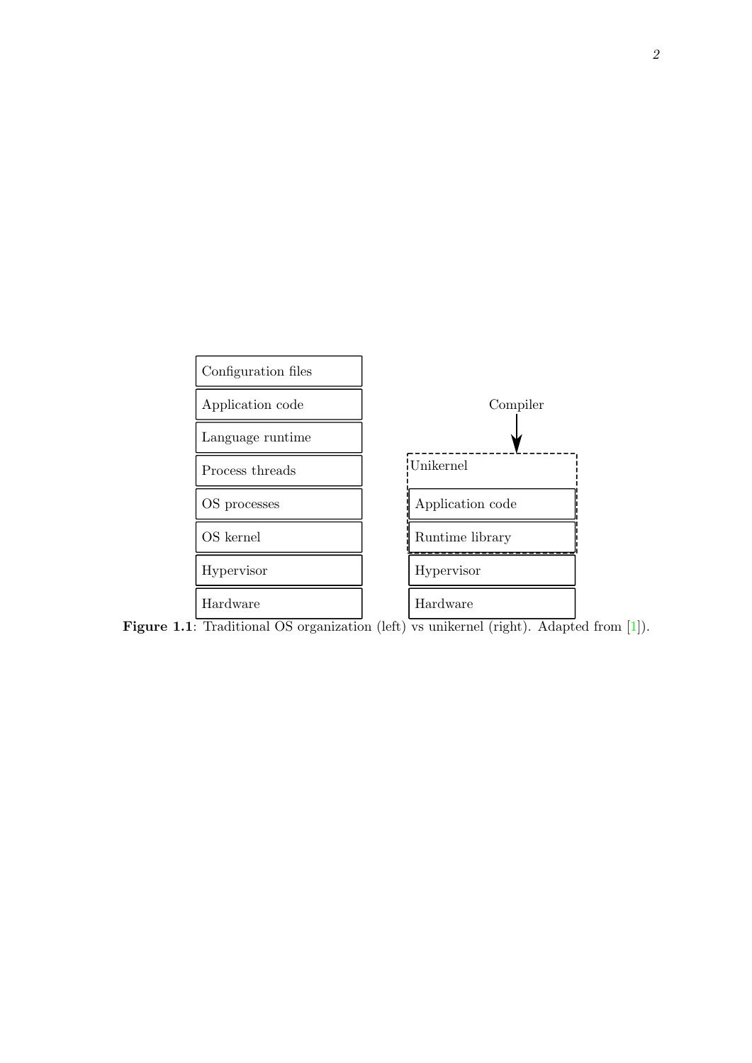Figure 1.1: Traditional OS organization (left) vs unikernel (right). Adapted from [1]).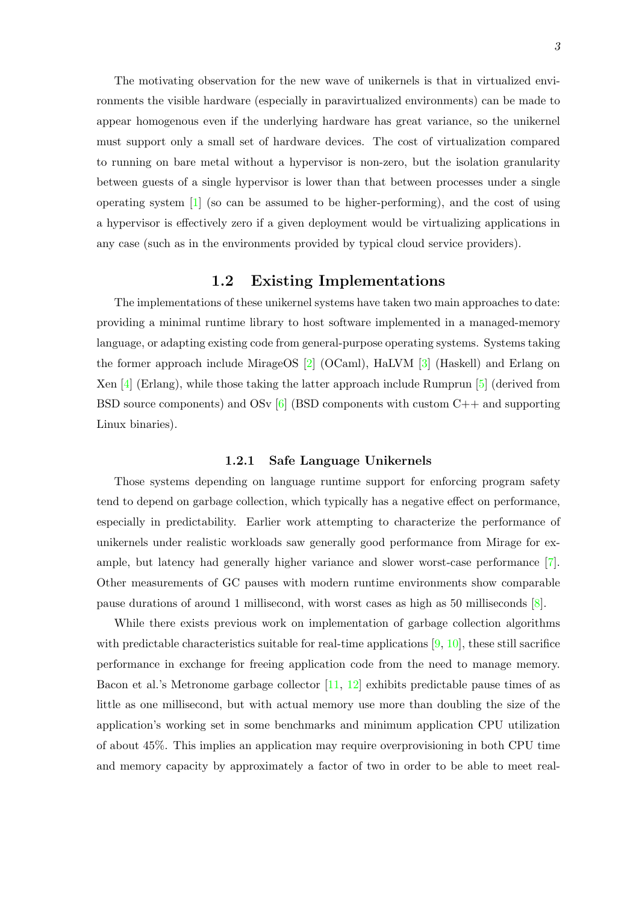The motivating observation for the new wave of unikernels is that in virtualized environments the visible hardware (especially in paravirtualized environments) can be made to appear homogenous even if the underlying hardware has great variance, so the unikernel must support only a small set of hardware devices. The cost of virtualization compared to running on bare metal without a hypervisor is non-zero, but the isolation granularity between guests of a single hypervisor is lower than that between processes under a single operating system [1] (so can be assumed to be higher-performing), and the cost of using a hypervisor is effectively zero if a given deployment would be virtualizing applications in any case (such as in the environments provided by typical cloud service providers).

## 1.2 Existing Implementations

The implementations of these unikernel systems have taken two main approaches to date: providing a minimal runtime library to host software implemented in a managed-memory language, or adapting existing code from general-purpose operating systems. Systems taking the former approach include MirageOS [2] (OCaml), HaLVM [3] (Haskell) and Erlang on Xen [4] (Erlang), while those taking the latter approach include Rumprun [5] (derived from BSD source components) and OSv [6] (BSD components with custom C++ and supporting Linux binaries).

### 1.2.1 Safe Language Unikernels

Those systems depending on language runtime support for enforcing program safety tend to depend on garbage collection, which typically has a negative effect on performance, especially in predictability. Earlier work attempting to characterize the performance of unikernels under realistic workloads saw generally good performance from Mirage for example, but latency had generally higher variance and slower worst-case performance [7]. Other measurements of GC pauses with modern runtime environments show comparable pause durations of around 1 millisecond, with worst cases as high as 50 milliseconds [8].

While there exists previous work on implementation of garbage collection algorithms with predictable characteristics suitable for real-time applications [9, 10], these still sacrifice performance in exchange for freeing application code from the need to manage memory. Bacon et al.'s Metronome garbage collector [11, 12] exhibits predictable pause times of as little as one millisecond, but with actual memory use more than doubling the size of the application's working set in some benchmarks and minimum application CPU utilization of about 45%. This implies an application may require overprovisioning in both CPU time and memory capacity by approximately a factor of two in order to be able to meet real-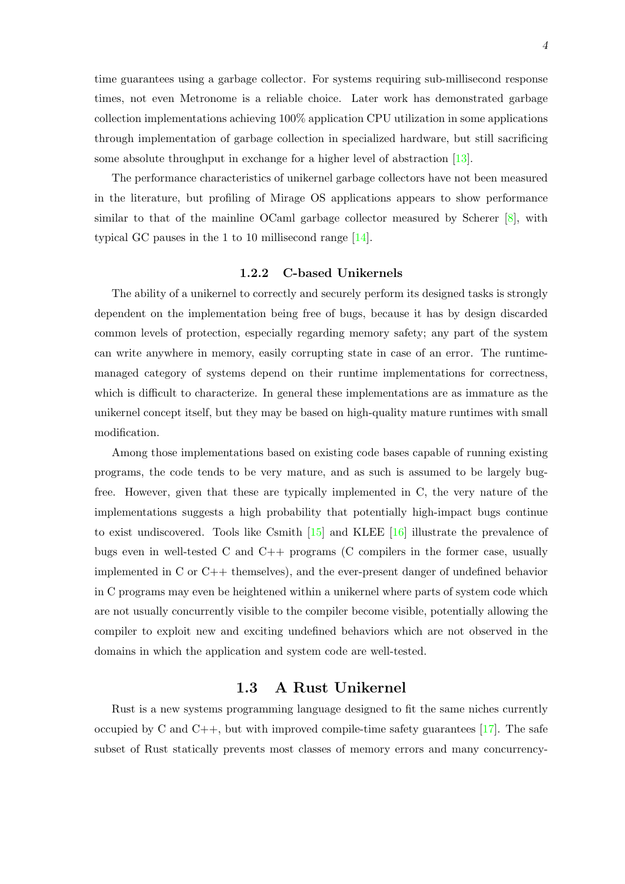time guarantees using a garbage collector. For systems requiring sub-millisecond response times, not even Metronome is a reliable choice. Later work has demonstrated garbage collection implementations achieving 100% application CPU utilization in some applications through implementation of garbage collection in specialized hardware, but still sacrificing some absolute throughput in exchange for a higher level of abstraction [13].

The performance characteristics of unikernel garbage collectors have not been measured in the literature, but profiling of Mirage OS applications appears to show performance similar to that of the mainline OCaml garbage collector measured by Scherer [8], with typical GC pauses in the 1 to 10 millisecond range [14].

### 1.2.2 C-based Unikernels

The ability of a unikernel to correctly and securely perform its designed tasks is strongly dependent on the implementation being free of bugs, because it has by design discarded common levels of protection, especially regarding memory safety; any part of the system can write anywhere in memory, easily corrupting state in case of an error. The runtime-managed category of systems depend on their runtime implementations for correctness, which is difficult to characterize. In general these implementations are as immature as the unikernel concept itself, but they may be based on high-quality mature runtimes with small modification.

Among those implementations based on existing code bases capable of running existing programs, the code tends to be very mature, and as such is assumed to be largely bug-free. However, given that these are typically implemented in C, the very nature of the implementations suggests a high probability that potentially high-impact bugs continue to exist undiscovered. Tools like Csmith [15] and KLEE [16] illustrate the prevalence of bugs even in well-tested C and C++ programs (C compilers in the former case, usually implemented in C or C++ themselves), and the ever-present danger of undefined behavior in C programs may even be heightened within a unikernel where parts of system code which are not usually concurrently visible to the compiler become visible, potentially allowing the compiler to exploit new and exciting undefined behaviors which are not observed in the domains in which the application and system code are well-tested.

## 1.3 A Rust Unikernel

Rust is a new systems programming language designed to fit the same niches currently occupied by C and C++, but with improved compile-time safety guarantees [17]. The safe subset of Rust statically prevents most classes of memory errors and many concurrency-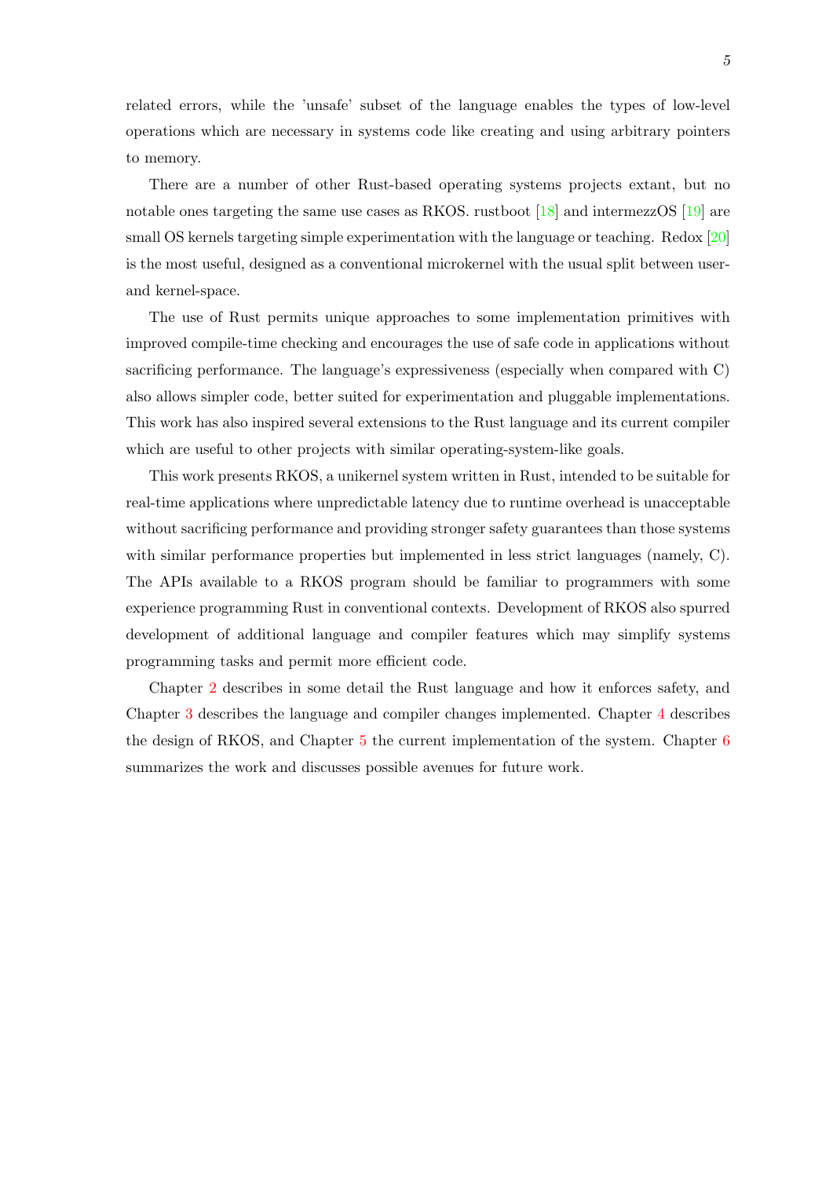related errors, while the 'unsafe' subset of the language enables the types of low-level operations which are necessary in systems code like creating and using arbitrary pointers to memory.

There are a number of other Rust-based operating systems projects extant, but no notable ones targeting the same use cases as RKOS. rustboot [18] and intermezzOS [19] are small OS kernels targeting simple experimentation with the language or teaching. Redox [20] is the most useful, designed as a conventional microkernel with the usual split between user- and kernel-space.

The use of Rust permits unique approaches to some implementation primitives with improved compile-time checking and encourages the use of safe code in applications without sacrificing performance. The language's expressiveness (especially when compared with C) also allows simpler code, better suited for experimentation and pluggable implementations. This work has also inspired several extensions to the Rust language and its current compiler which are useful to other projects with similar operating-system-like goals.

This work presents RKOS, a unikernel system written in Rust, intended to be suitable for real-time applications where unpredictable latency due to runtime overhead is unacceptable without sacrificing performance and providing stronger safety guarantees than those systems with similar performance properties but implemented in less strict languages (namely, C). The APIs available to a RKOS program should be familiar to programmers with some experience programming Rust in conventional contexts. Development of RKOS also spurred development of additional language and compiler features which may simplify systems programming tasks and permit more efficient code.

Chapter 2 describes in some detail the Rust language and how it enforces safety, and Chapter 3 describes the language and compiler changes implemented. Chapter 4 describes the design of RKOS, and Chapter 5 the current implementation of the system. Chapter 6 summarizes the work and discusses possible avenues for future work.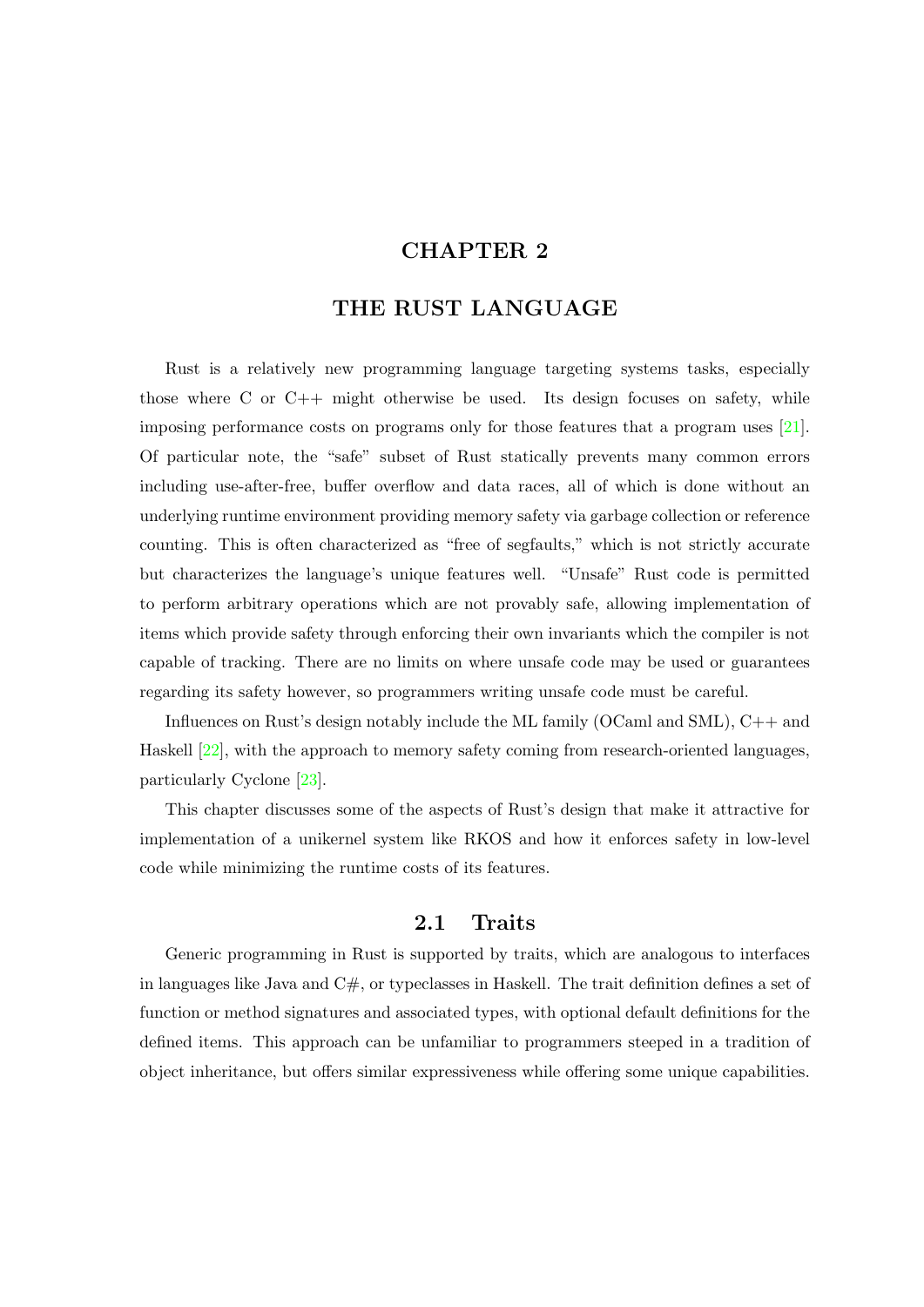# CHAPTER 2

# THE RUST LANGUAGE

Rust is a relatively new programming language targeting systems tasks, especially those where C or C++ might otherwise be used. Its design focuses on safety, while imposing performance costs on programs only for those features that a program uses [21]. Of particular note, the "safe" subset of Rust statically prevents many common errors including use-after-free, buffer overflow and data races, all of which is done without an underlying runtime environment providing memory safety via garbage collection or reference counting. This is often characterized as "free of segfaults," which is not strictly accurate but characterizes the language's unique features well. "Unsafe" Rust code is permitted to perform arbitrary operations which are not provably safe, allowing implementation of items which provide safety through enforcing their own invariants which the compiler is not capable of tracking. There are no limits on where unsafe code may be used or guarantees regarding its safety however, so programmers writing unsafe code must be careful.

Influences on Rust's design notably include the ML family (OCaml and SML), C++ and Haskell [22], with the approach to memory safety coming from research-oriented languages, particularly Cyclone [23].

This chapter discusses some of the aspects of Rust's design that make it attractive for implementation of a unikernel system like RKOS and how it enforces safety in low-level code while minimizing the runtime costs of its features.

## 2.1 Traits

Generic programming in Rust is supported by traits, which are analogous to interfaces in languages like Java and C#, or typeclasses in Haskell. The trait definition defines a set of function or method signatures and associated types, with optional default definitions for the defined items. This approach can be unfamiliar to programmers steeped in a tradition of object inheritance, but offers similar expressiveness while offering some unique capabilities.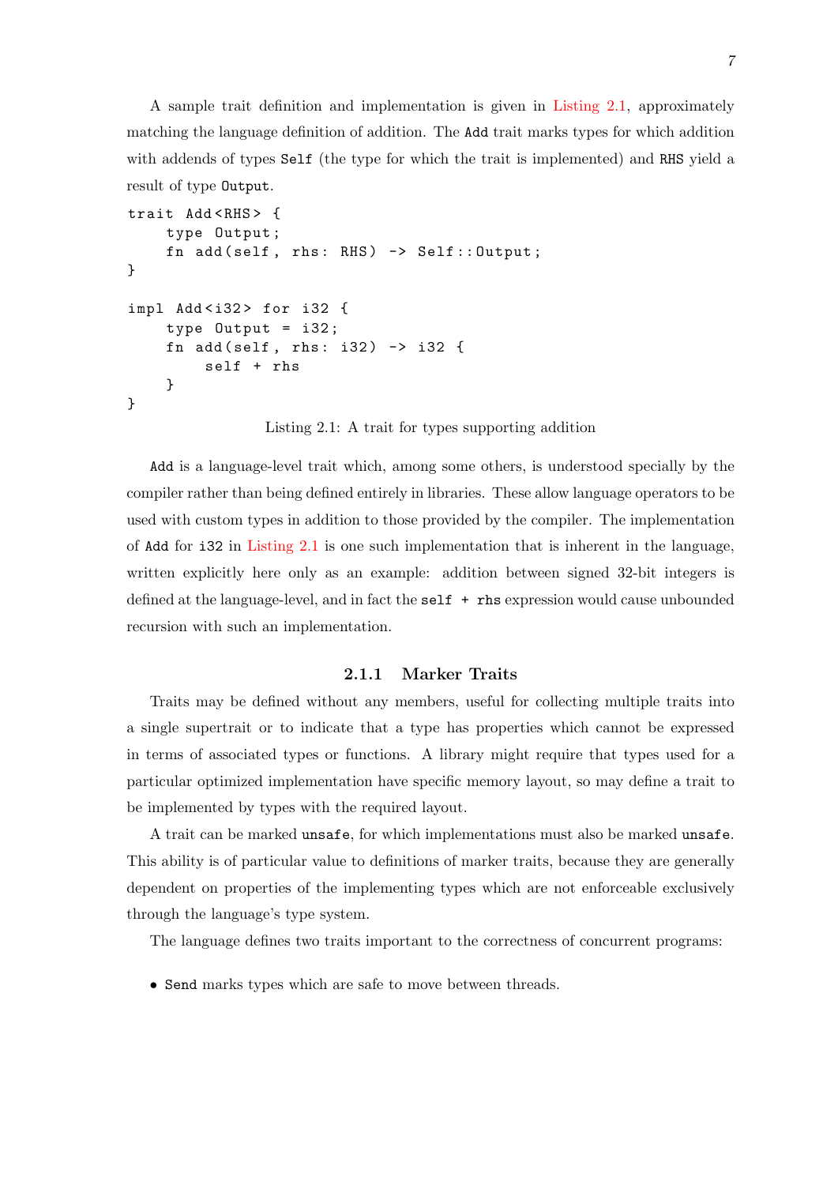A sample trait definition and implementation is given in Listing 2.1, approximately matching the language definition of addition. The `Add` trait marks types for which addition with addends of types `Self` (the type for which the trait is implemented) and `RHS` yield a result of type `Output`.

```
trait Add<RHS> {
    type Output;
    fn add(self, rhs: RHS) -> Self::Output;
}

impl Add<i32> for i32 {
    type Output = i32;
    fn add(self, rhs: i32) -> i32 {
        self + rhs
    }
}
```

Listing 2.1: A trait for types supporting addition

`Add` is a language-level trait which, among some others, is understood specially by the compiler rather than being defined entirely in libraries. These allow language operators to be used with custom types in addition to those provided by the compiler. The implementation of `Add` for `i32` in Listing 2.1 is one such implementation that is inherent in the language, written explicitly here only as an example: addition between signed 32-bit integers is defined at the language-level, and in fact the `self + rhs` expression would cause unbounded recursion with such an implementation.

### 2.1.1 Marker Traits

Traits may be defined without any members, useful for collecting multiple traits into a single supertrait or to indicate that a type has properties which cannot be expressed in terms of associated types or functions. A library might require that types used for a particular optimized implementation have specific memory layout, so may define a trait to be implemented by types with the required layout.

A trait can be marked `unsafe`, for which implementations must also be marked `unsafe`. This ability is of particular value to definitions of marker traits, because they are generally dependent on properties of the implementing types which are not enforceable exclusively through the language's type system.

The language defines two traits important to the correctness of concurrent programs:

- `Send` marks types which are safe to move between threads.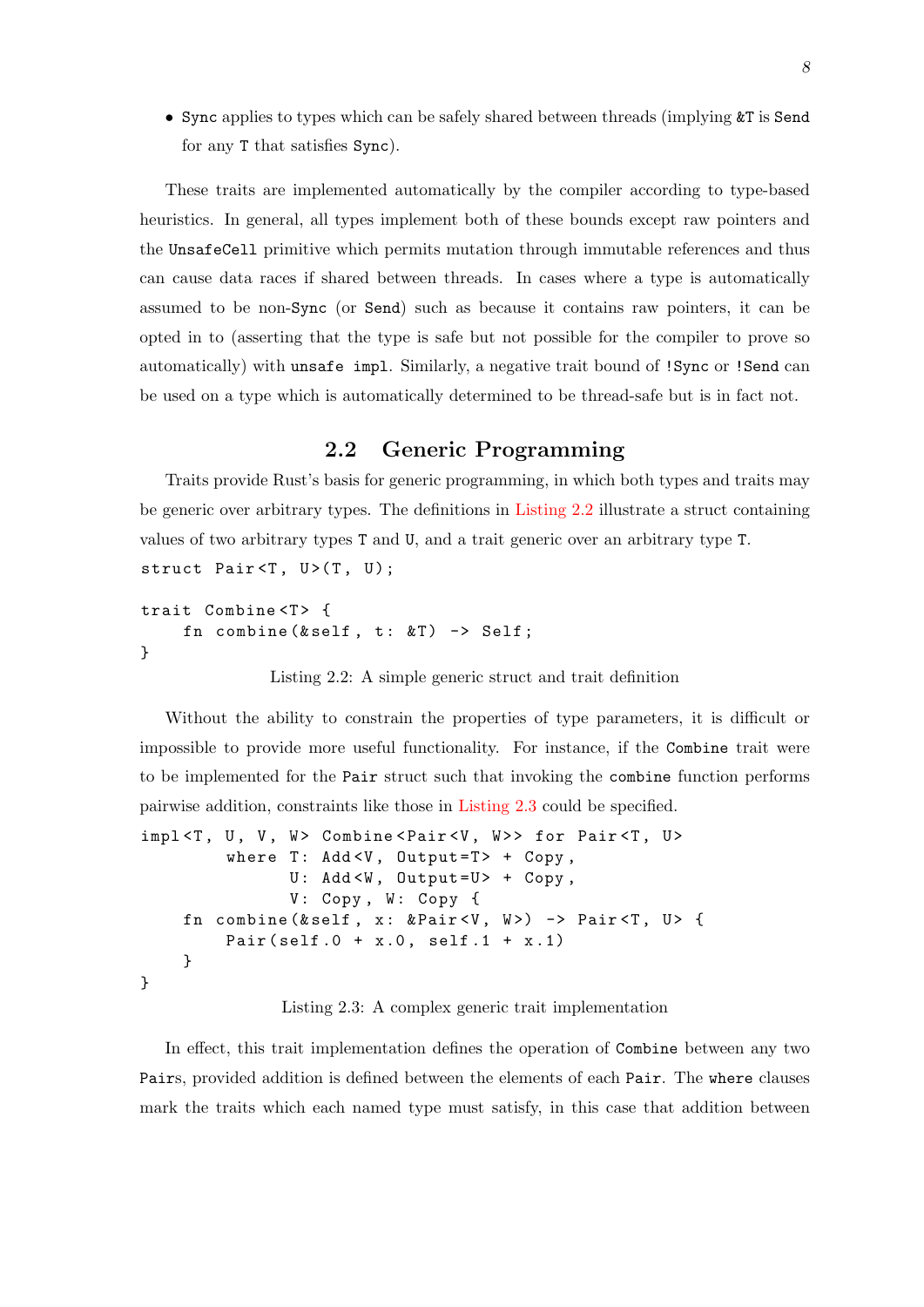- `Sync` applies to types which can be safely shared between threads (implying `&T` is `Send` for any `T` that satisfies `Sync`).

These traits are implemented automatically by the compiler according to type-based heuristics. In general, all types implement both of these bounds except raw pointers and the `UnsafeCell` primitive which permits mutation through immutable references and thus can cause data races if shared between threads. In cases where a type is automatically assumed to be non-`Sync` (or `Send`) such as because it contains raw pointers, it can be opted in to (asserting that the type is safe but not possible for the compiler to prove so automatically) with `unsafe impl`. Similarly, a negative trait bound of `!Sync` or `!Send` can be used on a type which is automatically determined to be thread-safe but is in fact not.

## 2.2 Generic Programming

Traits provide Rust's basis for generic programming, in which both types and traits may be generic over arbitrary types. The definitions in Listing 2.2 illustrate a struct containing values of two arbitrary types `T` and `U`, and a trait generic over an arbitrary type `T`.

```
struct Pair<T, U>(T, U);

trait Combine<T> {
    fn combine(&self, t: &T) -> Self;
}
```

Listing 2.2: A simple generic struct and trait definition

Without the ability to constrain the properties of type parameters, it is difficult or impossible to provide more useful functionality. For instance, if the `Combine` trait were to be implemented for the `Pair` struct such that invoking the `combine` function performs pairwise addition, constraints like those in Listing 2.3 could be specified.

```
impl<T, U, V, W> Combine<Pair<V, W>> for Pair<T, U>
        where T: Add<V, Output=T> + Copy,
              U: Add<W, Output=U> + Copy,
              V: Copy, W: Copy {
    fn combine(&self, x: &Pair<V, W>) -> Pair<T, U> {
        Pair(self.0 + x.0, self.1 + x.1)
    }
}
```

Listing 2.3: A complex generic trait implementation

In effect, this trait implementation defines the operation of `Combine` between any two `Pair`s, provided addition is defined between the elements of each `Pair`. The `where` clauses mark the traits which each named type must satisfy, in this case that addition between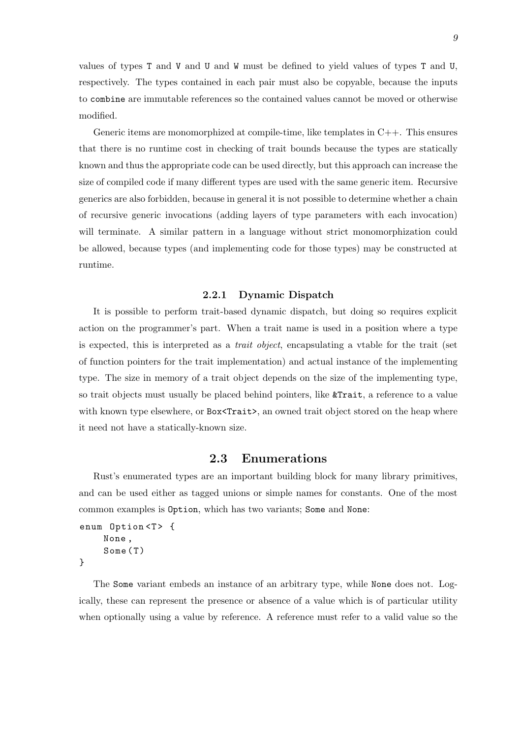values of types `T` and `V` and `U` and `W` must be defined to yield values of types `T` and `U`, respectively. The types contained in each pair must also be copyable, because the inputs to `combine` are immutable references so the contained values cannot be moved or otherwise modified.

Generic items are monomorphized at compile-time, like templates in C++. This ensures that there is no runtime cost in checking of trait bounds because the types are statically known and thus the appropriate code can be used directly, but this approach can increase the size of compiled code if many different types are used with the same generic item. Recursive generics are also forbidden, because in general it is not possible to determine whether a chain of recursive generic invocations (adding layers of type parameters with each invocation) will terminate. A similar pattern in a language without strict monomorphization could be allowed, because types (and implementing code for those types) may be constructed at runtime.

### 2.2.1 Dynamic Dispatch

It is possible to perform trait-based dynamic dispatch, but doing so requires explicit action on the programmer's part. When a trait name is used in a position where a type is expected, this is interpreted as a *trait object*, encapsulating a vtable for the trait (set of function pointers for the trait implementation) and actual instance of the implementing type. The size in memory of a trait object depends on the size of the implementing type, so trait objects must usually be placed behind pointers, like `&Trait`, a reference to a value with known type elsewhere, or `Box<Trait>`, an owned trait object stored on the heap where it need not have a statically-known size.

## 2.3 Enumerations

Rust's enumerated types are an important building block for many library primitives, and can be used either as tagged unions or simple names for constants. One of the most common examples is `Option`, which has two variants; `Some` and `None`:

```
enum Option<T> {
    None,
    Some(T)
}
```

The `Some` variant embeds an instance of an arbitrary type, while `None` does not. Logically, these can represent the presence or absence of a value which is of particular utility when optionally using a value by reference. A reference must refer to a valid value so the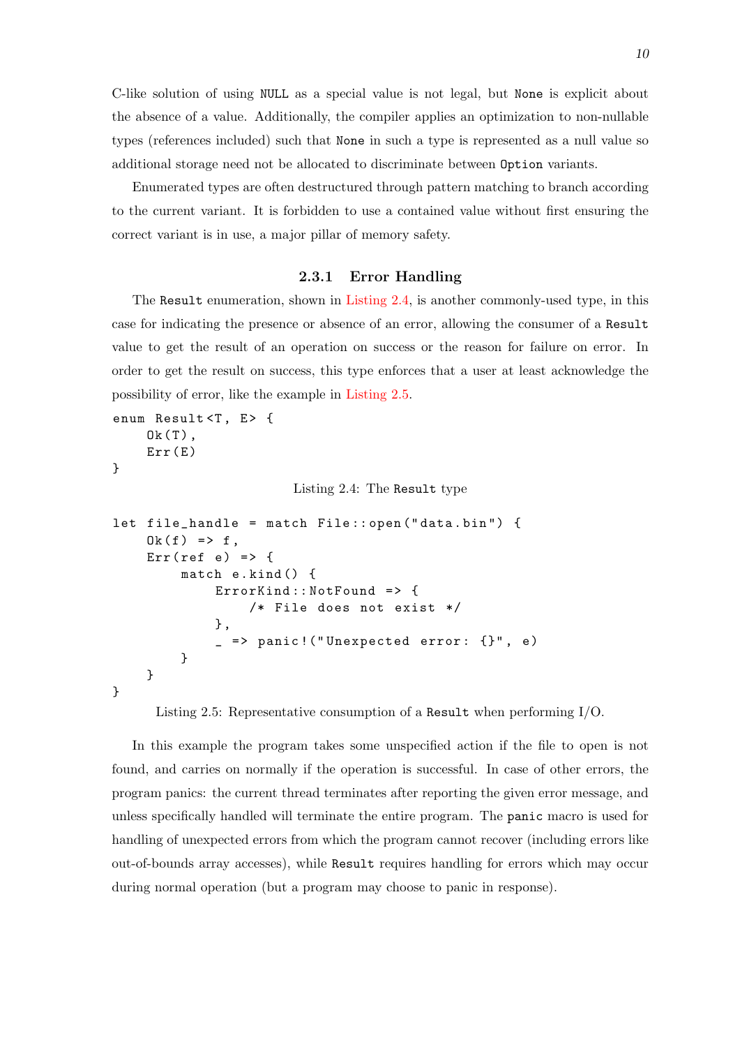C-like solution of using `NULL` as a special value is not legal, but `None` is explicit about the absence of a value. Additionally, the compiler applies an optimization to non-nullable types (references included) such that `None` in such a type is represented as a null value so additional storage need not be allocated to discriminate between `Option` variants.

Enumerated types are often destructured through pattern matching to branch according to the current variant. It is forbidden to use a contained value without first ensuring the correct variant is in use, a major pillar of memory safety.

### 2.3.1 Error Handling

The `Result` enumeration, shown in Listing 2.4, is another commonly-used type, in this case for indicating the presence or absence of an error, allowing the consumer of a `Result` value to get the result of an operation on success or the reason for failure on error. In order to get the result on success, this type enforces that a user at least acknowledge the possibility of error, like the example in Listing 2.5.

```
enum Result<T, E> {
    Ok(T),
    Err(E)
}
```

Listing 2.4: The `Result` type

```
let file_handle = match File::open("data.bin") {
    Ok(f) => f,
    Err(ref e) => {
        match e.kind() {
            ErrorKind::NotFound => {
                /* File does not exist */
            },
            _ => panic!("Unexpected error: {}", e)
        }
    }
}
```

Listing 2.5: Representative consumption of a `Result` when performing I/O.

In this example the program takes some unspecified action if the file to open is not found, and carries on normally if the operation is successful. In case of other errors, the program panics: the current thread terminates after reporting the given error message, and unless specifically handled will terminate the entire program. The `panic` macro is used for handling of unexpected errors from which the program cannot recover (including errors like out-of-bounds array accesses), while `Result` requires handling for errors which may occur during normal operation (but a program may choose to panic in response).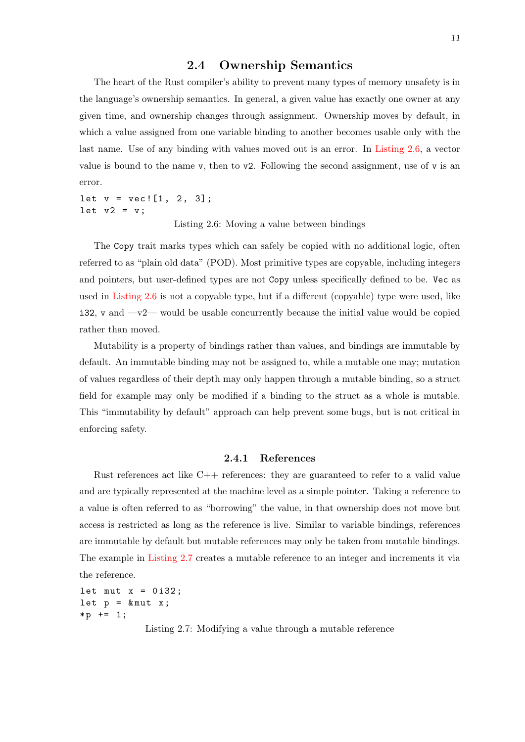## 2.4 Ownership Semantics

The heart of the Rust compiler's ability to prevent many types of memory unsafety is in the language's ownership semantics. In general, a given value has exactly one owner at any given time, and ownership changes through assignment. Ownership moves by default, in which a value assigned from one variable binding to another becomes usable only with the last name. Use of any binding with values moved out is an error. In Listing 2.6, a vector value is bound to the name `v`, then to `v2`. Following the second assignment, use of `v` is an error.

```
let v = vec![1, 2, 3];
let v2 = v;
```

Listing 2.6: Moving a value between bindings

The `Copy` trait marks types which can safely be copied with no additional logic, often referred to as "plain old data" (POD). Most primitive types are copyable, including integers and pointers, but user-defined types are not `Copy` unless specifically defined to be. `Vec` as used in Listing 2.6 is not a copyable type, but if a different (copyable) type were used, like `i32`, `v` and —v2— would be usable concurrently because the initial value would be copied rather than moved.

Mutability is a property of bindings rather than values, and bindings are immutable by default. An immutable binding may not be assigned to, while a mutable one may; mutation of values regardless of their depth may only happen through a mutable binding, so a struct field for example may only be modified if a binding to the struct as a whole is mutable. This "immutability by default" approach can help prevent some bugs, but is not critical in enforcing safety.

### 2.4.1 References

Rust references act like C++ references: they are guaranteed to refer to a valid value and are typically represented at the machine level as a simple pointer. Taking a reference to a value is often referred to as "borrowing" the value, in that ownership does not move but access is restricted as long as the reference is live. Similar to variable bindings, references are immutable by default but mutable references may only be taken from mutable bindings. The example in Listing 2.7 creates a mutable reference to an integer and increments it via the reference.

```
let mut x = 0i32;
let p = &mut x;
*p += 1;
```

Listing 2.7: Modifying a value through a mutable reference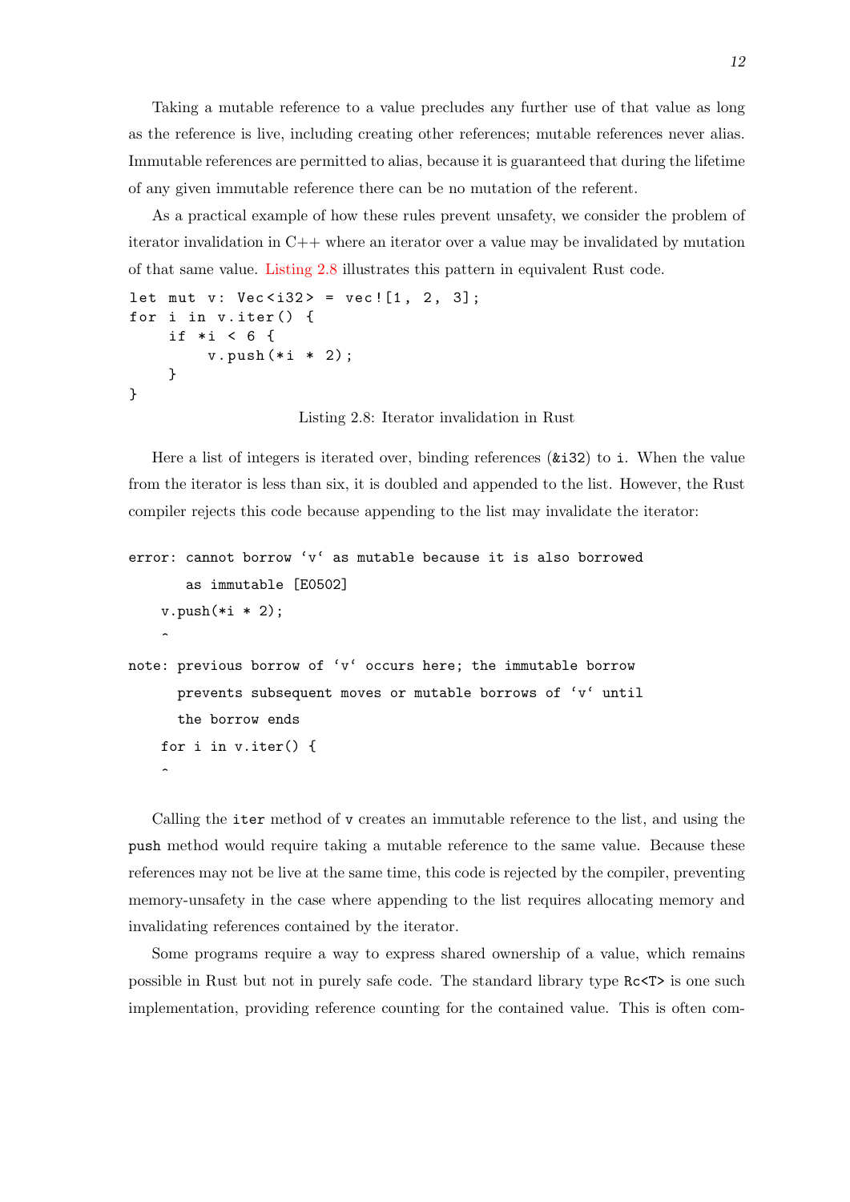Taking a mutable reference to a value precludes any further use of that value as long as the reference is live, including creating other references; mutable references never alias. Immutable references are permitted to alias, because it is guaranteed that during the lifetime of any given immutable reference there can be no mutation of the referent.

As a practical example of how these rules prevent unsafety, we consider the problem of iterator invalidation in C++ where an iterator over a value may be invalidated by mutation of that same value. Listing 2.8 illustrates this pattern in equivalent Rust code.

```
let mut v: Vec<i32> = vec![1, 2, 3];
for i in v.iter() {
    if *i < 6 {
        v.push(*i * 2);
    }
}
```

Listing 2.8: Iterator invalidation in Rust

Here a list of integers is iterated over, binding references (`&i32`) to `i`. When the value from the iterator is less than six, it is doubled and appended to the list. However, the Rust compiler rejects this code because appending to the list may invalidate the iterator:

```
error: cannot borrow `v` as mutable because it is also borrowed
       as immutable [E0502]
    v.push(*i * 2);
    ^
note: previous borrow of `v` occurs here; the immutable borrow
      prevents subsequent moves or mutable borrows of `v` until
      the borrow ends
    for i in v.iter() {
    ^
```

Calling the `iter` method of `v` creates an immutable reference to the list, and using the `push` method would require taking a mutable reference to the same value. Because these references may not be live at the same time, this code is rejected by the compiler, preventing memory-unsafety in the case where appending to the list requires allocating memory and invalidating references contained by the iterator.

Some programs require a way to express shared ownership of a value, which remains possible in Rust but not in purely safe code. The standard library type `Rc<T>` is one such implementation, providing reference counting for the contained value. This is often com-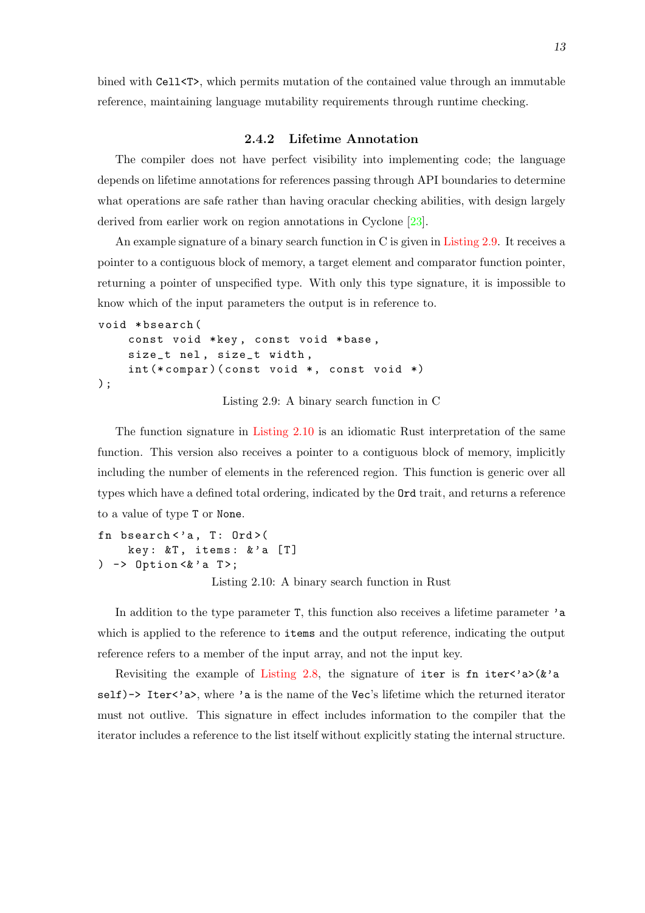bined with `Cell<T>`, which permits mutation of the contained value through an immutable reference, maintaining language mutability requirements through runtime checking.

### 2.4.2 Lifetime Annotation

The compiler does not have perfect visibility into implementing code; the language depends on lifetime annotations for references passing through API boundaries to determine what operations are safe rather than having oracular checking abilities, with design largely derived from earlier work on region annotations in Cyclone [23].

An example signature of a binary search function in C is given in Listing 2.9. It receives a pointer to a contiguous block of memory, a target element and comparator function pointer, returning a pointer of unspecified type. With only this type signature, it is impossible to know which of the input parameters the output is in reference to.

```
void *bsearch(
    const void *key, const void *base,
    size_t nel, size_t width,
    int(*compar)(const void *, const void *)
);
```

Listing 2.9: A binary search function in C

The function signature in Listing 2.10 is an idiomatic Rust interpretation of the same function. This version also receives a pointer to a contiguous block of memory, implicitly including the number of elements in the referenced region. This function is generic over all types which have a defined total ordering, indicated by the `Ord` trait, and returns a reference to a value of type `T` or `None`.

```
fn bsearch<'a, T: Ord>(
    key: &T, items: &'a [T]
) -> Option<&'a T>;
```

Listing 2.10: A binary search function in Rust

In addition to the type parameter `T`, this function also receives a lifetime parameter `'a` which is applied to the reference to `items` and the output reference, indicating the output reference refers to a member of the input array, and not the input key.

Revisiting the example of Listing 2.8, the signature of `iter` is `fn iter<'a>(&'a self)-> Iter<'a>`, where `'a` is the name of the `Vec`'s lifetime which the returned iterator must not outlive. This signature in effect includes information to the compiler that the iterator includes a reference to the list itself without explicitly stating the internal structure.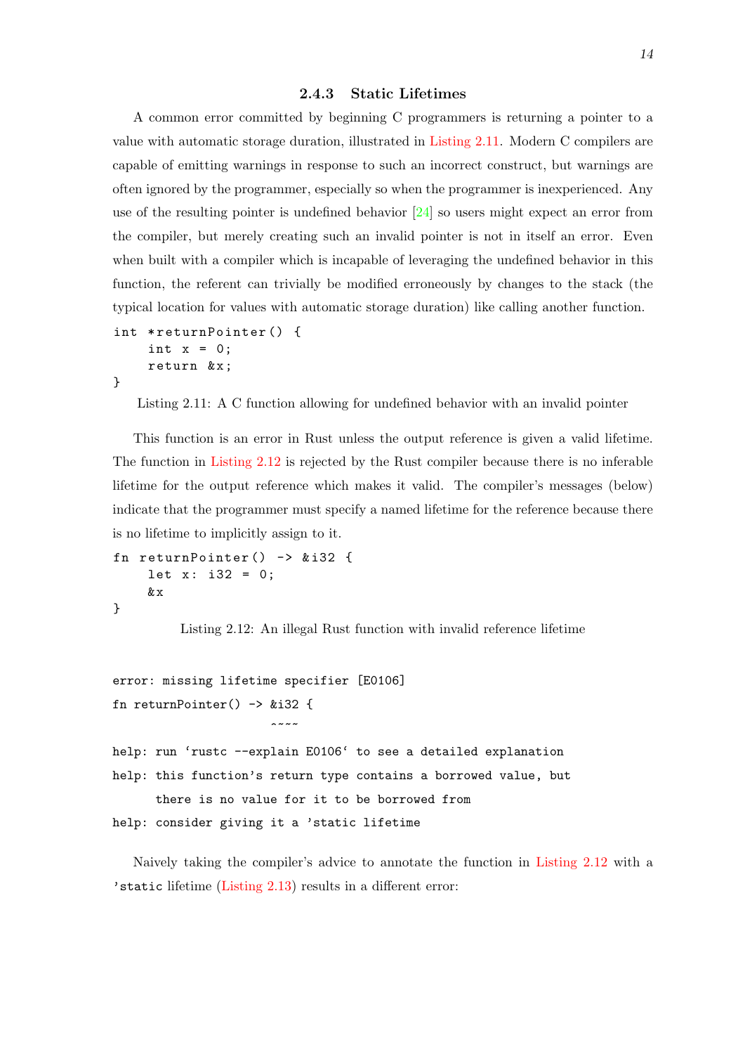### 2.4.3 Static Lifetimes

A common error committed by beginning C programmers is returning a pointer to a value with automatic storage duration, illustrated in Listing 2.11. Modern C compilers are capable of emitting warnings in response to such an incorrect construct, but warnings are often ignored by the programmer, especially so when the programmer is inexperienced. Any use of the resulting pointer is undefined behavior [24] so users might expect an error from the compiler, but merely creating such an invalid pointer is not in itself an error. Even when built with a compiler which is incapable of leveraging the undefined behavior in this function, the referent can trivially be modified erroneously by changes to the stack (the typical location for values with automatic storage duration) like calling another function.

```
int *returnPointer() {
    int x = 0;
    return &x;
}
```

Listing 2.11: A C function allowing for undefined behavior with an invalid pointer

This function is an error in Rust unless the output reference is given a valid lifetime. The function in Listing 2.12 is rejected by the Rust compiler because there is no inferable lifetime for the output reference which makes it valid. The compiler's messages (below) indicate that the programmer must specify a named lifetime for the reference because there is no lifetime to implicitly assign to it.

```
fn returnPointer() -> &i32 {
    let x: i32 = 0;
    &x
}
```

Listing 2.12: An illegal Rust function with invalid reference lifetime

```
error: missing lifetime specifier [E0106]
fn returnPointer() -> &i32 {
                      ^~~~
help: run `rustc --explain E0106` to see a detailed explanation
help: this function's return type contains a borrowed value, but
      there is no value for it to be borrowed from
help: consider giving it a 'static lifetime
```

Naively taking the compiler's advice to annotate the function in Listing 2.12 with a `'static` lifetime (Listing 2.13) results in a different error: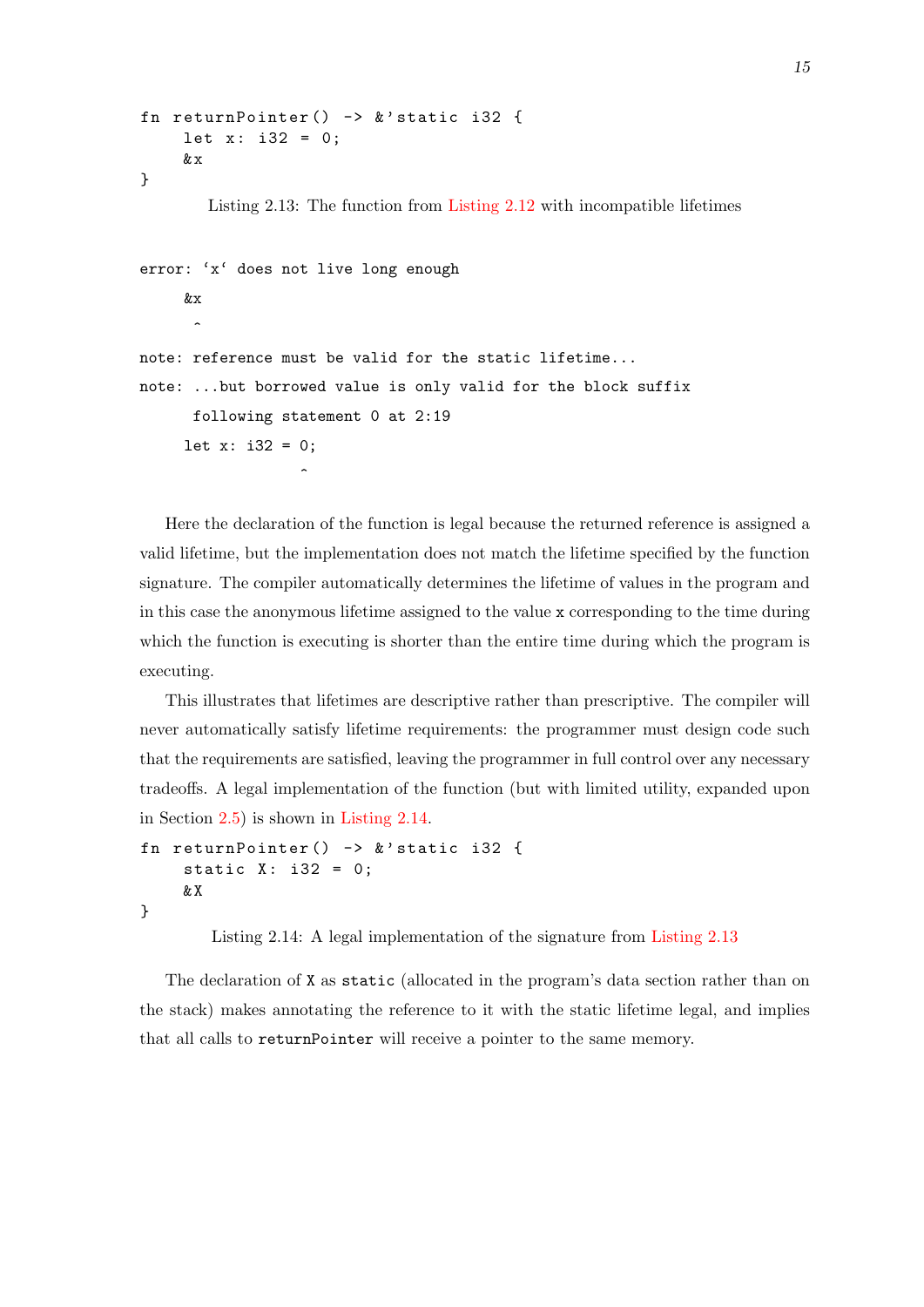```
fn returnPointer() -> &'static i32 {
    let x: i32 = 0;
    &x
}
```

Listing 2.13: The function from Listing 2.12 with incompatible lifetimes

```
error: `x` does not live long enough
    &x
     ^
note: reference must be valid for the static lifetime...
note: ...but borrowed value is only valid for the block suffix
     following statement 0 at 2:19
    let x: i32 = 0;
                  ^
```

Here the declaration of the function is legal because the returned reference is assigned a valid lifetime, but the implementation does not match the lifetime specified by the function signature. The compiler automatically determines the lifetime of values in the program and in this case the anonymous lifetime assigned to the value `x` corresponding to the time during which the function is executing is shorter than the entire time during which the program is executing.

This illustrates that lifetimes are descriptive rather than prescriptive. The compiler will never automatically satisfy lifetime requirements: the programmer must design code such that the requirements are satisfied, leaving the programmer in full control over any necessary tradeoffs. A legal implementation of the function (but with limited utility, expanded upon in Section 2.5) is shown in Listing 2.14.

```
fn returnPointer() -> &'static i32 {
    static X: i32 = 0;
    &X
}
```

Listing 2.14: A legal implementation of the signature from Listing 2.13

The declaration of `X` as `static` (allocated in the program's data section rather than on the stack) makes annotating the reference to it with the static lifetime legal, and implies that all calls to `returnPointer` will receive a pointer to the same memory.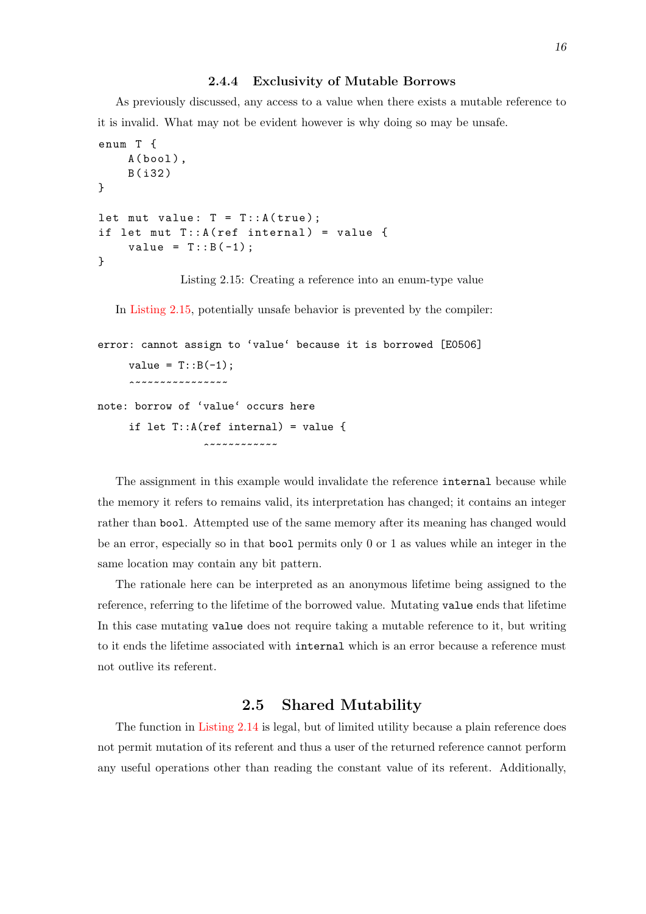### 2.4.4 Exclusivity of Mutable Borrows

As previously discussed, any access to a value when there exists a mutable reference to it is invalid. What may not be evident however is why doing so may be unsafe.

```
enum T {
    A(bool),
    B(i32)
}

let mut value: T = T::A(true);
if let mut T::A(ref internal) = value {
    value = T::B(-1);
}
```

Listing 2.15: Creating a reference into an enum-type value

In Listing 2.15, potentially unsafe behavior is prevented by the compiler:

```
error: cannot assign to ‘value‘ because it is borrowed [E0506]
    value = T::B(-1);
    ^~~~~~~~~~~~~~~~
note: borrow of ‘value‘ occurs here
    if let T::A(ref internal) = value {
                ^~~~~~~~~~~~
```

The assignment in this example would invalidate the reference `internal` because while the memory it refers to remains valid, its interpretation has changed; it contains an integer rather than `bool`. Attempted use of the same memory after its meaning has changed would be an error, especially so in that `bool` permits only 0 or 1 as values while an integer in the same location may contain any bit pattern.

The rationale here can be interpreted as an anonymous lifetime being assigned to the reference, referring to the lifetime of the borrowed value. Mutating `value` ends that lifetime In this case mutating `value` does not require taking a mutable reference to it, but writing to it ends the lifetime associated with `internal` which is an error because a reference must not outlive its referent.

## 2.5 Shared Mutability

The function in Listing 2.14 is legal, but of limited utility because a plain reference does not permit mutation of its referent and thus a user of the returned reference cannot perform any useful operations other than reading the constant value of its referent. Additionally,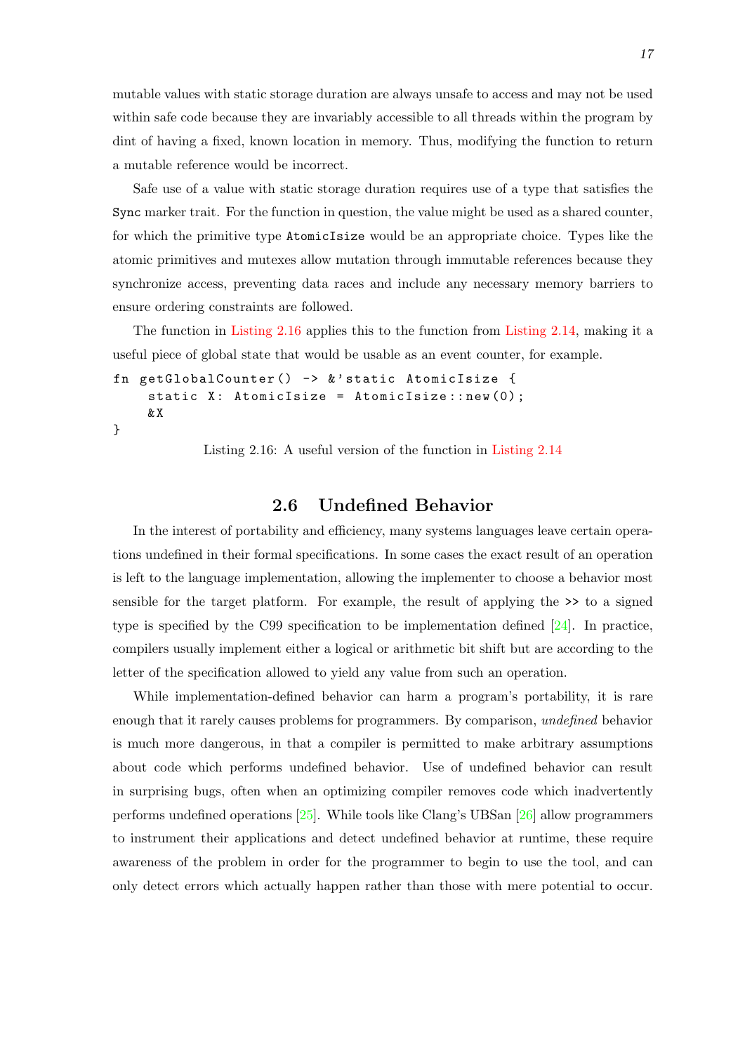mutable values with static storage duration are always unsafe to access and may not be used within safe code because they are invariably accessible to all threads within the program by dint of having a fixed, known location in memory. Thus, modifying the function to return a mutable reference would be incorrect.

Safe use of a value with static storage duration requires use of a type that satisfies the `Sync` marker trait. For the function in question, the value might be used as a shared counter, for which the primitive type `AtomicIsize` would be an appropriate choice. Types like the atomic primitives and mutexes allow mutation through immutable references because they synchronize access, preventing data races and include any necessary memory barriers to ensure ordering constraints are followed.

The function in Listing 2.16 applies this to the function from Listing 2.14, making it a useful piece of global state that would be usable as an event counter, for example.

```
fn getGlobalCounter() -> &'static AtomicIsize {
    static X: AtomicIsize = AtomicIsize::new(0);
    &X
}
```

Listing 2.16: A useful version of the function in Listing 2.14

## 2.6 Undefined Behavior

In the interest of portability and efficiency, many systems languages leave certain operations undefined in their formal specifications. In some cases the exact result of an operation is left to the language implementation, allowing the implementer to choose a behavior most sensible for the target platform. For example, the result of applying the `>>` to a signed type is specified by the C99 specification to be implementation defined [24]. In practice, compilers usually implement either a logical or arithmetic bit shift but are according to the letter of the specification allowed to yield any value from such an operation.

While implementation-defined behavior can harm a program's portability, it is rare enough that it rarely causes problems for programmers. By comparison, *undefined* behavior is much more dangerous, in that a compiler is permitted to make arbitrary assumptions about code which performs undefined behavior. Use of undefined behavior can result in surprising bugs, often when an optimizing compiler removes code which inadvertently performs undefined operations [25]. While tools like Clang's UBSan [26] allow programmers to instrument their applications and detect undefined behavior at runtime, these require awareness of the problem in order for the programmer to begin to use the tool, and can only detect errors which actually happen rather than those with mere potential to occur.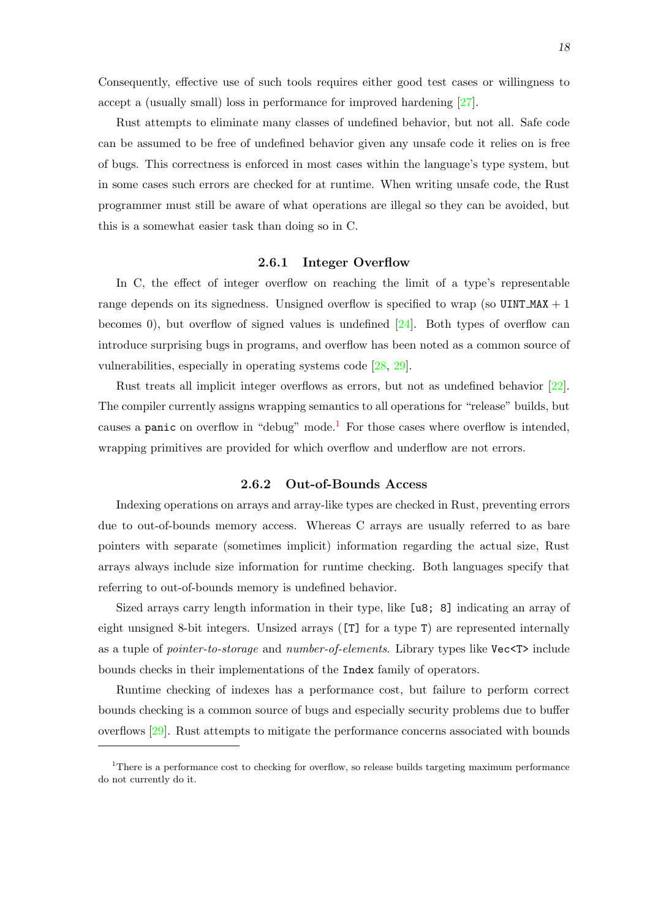Consequently, effective use of such tools requires either good test cases or willingness to accept a (usually small) loss in performance for improved hardening [27].

Rust attempts to eliminate many classes of undefined behavior, but not all. Safe code can be assumed to be free of undefined behavior given any unsafe code it relies on is free of bugs. This correctness is enforced in most cases within the language's type system, but in some cases such errors are checked for at runtime. When writing unsafe code, the Rust programmer must still be aware of what operations are illegal so they can be avoided, but this is a somewhat easier task than doing so in C.

### 2.6.1 Integer Overflow

In C, the effect of integer overflow on reaching the limit of a type's representable range depends on its signedness. Unsigned overflow is specified to wrap (so `UINT_MAX` + 1 becomes 0), but overflow of signed values is undefined [24]. Both types of overflow can introduce surprising bugs in programs, and overflow has been noted as a common source of vulnerabilities, especially in operating systems code [28, 29].

Rust treats all implicit integer overflows as errors, but not as undefined behavior [22]. The compiler currently assigns wrapping semantics to all operations for "release" builds, but causes a `panic` on overflow in "debug" mode.[1] For those cases where overflow is intended, wrapping primitives are provided for which overflow and underflow are not errors.

### 2.6.2 Out-of-Bounds Access

Indexing operations on arrays and array-like types are checked in Rust, preventing errors due to out-of-bounds memory access. Whereas C arrays are usually referred to as bare pointers with separate (sometimes implicit) information regarding the actual size, Rust arrays always include size information for runtime checking. Both languages specify that referring to out-of-bounds memory is undefined behavior.

Sized arrays carry length information in their type, like `[u8; 8]` indicating an array of eight unsigned 8-bit integers. Unsized arrays (`[T]` for a type `T`) are represented internally as a tuple of *pointer-to-storage* and *number-of-elements*. Library types like `Vec<T>` include bounds checks in their implementations of the `Index` family of operators.

Runtime checking of indexes has a performance cost, but failure to perform correct bounds checking is a common source of bugs and especially security problems due to buffer overflows [29]. Rust attempts to mitigate the performance concerns associated with bounds

---

[1] There is a performance cost to checking for overflow, so release builds targeting maximum performance do not currently do it.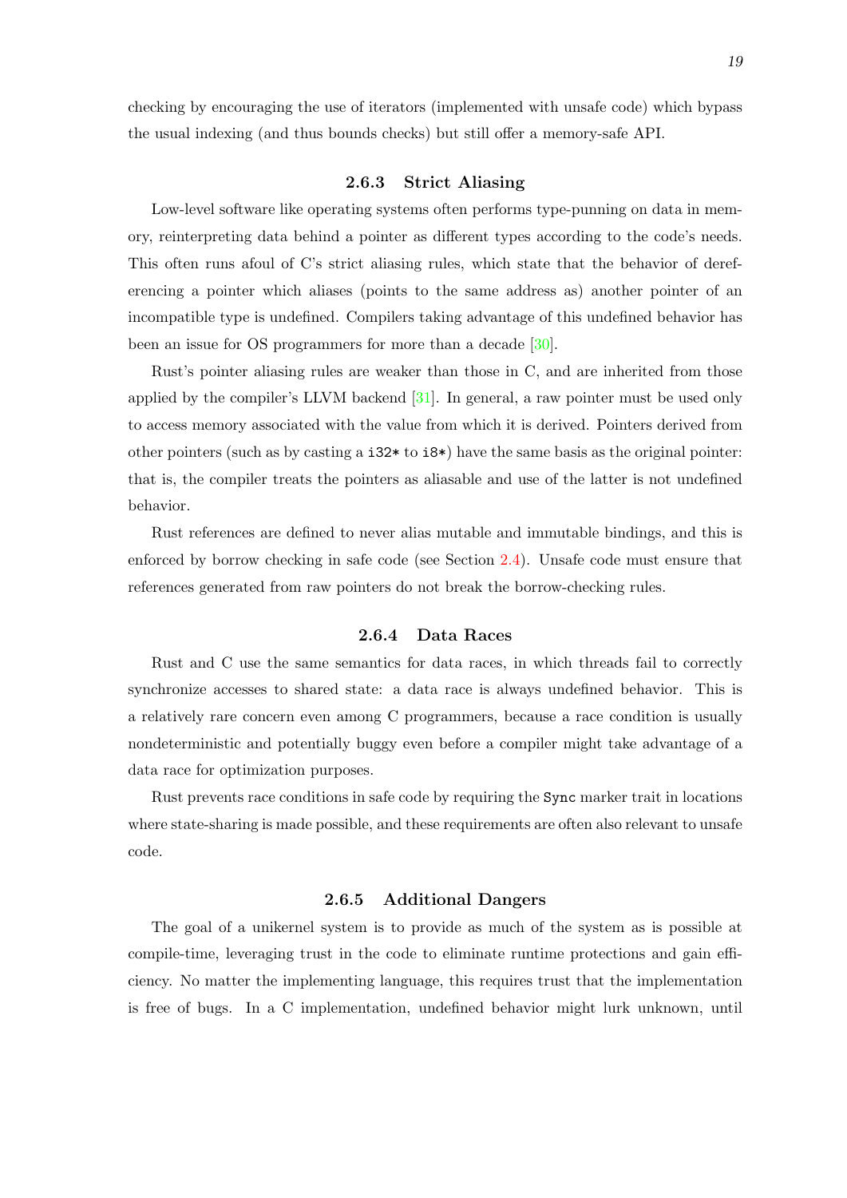checking by encouraging the use of iterators (implemented with unsafe code) which bypass the usual indexing (and thus bounds checks) but still offer a memory-safe API.

### 2.6.3 Strict Aliasing

Low-level software like operating systems often performs type-punning on data in memory, reinterpreting data behind a pointer as different types according to the code's needs. This often runs afoul of C's strict aliasing rules, which state that the behavior of dereferencing a pointer which aliases (points to the same address as) another pointer of an incompatible type is undefined. Compilers taking advantage of this undefined behavior has been an issue for OS programmers for more than a decade [30].

Rust's pointer aliasing rules are weaker than those in C, and are inherited from those applied by the compiler's LLVM backend [31]. In general, a raw pointer must be used only to access memory associated with the value from which it is derived. Pointers derived from other pointers (such as by casting a `i32*` to `i8*`) have the same basis as the original pointer: that is, the compiler treats the pointers as aliasable and use of the latter is not undefined behavior.

Rust references are defined to never alias mutable and immutable bindings, and this is enforced by borrow checking in safe code (see Section 2.4). Unsafe code must ensure that references generated from raw pointers do not break the borrow-checking rules.

### 2.6.4 Data Races

Rust and C use the same semantics for data races, in which threads fail to correctly synchronize accesses to shared state: a data race is always undefined behavior. This is a relatively rare concern even among C programmers, because a race condition is usually nondeterministic and potentially buggy even before a compiler might take advantage of a data race for optimization purposes.

Rust prevents race conditions in safe code by requiring the `Sync` marker trait in locations where state-sharing is made possible, and these requirements are often also relevant to unsafe code.

### 2.6.5 Additional Dangers

The goal of a unikernel system is to provide as much of the system as is possible at compile-time, leveraging trust in the code to eliminate runtime protections and gain efficiency. No matter the implementing language, this requires trust that the implementation is free of bugs. In a C implementation, undefined behavior might lurk unknown, until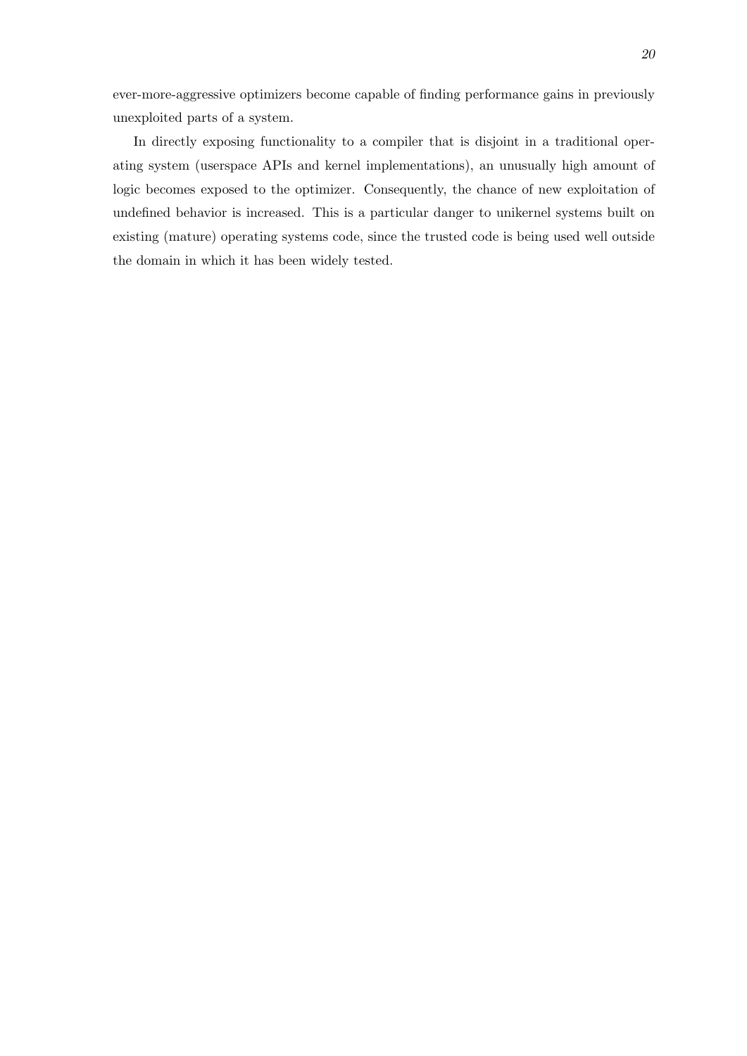ever-more-aggressive optimizers become capable of finding performance gains in previously unexploited parts of a system.

In directly exposing functionality to a compiler that is disjoint in a traditional operating system (userspace APIs and kernel implementations), an unusually high amount of logic becomes exposed to the optimizer. Consequently, the chance of new exploitation of undefined behavior is increased. This is a particular danger to unikernel systems built on existing (mature) operating systems code, since the trusted code is being used well outside the domain in which it has been widely tested.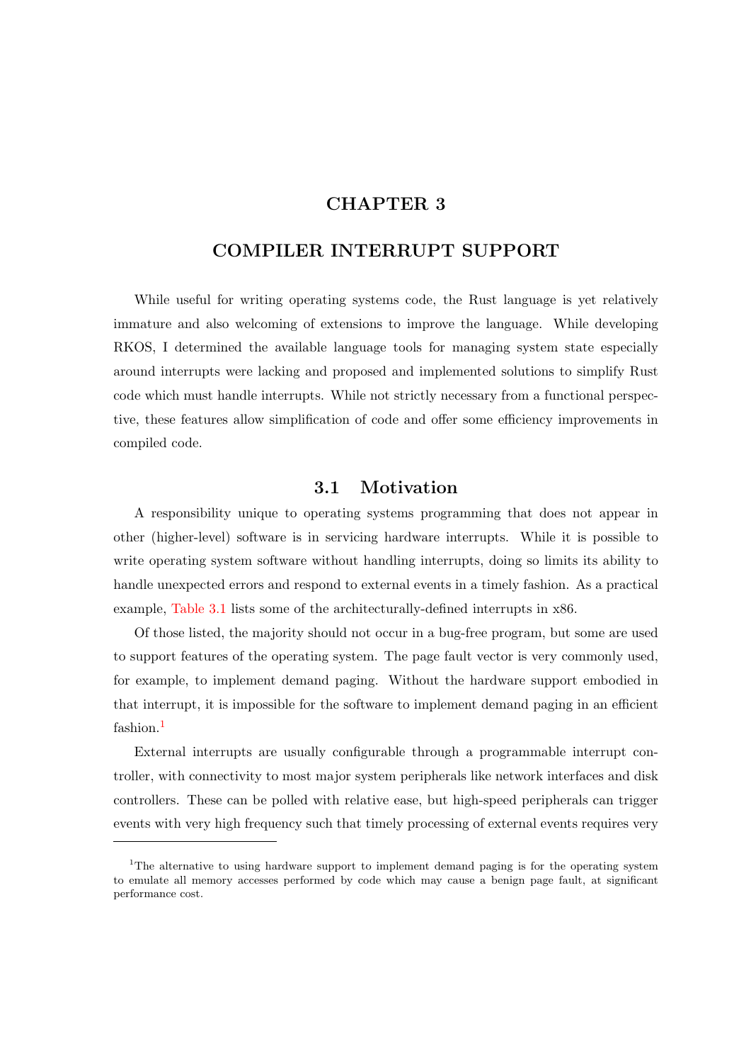# CHAPTER 3

# COMPILER INTERRUPT SUPPORT

While useful for writing operating systems code, the Rust language is yet relatively immature and also welcoming of extensions to improve the language. While developing RKOS, I determined the available language tools for managing system state especially around interrupts were lacking and proposed and implemented solutions to simplify Rust code which must handle interrupts. While not strictly necessary from a functional perspective, these features allow simplification of code and offer some efficiency improvements in compiled code.

## 3.1 Motivation

A responsibility unique to operating systems programming that does not appear in other (higher-level) software is in servicing hardware interrupts. While it is possible to write operating system software without handling interrupts, doing so limits its ability to handle unexpected errors and respond to external events in a timely fashion. As a practical example, Table 3.1 lists some of the architecturally-defined interrupts in x86.

Of those listed, the majority should not occur in a bug-free program, but some are used to support features of the operating system. The page fault vector is very commonly used, for example, to implement demand paging. Without the hardware support embodied in that interrupt, it is impossible for the software to implement demand paging in an efficient fashion.[1]

External interrupts are usually configurable through a programmable interrupt controller, with connectivity to most major system peripherals like network interfaces and disk controllers. These can be polled with relative ease, but high-speed peripherals can trigger events with very high frequency such that timely processing of external events requires very

[1] The alternative to using hardware support to implement demand paging is for the operating system to emulate all memory accesses performed by code which may cause a benign page fault, at significant performance cost.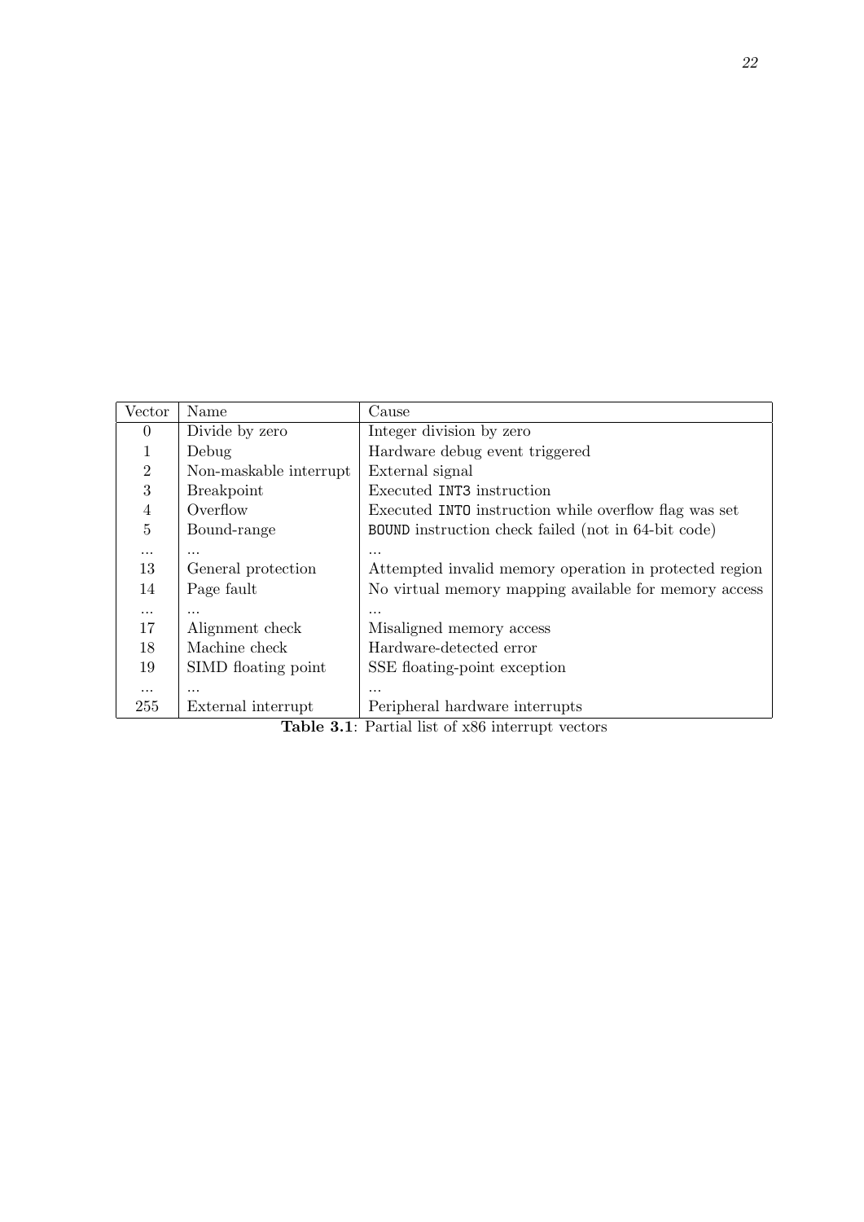| Vector | Name | Cause |
|---|---|---|
| 0 | Divide by zero | Integer division by zero |
| 1 | Debug | Hardware debug event triggered |
| 2 | Non-maskable interrupt | External signal |
| 3 | Breakpoint | Executed `INT3` instruction |
| 4 | Overflow | Executed `INTO` instruction while overflow flag was set |
| 5 | Bound-range | `BOUND` instruction check failed (not in 64-bit code) |
| ... | ... | ... |
| 13 | General protection | Attempted invalid memory operation in protected region |
| 14 | Page fault | No virtual memory mapping available for memory access |
| ... | ... | ... |
| 17 | Alignment check | Misaligned memory access |
| 18 | Machine check | Hardware-detected error |
| 19 | SIMD floating point | SSE floating-point exception |
| ... | ... | ... |
| 255 | External interrupt | Peripheral hardware interrupts |

**Table 3.1**: Partial list of x86 interrupt vectors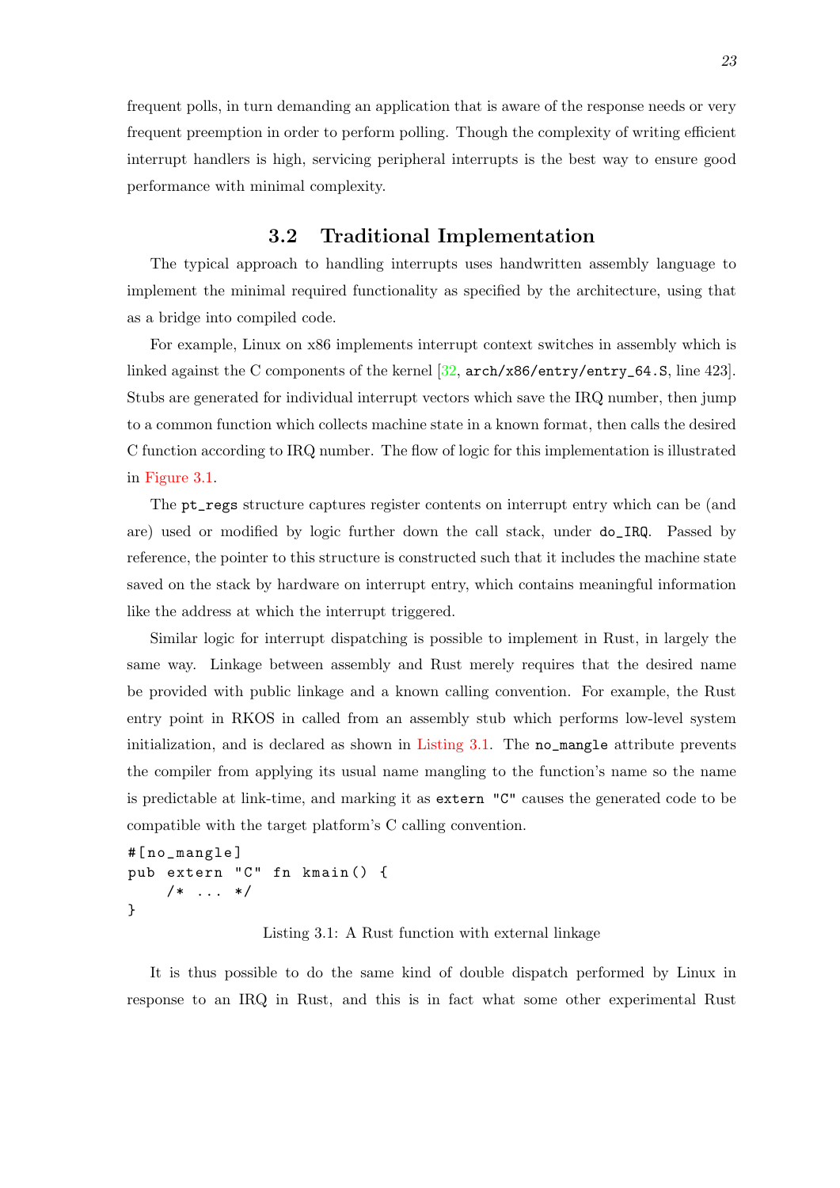frequent polls, in turn demanding an application that is aware of the response needs or very frequent preemption in order to perform polling. Though the complexity of writing efficient interrupt handlers is high, servicing peripheral interrupts is the best way to ensure good performance with minimal complexity.

## 3.2 Traditional Implementation

The typical approach to handling interrupts uses handwritten assembly language to implement the minimal required functionality as specified by the architecture, using that as a bridge into compiled code.

For example, Linux on x86 implements interrupt context switches in assembly which is linked against the C components of the kernel [32, `arch/x86/entry/entry_64.S`, line 423]. Stubs are generated for individual interrupt vectors which save the IRQ number, then jump to a common function which collects machine state in a known format, then calls the desired C function according to IRQ number. The flow of logic for this implementation is illustrated in Figure 3.1.

The `pt_regs` structure captures register contents on interrupt entry which can be (and are) used or modified by logic further down the call stack, under `do_IRQ`. Passed by reference, the pointer to this structure is constructed such that it includes the machine state saved on the stack by hardware on interrupt entry, which contains meaningful information like the address at which the interrupt triggered.

Similar logic for interrupt dispatching is possible to implement in Rust, in largely the same way. Linkage between assembly and Rust merely requires that the desired name be provided with public linkage and a known calling convention. For example, the Rust entry point in RKOS in called from an assembly stub which performs low-level system initialization, and is declared as shown in Listing 3.1. The `no_mangle` attribute prevents the compiler from applying its usual name mangling to the function's name so the name is predictable at link-time, and marking it as `extern "C"` causes the generated code to be compatible with the target platform's C calling convention.

```
#[no_mangle]
pub extern "C" fn kmain() {
    /* ... */
}
```

Listing 3.1: A Rust function with external linkage

It is thus possible to do the same kind of double dispatch performed by Linux in response to an IRQ in Rust, and this is in fact what some other experimental Rust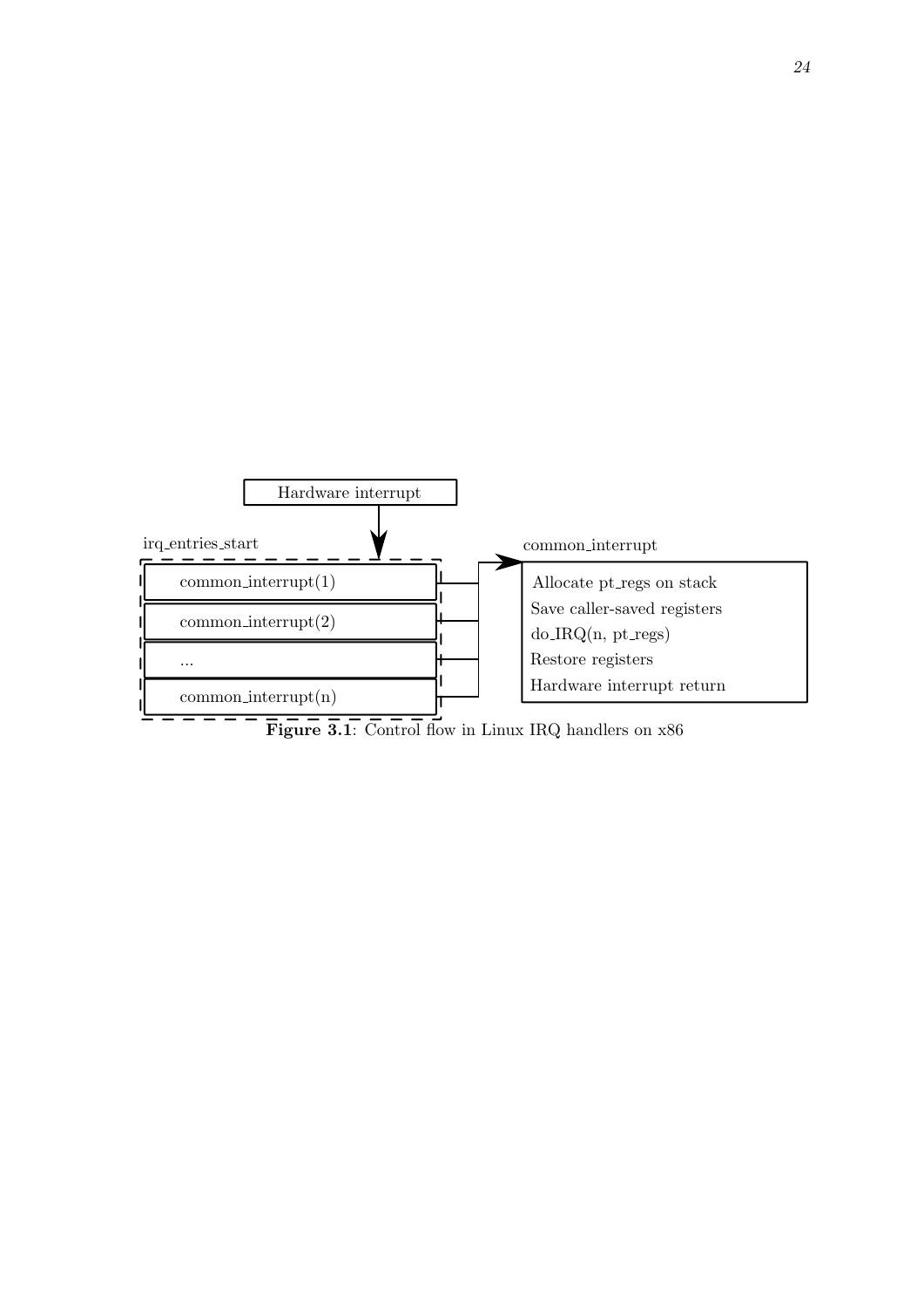Figure 3.1: Control flow in Linux IRQ handlers on x86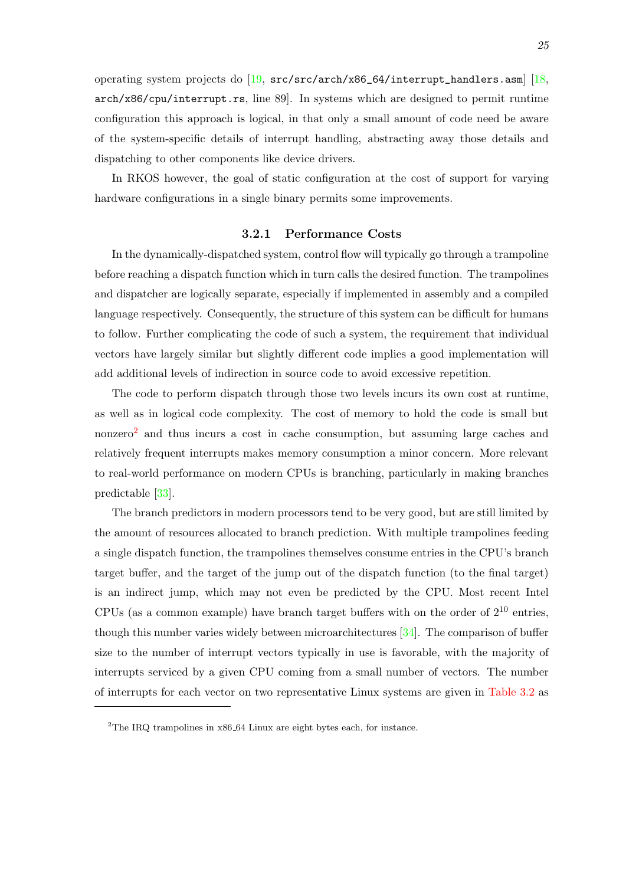operating system projects do [19, `src/src/arch/x86_64/interrupt_handlers.asm`] [18, `arch/x86/cpu/interrupt.rs`, line 89]. In systems which are designed to permit runtime configuration this approach is logical, in that only a small amount of code need be aware of the system-specific details of interrupt handling, abstracting away those details and dispatching to other components like device drivers.

In RKOS however, the goal of static configuration at the cost of support for varying hardware configurations in a single binary permits some improvements.

### 3.2.1 Performance Costs

In the dynamically-dispatched system, control flow will typically go through a trampoline before reaching a dispatch function which in turn calls the desired function. The trampolines and dispatcher are logically separate, especially if implemented in assembly and a compiled language respectively. Consequently, the structure of this system can be difficult for humans to follow. Further complicating the code of such a system, the requirement that individual vectors have largely similar but slightly different code implies a good implementation will add additional levels of indirection in source code to avoid excessive repetition.

The code to perform dispatch through those two levels incurs its own cost at runtime, as well as in logical code complexity. The cost of memory to hold the code is small but nonzero[2] and thus incurs a cost in cache consumption, but assuming large caches and relatively frequent interrupts makes memory consumption a minor concern. More relevant to real-world performance on modern CPUs is branching, particularly in making branches predictable [33].

The branch predictors in modern processors tend to be very good, but are still limited by the amount of resources allocated to branch prediction. With multiple trampolines feeding a single dispatch function, the trampolines themselves consume entries in the CPU's branch target buffer, and the target of the jump out of the dispatch function (to the final target) is an indirect jump, which may not even be predicted by the CPU. Most recent Intel CPUs (as a common example) have branch target buffers with on the order of $2^{10}$ entries, though this number varies widely between microarchitectures [34]. The comparison of buffer size to the number of interrupt vectors typically in use is favorable, with the majority of interrupts serviced by a given CPU coming from a small number of vectors. The number of interrupts for each vector on two representative Linux systems are given in Table 3.2 as

[2] The IRQ trampolines in x86_64 Linux are eight bytes each, for instance.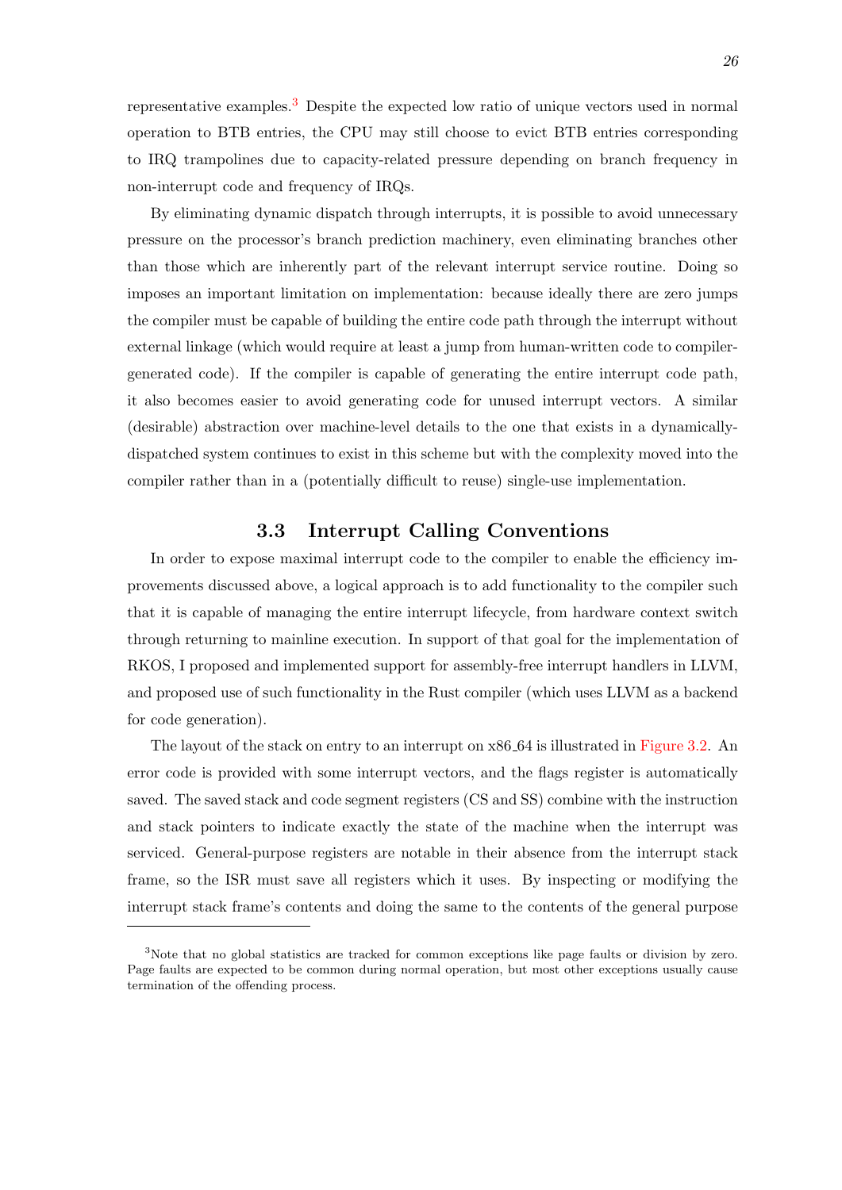representative examples.[3] Despite the expected low ratio of unique vectors used in normal operation to BTB entries, the CPU may still choose to evict BTB entries corresponding to IRQ trampolines due to capacity-related pressure depending on branch frequency in non-interrupt code and frequency of IRQs.

By eliminating dynamic dispatch through interrupts, it is possible to avoid unnecessary pressure on the processor's branch prediction machinery, even eliminating branches other than those which are inherently part of the relevant interrupt service routine. Doing so imposes an important limitation on implementation: because ideally there are zero jumps the compiler must be capable of building the entire code path through the interrupt without external linkage (which would require at least a jump from human-written code to compiler-generated code). If the compiler is capable of generating the entire interrupt code path, it also becomes easier to avoid generating code for unused interrupt vectors. A similar (desirable) abstraction over machine-level details to the one that exists in a dynamically-dispatched system continues to exist in this scheme but with the complexity moved into the compiler rather than in a (potentially difficult to reuse) single-use implementation.

## 3.3 Interrupt Calling Conventions

In order to expose maximal interrupt code to the compiler to enable the efficiency improvements discussed above, a logical approach is to add functionality to the compiler such that it is capable of managing the entire interrupt lifecycle, from hardware context switch through returning to mainline execution. In support of that goal for the implementation of RKOS, I proposed and implemented support for assembly-free interrupt handlers in LLVM, and proposed use of such functionality in the Rust compiler (which uses LLVM as a backend for code generation).

The layout of the stack on entry to an interrupt on x86_64 is illustrated in Figure 3.2. An error code is provided with some interrupt vectors, and the flags register is automatically saved. The saved stack and code segment registers (CS and SS) combine with the instruction and stack pointers to indicate exactly the state of the machine when the interrupt was serviced. General-purpose registers are notable in their absence from the interrupt stack frame, so the ISR must save all registers which it uses. By inspecting or modifying the interrupt stack frame's contents and doing the same to the contents of the general purpose

[3] Note that no global statistics are tracked for common exceptions like page faults or division by zero. Page faults are expected to be common during normal operation, but most other exceptions usually cause termination of the offending process.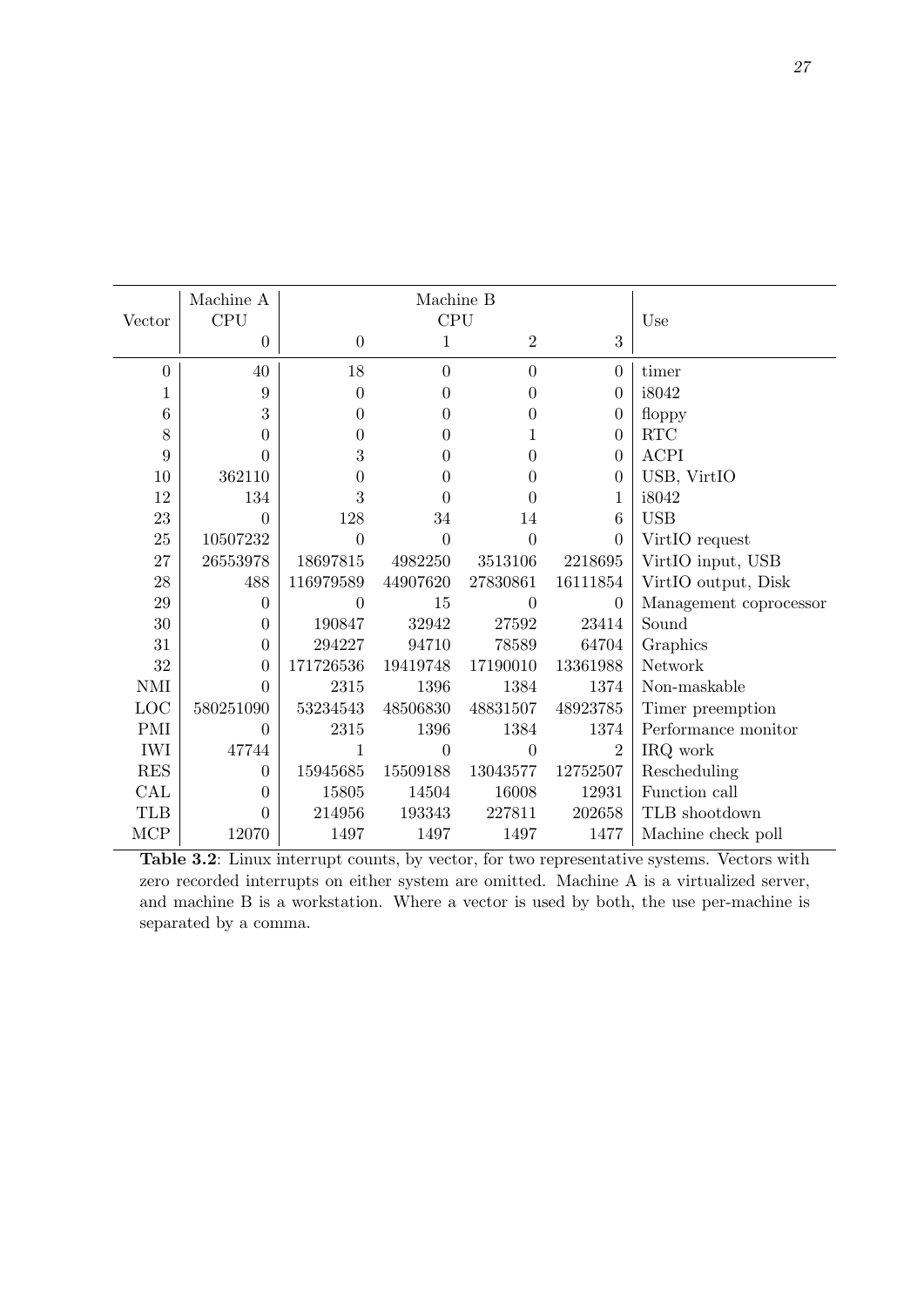| Vector | Machine A CPU | Machine B CPU | | | | Use |
|---|---|---|---|---|---|---|
| | 0 | 0 | 1 | 2 | 3 | |
| 0 | 40 | 18 | 0 | 0 | 0 | timer |
| 1 | 9 | 0 | 0 | 0 | 0 | i8042 |
| 6 | 3 | 0 | 0 | 0 | 0 | floppy |
| 8 | 0 | 0 | 0 | 1 | 0 | RTC |
| 9 | 0 | 3 | 0 | 0 | 0 | ACPI |
| 10 | 362110 | 0 | 0 | 0 | 0 | USB, VirtIO |
| 12 | 134 | 3 | 0 | 0 | 1 | i8042 |
| 23 | 0 | 128 | 34 | 14 | 6 | USB |
| 25 | 10507232 | 0 | 0 | 0 | 0 | VirtIO request |
| 27 | 26553978 | 18697815 | 4982250 | 3513106 | 2218695 | VirtIO input, USB |
| 28 | 488 | 116979589 | 44907620 | 27830861 | 16111854 | VirtIO output, Disk |
| 29 | 0 | 0 | 15 | 0 | 0 | Management coprocessor |
| 30 | 0 | 190847 | 32942 | 27592 | 23414 | Sound |
| 31 | 0 | 294227 | 94710 | 78589 | 64704 | Graphics |
| 32 | 0 | 171726536 | 19419748 | 17190010 | 13361988 | Network |
| NMI | 0 | 2315 | 1396 | 1384 | 1374 | Non-maskable |
| LOC | 580251090 | 53234543 | 48506830 | 48831507 | 48923785 | Timer preemption |
| PMI | 0 | 2315 | 1396 | 1384 | 1374 | Performance monitor |
| IWI | 47744 | 1 | 0 | 0 | 2 | IRQ work |
| RES | 0 | 15945685 | 15509188 | 13043577 | 12752507 | Rescheduling |
| CAL | 0 | 15805 | 14504 | 16008 | 12931 | Function call |
| TLB | 0 | 214956 | 193343 | 227811 | 202658 | TLB shootdown |
| MCP | 12070 | 1497 | 1497 | 1497 | 1477 | Machine check poll |

**Table 3.2**: Linux interrupt counts, by vector, for two representative systems. Vectors with zero recorded interrupts on either system are omitted. Machine A is a virtualized server, and machine B is a workstation. Where a vector is used by both, the use per-machine is separated by a comma.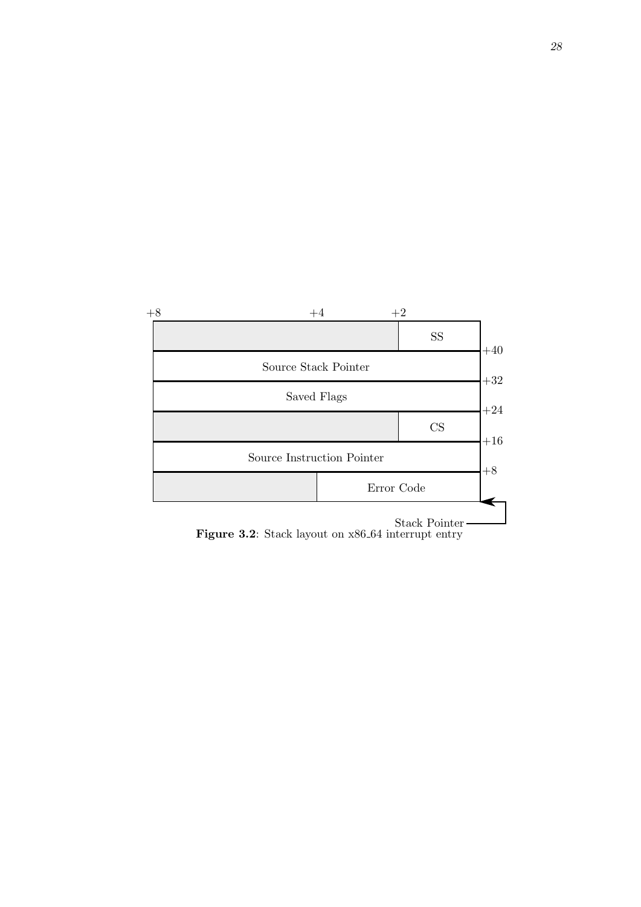| +8 | +4 | +2 | | |
|---|---|---|---|---|
| | | | SS | |
| Source Stack Pointer | | | | +40 |
| Saved Flags | | | | +32 |
| | | | CS | +24 |
| Source Instruction Pointer | | | | +16 |
| | Error Code | | | +8 |

Stack Pointer

**Figure 3.2**: Stack layout on x86_64 interrupt entry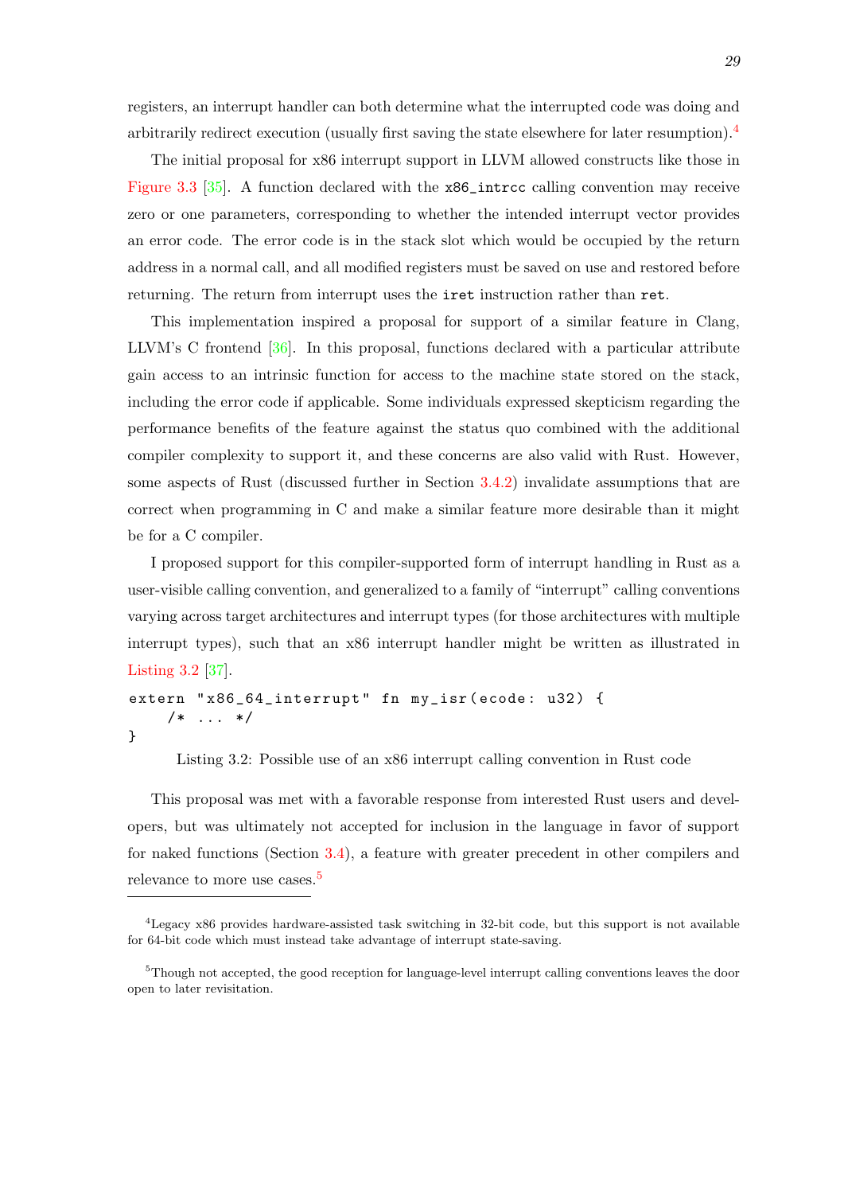registers, an interrupt handler can both determine what the interrupted code was doing and arbitrarily redirect execution (usually first saving the state elsewhere for later resumption).[4]

The initial proposal for x86 interrupt support in LLVM allowed constructs like those in Figure 3.3 [35]. A function declared with the `x86_intrcc` calling convention may receive zero or one parameters, corresponding to whether the intended interrupt vector provides an error code. The error code is in the stack slot which would be occupied by the return address in a normal call, and all modified registers must be saved on use and restored before returning. The return from interrupt uses the `iret` instruction rather than `ret`.

This implementation inspired a proposal for support of a similar feature in Clang, LLVM's C frontend [36]. In this proposal, functions declared with a particular attribute gain access to an intrinsic function for access to the machine state stored on the stack, including the error code if applicable. Some individuals expressed skepticism regarding the performance benefits of the feature against the status quo combined with the additional compiler complexity to support it, and these concerns are also valid with Rust. However, some aspects of Rust (discussed further in Section 3.4.2) invalidate assumptions that are correct when programming in C and make a similar feature more desirable than it might be for a C compiler.

I proposed support for this compiler-supported form of interrupt handling in Rust as a user-visible calling convention, and generalized to a family of "interrupt" calling conventions varying across target architectures and interrupt types (for those architectures with multiple interrupt types), such that an x86 interrupt handler might be written as illustrated in Listing 3.2 [37].

```
extern "x86_64_interrupt" fn my_isr(ecode: u32) {
    /* ... */
}
```

Listing 3.2: Possible use of an x86 interrupt calling convention in Rust code

This proposal was met with a favorable response from interested Rust users and developers, but was ultimately not accepted for inclusion in the language in favor of support for naked functions (Section 3.4), a feature with greater precedent in other compilers and relevance to more use cases.[5]

---

[4] Legacy x86 provides hardware-assisted task switching in 32-bit code, but this support is not available for 64-bit code which must instead take advantage of interrupt state-saving.

[5] Though not accepted, the good reception for language-level interrupt calling conventions leaves the door open to later revisitation.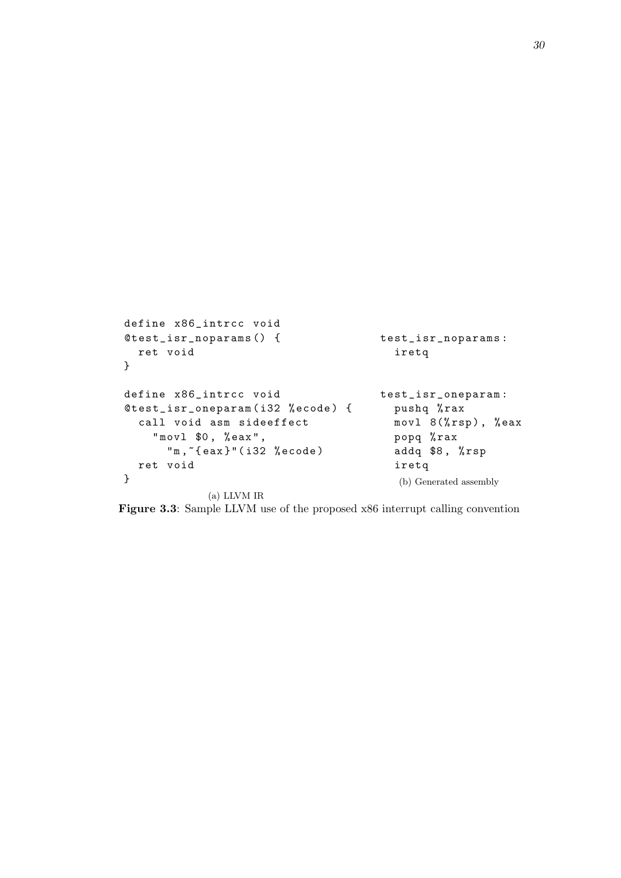```llvm
define x86_intrcc void
@test_isr_noparams() {
  ret void
}

define x86_intrcc void
@test_isr_oneparam(i32 %ecode) {
  call void asm sideeffect
    "movl $0, %eax",
      "m,~{eax}"(i32 %ecode)
  ret void
}
```

(a) LLVM IR

```asm
test_isr_noparams:
  iretq

test_isr_oneparam:
  pushq %rax
  movl 8(%rsp), %eax
  popq %rax
  addq $8, %rsp
  iretq
```

(b) Generated assembly

**Figure 3.3**: Sample LLVM use of the proposed x86 interrupt calling convention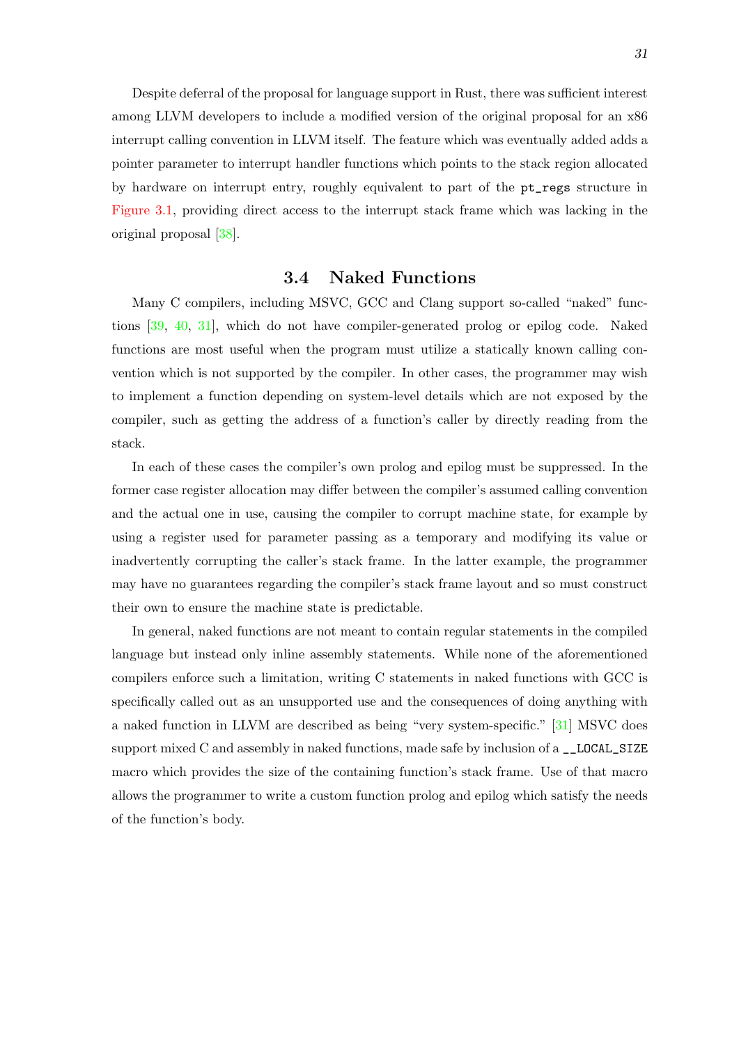Despite deferral of the proposal for language support in Rust, there was sufficient interest among LLVM developers to include a modified version of the original proposal for an x86 interrupt calling convention in LLVM itself. The feature which was eventually added adds a pointer parameter to interrupt handler functions which points to the stack region allocated by hardware on interrupt entry, roughly equivalent to part of the `pt_regs` structure in Figure 3.1, providing direct access to the interrupt stack frame which was lacking in the original proposal [38].

## 3.4 Naked Functions

Many C compilers, including MSVC, GCC and Clang support so-called "naked" functions [39, 40, 31], which do not have compiler-generated prolog or epilog code. Naked functions are most useful when the program must utilize a statically known calling convention which is not supported by the compiler. In other cases, the programmer may wish to implement a function depending on system-level details which are not exposed by the compiler, such as getting the address of a function's caller by directly reading from the stack.

In each of these cases the compiler's own prolog and epilog must be suppressed. In the former case register allocation may differ between the compiler's assumed calling convention and the actual one in use, causing the compiler to corrupt machine state, for example by using a register used for parameter passing as a temporary and modifying its value or inadvertently corrupting the caller's stack frame. In the latter example, the programmer may have no guarantees regarding the compiler's stack frame layout and so must construct their own to ensure the machine state is predictable.

In general, naked functions are not meant to contain regular statements in the compiled language but instead only inline assembly statements. While none of the aforementioned compilers enforce such a limitation, writing C statements in naked functions with GCC is specifically called out as an unsupported use and the consequences of doing anything with a naked function in LLVM are described as being "very system-specific." [31] MSVC does support mixed C and assembly in naked functions, made safe by inclusion of a `__LOCAL_SIZE` macro which provides the size of the containing function's stack frame. Use of that macro allows the programmer to write a custom function prolog and epilog which satisfy the needs of the function's body.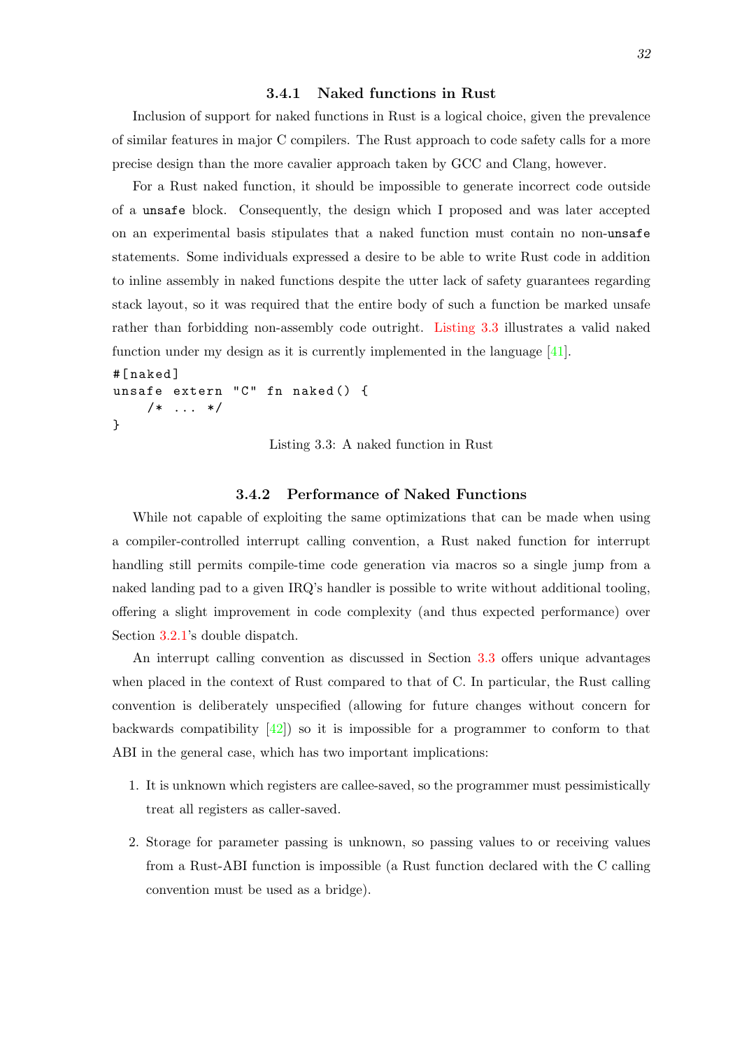### 3.4.1 Naked functions in Rust

Inclusion of support for naked functions in Rust is a logical choice, given the prevalence of similar features in major C compilers. The Rust approach to code safety calls for a more precise design than the more cavalier approach taken by GCC and Clang, however.

For a Rust naked function, it should be impossible to generate incorrect code outside of a `unsafe` block. Consequently, the design which I proposed and was later accepted on an experimental basis stipulates that a naked function must contain no non-`unsafe` statements. Some individuals expressed a desire to be able to write Rust code in addition to inline assembly in naked functions despite the utter lack of safety guarantees regarding stack layout, so it was required that the entire body of such a function be marked unsafe rather than forbidding non-assembly code outright. Listing 3.3 illustrates a valid naked function under my design as it is currently implemented in the language [41].

```
#[naked]
unsafe extern "C" fn naked() {
    /* ... */
}
```

Listing 3.3: A naked function in Rust

### 3.4.2 Performance of Naked Functions

While not capable of exploiting the same optimizations that can be made when using a compiler-controlled interrupt calling convention, a Rust naked function for interrupt handling still permits compile-time code generation via macros so a single jump from a naked landing pad to a given IRQ's handler is possible to write without additional tooling, offering a slight improvement in code complexity (and thus expected performance) over Section 3.2.1's double dispatch.

An interrupt calling convention as discussed in Section 3.3 offers unique advantages when placed in the context of Rust compared to that of C. In particular, the Rust calling convention is deliberately unspecified (allowing for future changes without concern for backwards compatibility [42]) so it is impossible for a programmer to conform to that ABI in the general case, which has two important implications:

1. It is unknown which registers are callee-saved, so the programmer must pessimistically treat all registers as caller-saved.
2. Storage for parameter passing is unknown, so passing values to or receiving values from a Rust-ABI function is impossible (a Rust function declared with the C calling convention must be used as a bridge).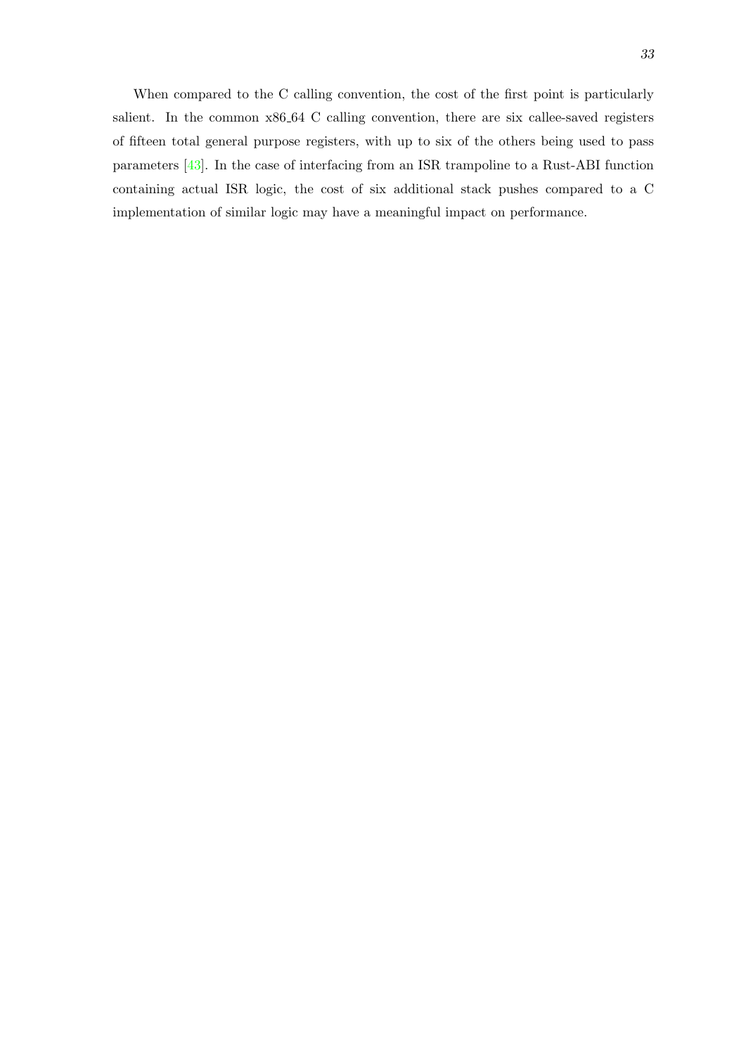When compared to the C calling convention, the cost of the first point is particularly salient. In the common x86_64 C calling convention, there are six callee-saved registers of fifteen total general purpose registers, with up to six of the others being used to pass parameters [43]. In the case of interfacing from an ISR trampoline to a Rust-ABI function containing actual ISR logic, the cost of six additional stack pushes compared to a C implementation of similar logic may have a meaningful impact on performance.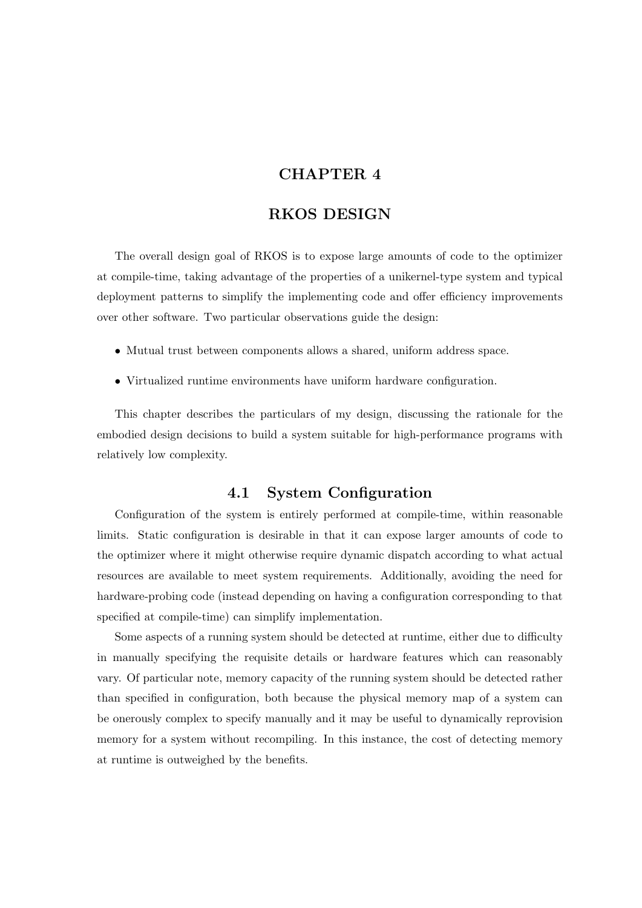# CHAPTER 4

# RKOS DESIGN

The overall design goal of RKOS is to expose large amounts of code to the optimizer at compile-time, taking advantage of the properties of a unikernel-type system and typical deployment patterns to simplify the implementing code and offer efficiency improvements over other software. Two particular observations guide the design:

- Mutual trust between components allows a shared, uniform address space.
- Virtualized runtime environments have uniform hardware configuration.

This chapter describes the particulars of my design, discussing the rationale for the embodied design decisions to build a system suitable for high-performance programs with relatively low complexity.

## 4.1 System Configuration

Configuration of the system is entirely performed at compile-time, within reasonable limits. Static configuration is desirable in that it can expose larger amounts of code to the optimizer where it might otherwise require dynamic dispatch according to what actual resources are available to meet system requirements. Additionally, avoiding the need for hardware-probing code (instead depending on having a configuration corresponding to that specified at compile-time) can simplify implementation.

Some aspects of a running system should be detected at runtime, either due to difficulty in manually specifying the requisite details or hardware features which can reasonably vary. Of particular note, memory capacity of the running system should be detected rather than specified in configuration, both because the physical memory map of a system can be onerously complex to specify manually and it may be useful to dynamically reprovision memory for a system without recompiling. In this instance, the cost of detecting memory at runtime is outweighed by the benefits.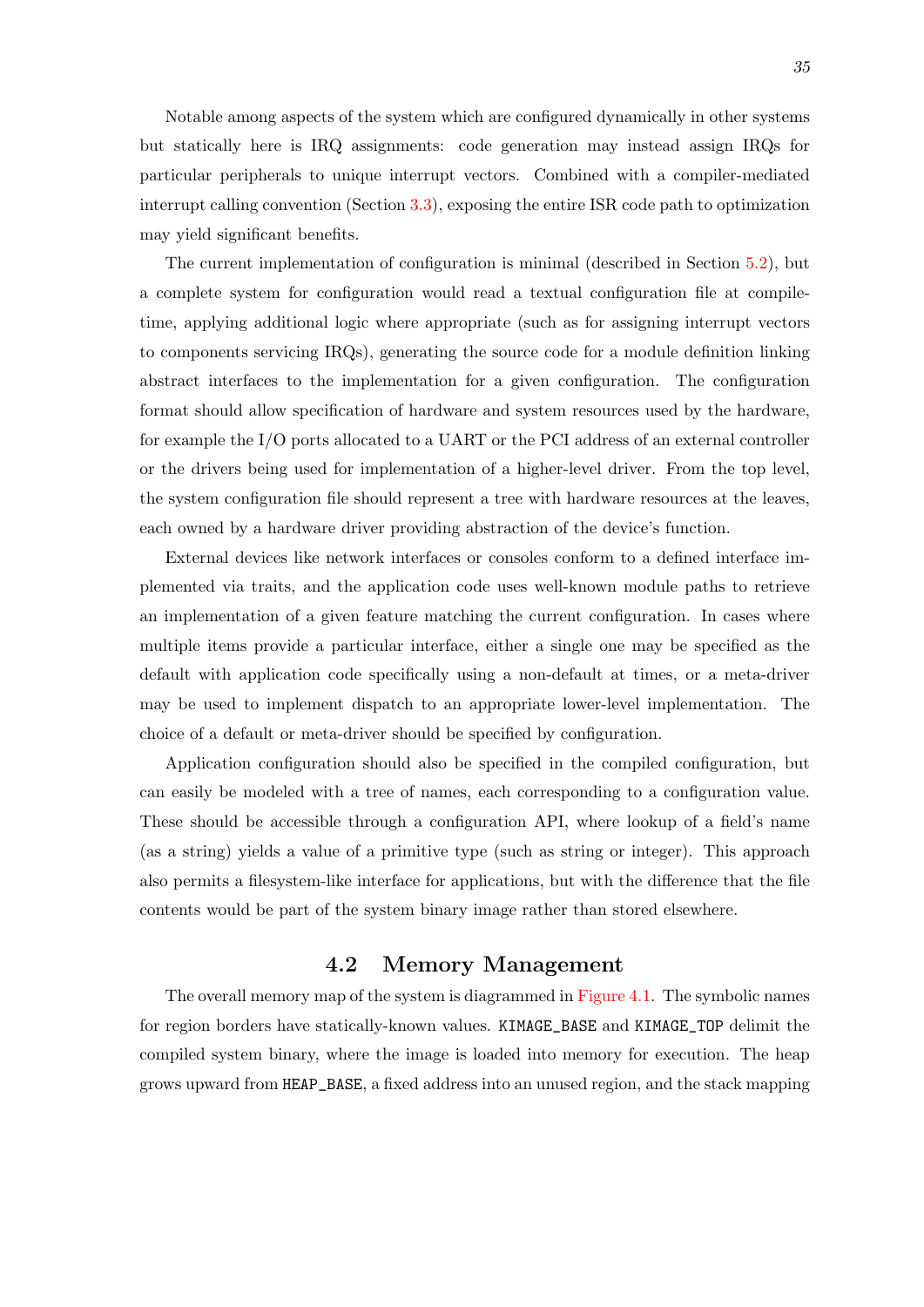Notable among aspects of the system which are configured dynamically in other systems but statically here is IRQ assignments: code generation may instead assign IRQs for particular peripherals to unique interrupt vectors. Combined with a compiler-mediated interrupt calling convention (Section 3.3), exposing the entire ISR code path to optimization may yield significant benefits.

The current implementation of configuration is minimal (described in Section 5.2), but a complete system for configuration would read a textual configuration file at compile-time, applying additional logic where appropriate (such as for assigning interrupt vectors to components servicing IRQs), generating the source code for a module definition linking abstract interfaces to the implementation for a given configuration. The configuration format should allow specification of hardware and system resources used by the hardware, for example the I/O ports allocated to a UART or the PCI address of an external controller or the drivers being used for implementation of a higher-level driver. From the top level, the system configuration file should represent a tree with hardware resources at the leaves, each owned by a hardware driver providing abstraction of the device's function.

External devices like network interfaces or consoles conform to a defined interface implemented via traits, and the application code uses well-known module paths to retrieve an implementation of a given feature matching the current configuration. In cases where multiple items provide a particular interface, either a single one may be specified as the default with application code specifically using a non-default at times, or a meta-driver may be used to implement dispatch to an appropriate lower-level implementation. The choice of a default or meta-driver should be specified by configuration.

Application configuration should also be specified in the compiled configuration, but can easily be modeled with a tree of names, each corresponding to a configuration value. These should be accessible through a configuration API, where lookup of a field's name (as a string) yields a value of a primitive type (such as string or integer). This approach also permits a filesystem-like interface for applications, but with the difference that the file contents would be part of the system binary image rather than stored elsewhere.

## 4.2 Memory Management

The overall memory map of the system is diagrammed in Figure 4.1. The symbolic names for region borders have statically-known values. `KIMAGE_BASE` and `KIMAGE_TOP` delimit the compiled system binary, where the image is loaded into memory for execution. The heap grows upward from `HEAP_BASE`, a fixed address into an unused region, and the stack mapping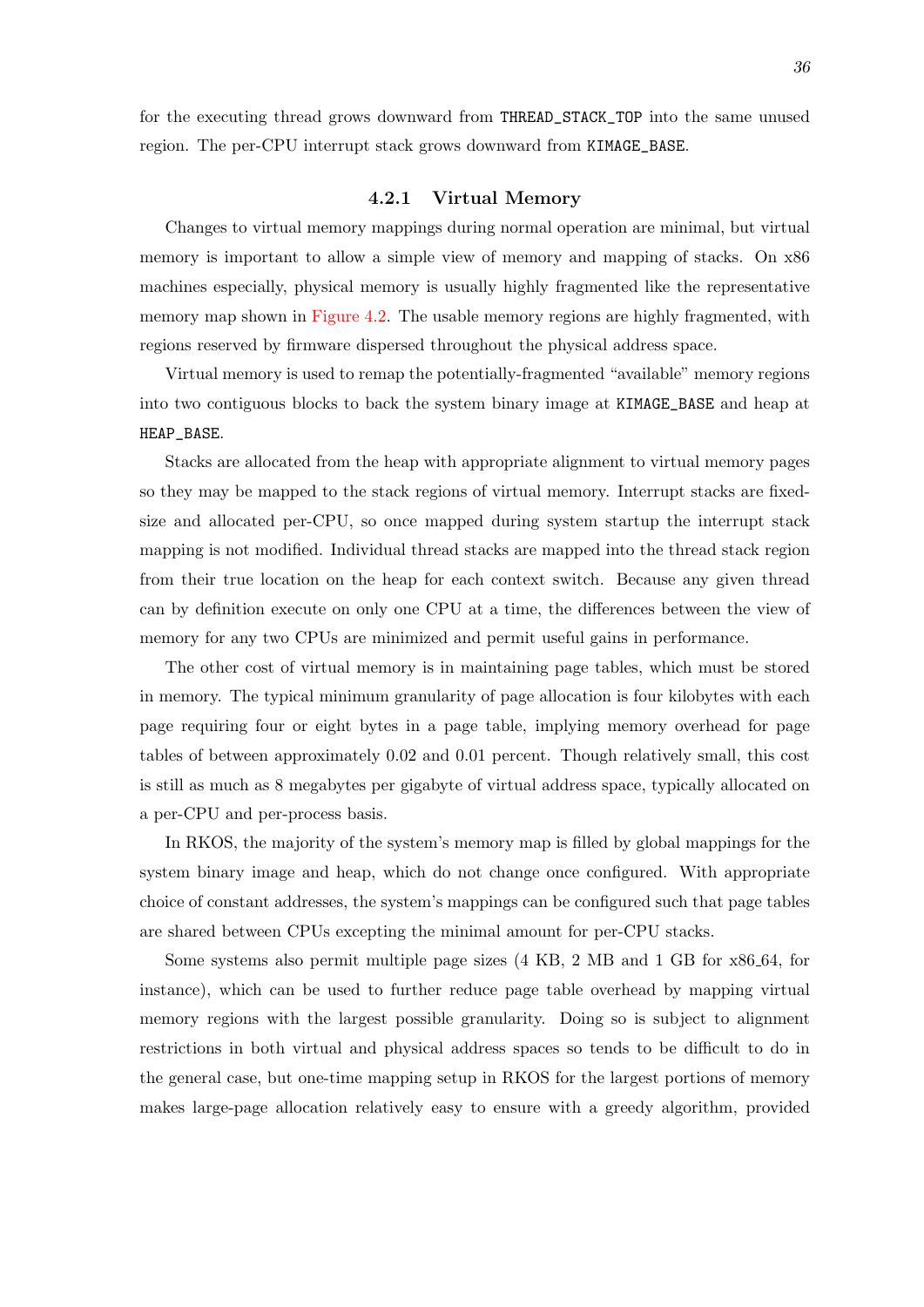for the executing thread grows downward from `THREAD_STACK_TOP` into the same unused region. The per-CPU interrupt stack grows downward from `KIMAGE_BASE`.

### 4.2.1 Virtual Memory

Changes to virtual memory mappings during normal operation are minimal, but virtual memory is important to allow a simple view of memory and mapping of stacks. On x86 machines especially, physical memory is usually highly fragmented like the representative memory map shown in Figure 4.2. The usable memory regions are highly fragmented, with regions reserved by firmware dispersed throughout the physical address space.

Virtual memory is used to remap the potentially-fragmented "available" memory regions into two contiguous blocks to back the system binary image at `KIMAGE_BASE` and heap at `HEAP_BASE`.

Stacks are allocated from the heap with appropriate alignment to virtual memory pages so they may be mapped to the stack regions of virtual memory. Interrupt stacks are fixed-size and allocated per-CPU, so once mapped during system startup the interrupt stack mapping is not modified. Individual thread stacks are mapped into the thread stack region from their true location on the heap for each context switch. Because any given thread can by definition execute on only one CPU at a time, the differences between the view of memory for any two CPUs are minimized and permit useful gains in performance.

The other cost of virtual memory is in maintaining page tables, which must be stored in memory. The typical minimum granularity of page allocation is four kilobytes with each page requiring four or eight bytes in a page table, implying memory overhead for page tables of between approximately 0.02 and 0.01 percent. Though relatively small, this cost is still as much as 8 megabytes per gigabyte of virtual address space, typically allocated on a per-CPU and per-process basis.

In RKOS, the majority of the system's memory map is filled by global mappings for the system binary image and heap, which do not change once configured. With appropriate choice of constant addresses, the system's mappings can be configured such that page tables are shared between CPUs excepting the minimal amount for per-CPU stacks.

Some systems also permit multiple page sizes (4 KB, 2 MB and 1 GB for x86_64, for instance), which can be used to further reduce page table overhead by mapping virtual memory regions with the largest possible granularity. Doing so is subject to alignment restrictions in both virtual and physical address spaces so tends to be difficult to do in the general case, but one-time mapping setup in RKOS for the largest portions of memory makes large-page allocation relatively easy to ensure with a greedy algorithm, provided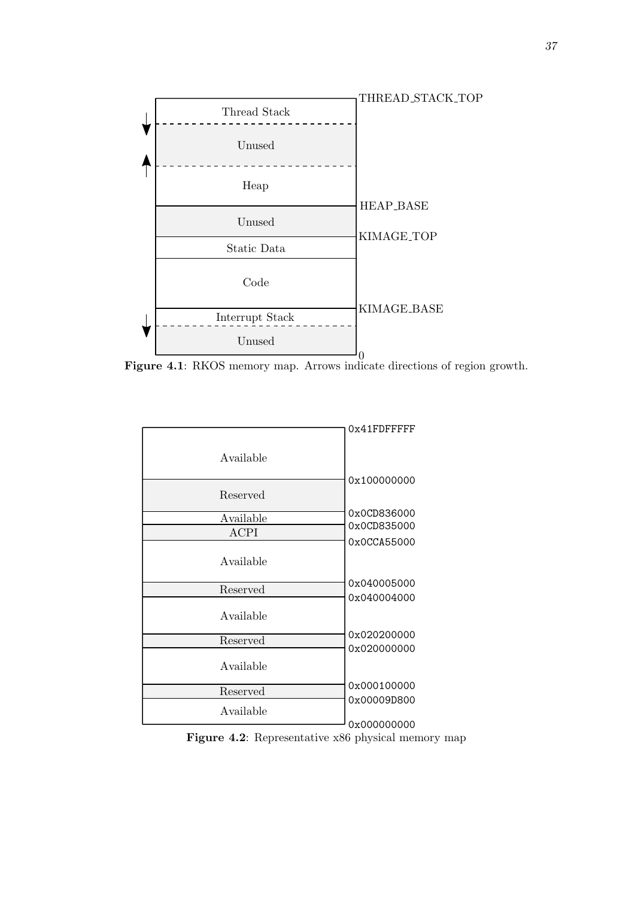| Region | Boundary |
| --- | --- |
| Thread Stack | THREAD_STACK_TOP |
| Unused | |
| Heap | |
| Unused | HEAP_BASE |
| Static Data | KIMAGE_TOP |
| Code | |
| Interrupt Stack | KIMAGE_BASE |
| Unused | 0 |

**Figure 4.1**: RKOS memory map. Arrows indicate directions of region growth.

| Region | Address |
| --- | --- |
| | 0x41FDFFFFF |
| Available | |
| Reserved | 0x100000000 |
| Available | 0x0CD836000 |
| ACPI | 0x0CD835000 |
| Available | 0x0CCA55000 |
| Reserved | 0x040005000 |
| Available | 0x040004000 |
| Reserved | 0x020200000 |
| Available | 0x020000000 |
| Reserved | 0x000100000 |
| Available | 0x00009D800 |
| | 0x000000000 |

**Figure 4.2**: Representative x86 physical memory map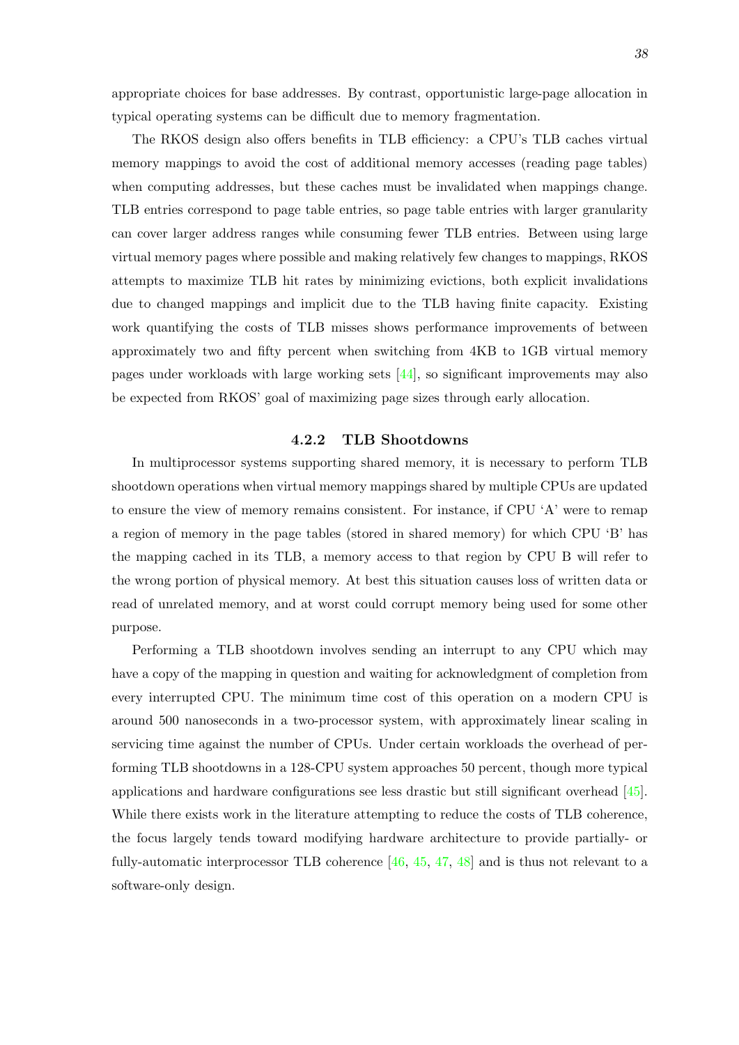appropriate choices for base addresses. By contrast, opportunistic large-page allocation in typical operating systems can be difficult due to memory fragmentation.

The RKOS design also offers benefits in TLB efficiency: a CPU's TLB caches virtual memory mappings to avoid the cost of additional memory accesses (reading page tables) when computing addresses, but these caches must be invalidated when mappings change. TLB entries correspond to page table entries, so page table entries with larger granularity can cover larger address ranges while consuming fewer TLB entries. Between using large virtual memory pages where possible and making relatively few changes to mappings, RKOS attempts to maximize TLB hit rates by minimizing evictions, both explicit invalidations due to changed mappings and implicit due to the TLB having finite capacity. Existing work quantifying the costs of TLB misses shows performance improvements of between approximately two and fifty percent when switching from 4KB to 1GB virtual memory pages under workloads with large working sets [44], so significant improvements may also be expected from RKOS' goal of maximizing page sizes through early allocation.

### 4.2.2 TLB Shootdowns

In multiprocessor systems supporting shared memory, it is necessary to perform TLB shootdown operations when virtual memory mappings shared by multiple CPUs are updated to ensure the view of memory remains consistent. For instance, if CPU 'A' were to remap a region of memory in the page tables (stored in shared memory) for which CPU 'B' has the mapping cached in its TLB, a memory access to that region by CPU B will refer to the wrong portion of physical memory. At best this situation causes loss of written data or read of unrelated memory, and at worst could corrupt memory being used for some other purpose.

Performing a TLB shootdown involves sending an interrupt to any CPU which may have a copy of the mapping in question and waiting for acknowledgment of completion from every interrupted CPU. The minimum time cost of this operation on a modern CPU is around 500 nanoseconds in a two-processor system, with approximately linear scaling in servicing time against the number of CPUs. Under certain workloads the overhead of performing TLB shootdowns in a 128-CPU system approaches 50 percent, though more typical applications and hardware configurations see less drastic but still significant overhead [45]. While there exists work in the literature attempting to reduce the costs of TLB coherence, the focus largely tends toward modifying hardware architecture to provide partially- or fully-automatic interprocessor TLB coherence [46, 45, 47, 48] and is thus not relevant to a software-only design.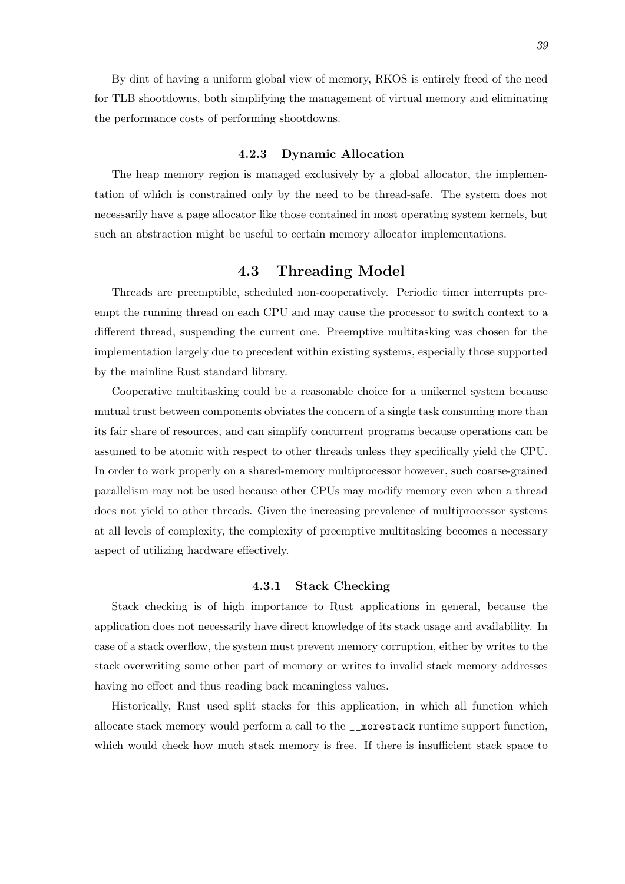By dint of having a uniform global view of memory, RKOS is entirely freed of the need for TLB shootdowns, both simplifying the management of virtual memory and eliminating the performance costs of performing shootdowns.

### 4.2.3 Dynamic Allocation

The heap memory region is managed exclusively by a global allocator, the implementation of which is constrained only by the need to be thread-safe. The system does not necessarily have a page allocator like those contained in most operating system kernels, but such an abstraction might be useful to certain memory allocator implementations.

## 4.3 Threading Model

Threads are preemptible, scheduled non-cooperatively. Periodic timer interrupts preempt the running thread on each CPU and may cause the processor to switch context to a different thread, suspending the current one. Preemptive multitasking was chosen for the implementation largely due to precedent within existing systems, especially those supported by the mainline Rust standard library.

Cooperative multitasking could be a reasonable choice for a unikernel system because mutual trust between components obviates the concern of a single task consuming more than its fair share of resources, and can simplify concurrent programs because operations can be assumed to be atomic with respect to other threads unless they specifically yield the CPU. In order to work properly on a shared-memory multiprocessor however, such coarse-grained parallelism may not be used because other CPUs may modify memory even when a thread does not yield to other threads. Given the increasing prevalence of multiprocessor systems at all levels of complexity, the complexity of preemptive multitasking becomes a necessary aspect of utilizing hardware effectively.

### 4.3.1 Stack Checking

Stack checking is of high importance to Rust applications in general, because the application does not necessarily have direct knowledge of its stack usage and availability. In case of a stack overflow, the system must prevent memory corruption, either by writes to the stack overwriting some other part of memory or writes to invalid stack memory addresses having no effect and thus reading back meaningless values.

Historically, Rust used split stacks for this application, in which all function which allocate stack memory would perform a call to the `__morestack` runtime support function, which would check how much stack memory is free. If there is insufficient stack space to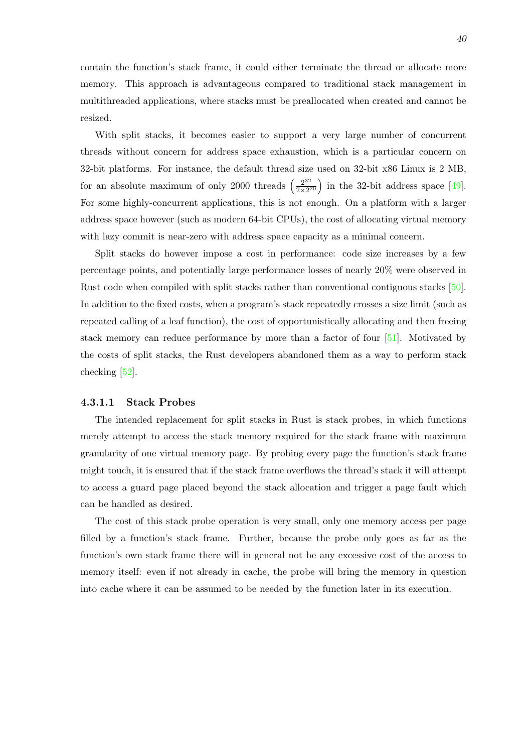contain the function's stack frame, it could either terminate the thread or allocate more memory. This approach is advantageous compared to traditional stack management in multithreaded applications, where stacks must be preallocated when created and cannot be resized.

With split stacks, it becomes easier to support a very large number of concurrent threads without concern for address space exhaustion, which is a particular concern on 32-bit platforms. For instance, the default thread size used on 32-bit x86 Linux is 2 MB, for an absolute maximum of only 2000 threads $\left(\frac{2^{32}}{2 \times 2^{20}}\right)$ in the 32-bit address space [49]. For some highly-concurrent applications, this is not enough. On a platform with a larger address space however (such as modern 64-bit CPUs), the cost of allocating virtual memory with lazy commit is near-zero with address space capacity as a minimal concern.

Split stacks do however impose a cost in performance: code size increases by a few percentage points, and potentially large performance losses of nearly 20% were observed in Rust code when compiled with split stacks rather than conventional contiguous stacks [50]. In addition to the fixed costs, when a program's stack repeatedly crosses a size limit (such as repeated calling of a leaf function), the cost of opportunistically allocating and then freeing stack memory can reduce performance by more than a factor of four [51]. Motivated by the costs of split stacks, the Rust developers abandoned them as a way to perform stack checking [52].

#### 4.3.1.1 Stack Probes

The intended replacement for split stacks in Rust is stack probes, in which functions merely attempt to access the stack memory required for the stack frame with maximum granularity of one virtual memory page. By probing every page the function's stack frame might touch, it is ensured that if the stack frame overflows the thread's stack it will attempt to access a guard page placed beyond the stack allocation and trigger a page fault which can be handled as desired.

The cost of this stack probe operation is very small, only one memory access per page filled by a function's stack frame. Further, because the probe only goes as far as the function's own stack frame there will in general not be any excessive cost of the access to memory itself: even if not already in cache, the probe will bring the memory in question into cache where it can be assumed to be needed by the function later in its execution.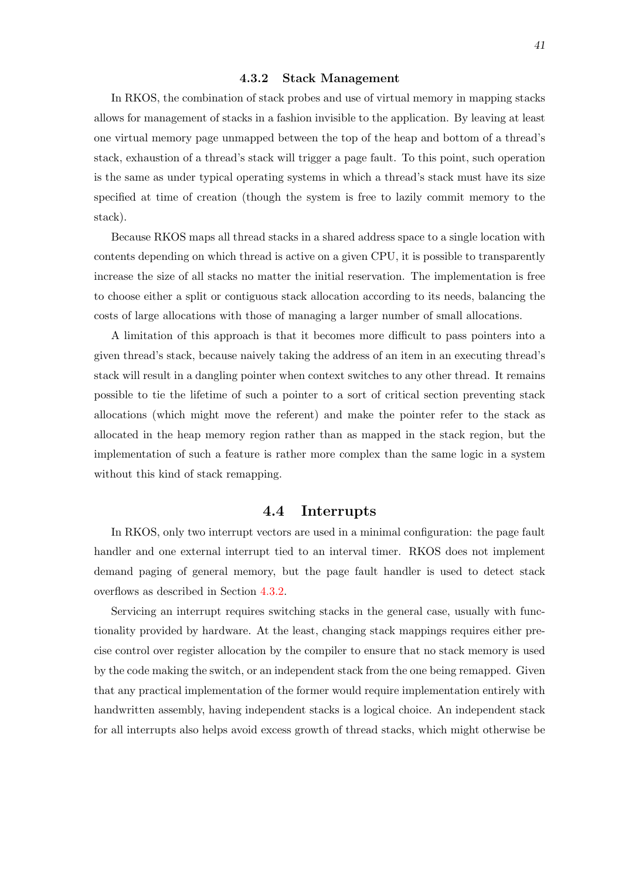### 4.3.2 Stack Management

In RKOS, the combination of stack probes and use of virtual memory in mapping stacks allows for management of stacks in a fashion invisible to the application. By leaving at least one virtual memory page unmapped between the top of the heap and bottom of a thread's stack, exhaustion of a thread's stack will trigger a page fault. To this point, such operation is the same as under typical operating systems in which a thread's stack must have its size specified at time of creation (though the system is free to lazily commit memory to the stack).

Because RKOS maps all thread stacks in a shared address space to a single location with contents depending on which thread is active on a given CPU, it is possible to transparently increase the size of all stacks no matter the initial reservation. The implementation is free to choose either a split or contiguous stack allocation according to its needs, balancing the costs of large allocations with those of managing a larger number of small allocations.

A limitation of this approach is that it becomes more difficult to pass pointers into a given thread's stack, because naively taking the address of an item in an executing thread's stack will result in a dangling pointer when context switches to any other thread. It remains possible to tie the lifetime of such a pointer to a sort of critical section preventing stack allocations (which might move the referent) and make the pointer refer to the stack as allocated in the heap memory region rather than as mapped in the stack region, but the implementation of such a feature is rather more complex than the same logic in a system without this kind of stack remapping.

## 4.4 Interrupts

In RKOS, only two interrupt vectors are used in a minimal configuration: the page fault handler and one external interrupt tied to an interval timer. RKOS does not implement demand paging of general memory, but the page fault handler is used to detect stack overflows as described in Section 4.3.2.

Servicing an interrupt requires switching stacks in the general case, usually with functionality provided by hardware. At the least, changing stack mappings requires either precise control over register allocation by the compiler to ensure that no stack memory is used by the code making the switch, or an independent stack from the one being remapped. Given that any practical implementation of the former would require implementation entirely with handwritten assembly, having independent stacks is a logical choice. An independent stack for all interrupts also helps avoid excess growth of thread stacks, which might otherwise be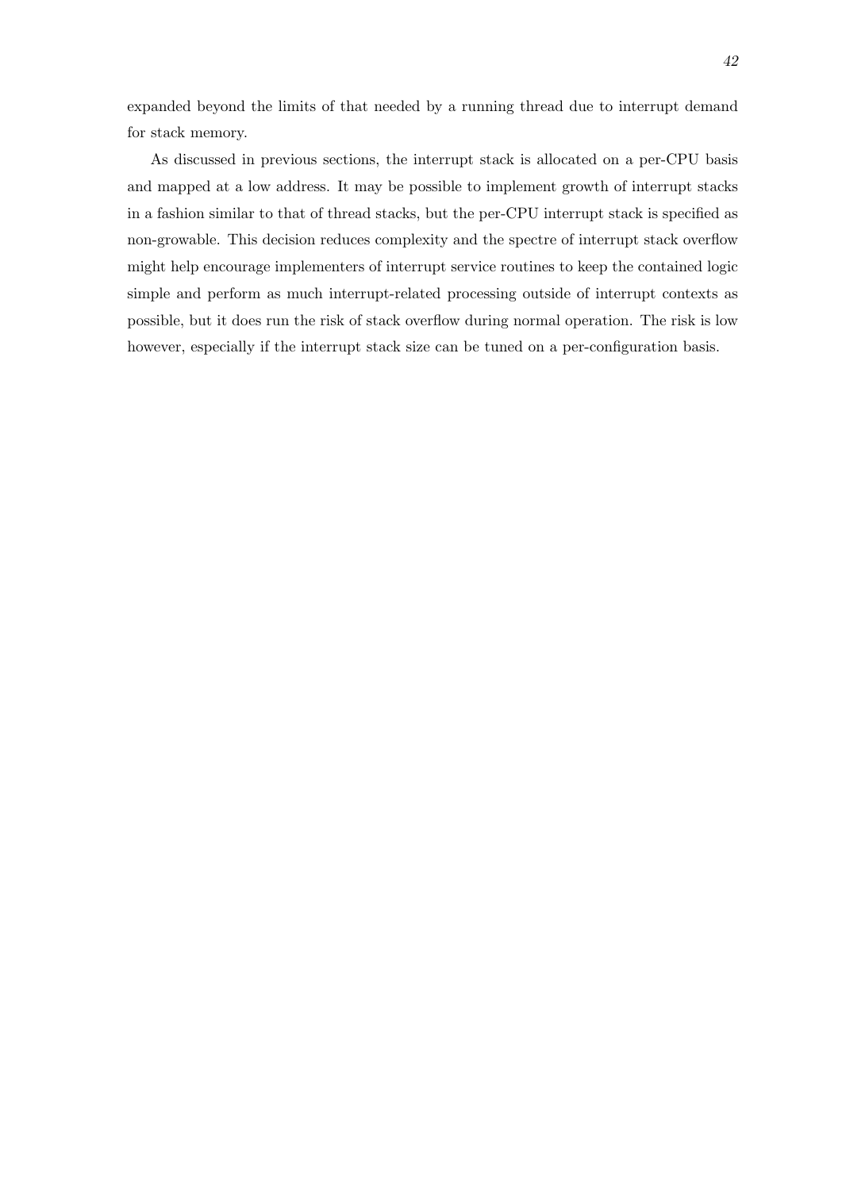expanded beyond the limits of that needed by a running thread due to interrupt demand for stack memory.

As discussed in previous sections, the interrupt stack is allocated on a per-CPU basis and mapped at a low address. It may be possible to implement growth of interrupt stacks in a fashion similar to that of thread stacks, but the per-CPU interrupt stack is specified as non-growable. This decision reduces complexity and the spectre of interrupt stack overflow might help encourage implementers of interrupt service routines to keep the contained logic simple and perform as much interrupt-related processing outside of interrupt contexts as possible, but it does run the risk of stack overflow during normal operation. The risk is low however, especially if the interrupt stack size can be tuned on a per-configuration basis.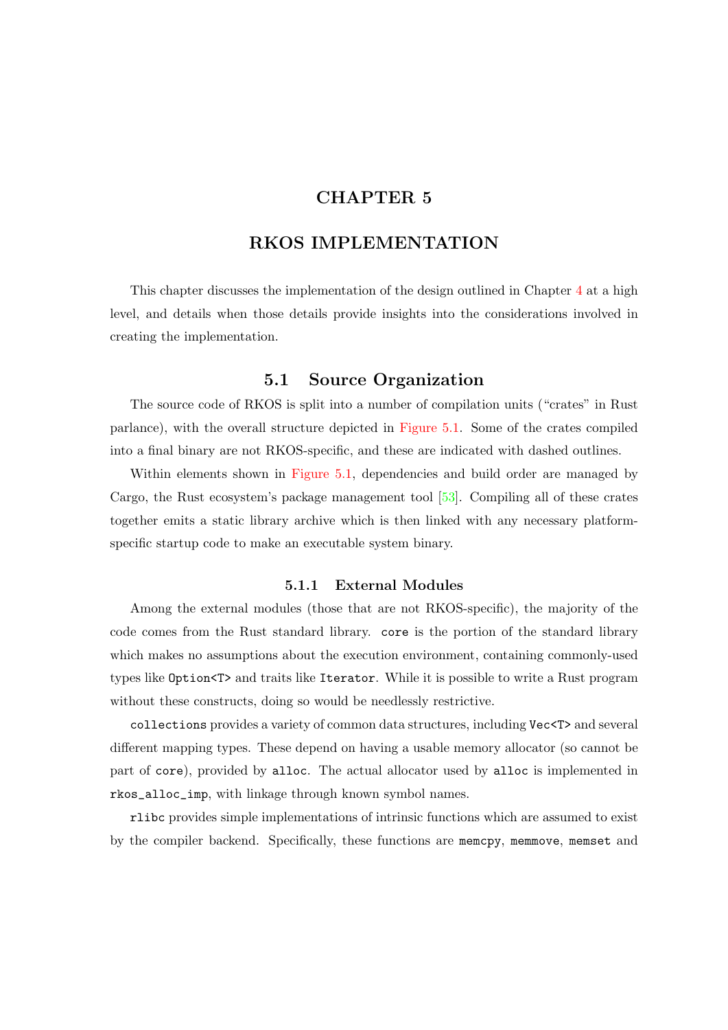# CHAPTER 5

# RKOS IMPLEMENTATION

This chapter discusses the implementation of the design outlined in Chapter 4 at a high level, and details when those details provide insights into the considerations involved in creating the implementation.

## 5.1 Source Organization

The source code of RKOS is split into a number of compilation units ("crates" in Rust parlance), with the overall structure depicted in Figure 5.1. Some of the crates compiled into a final binary are not RKOS-specific, and these are indicated with dashed outlines.

Within elements shown in Figure 5.1, dependencies and build order are managed by Cargo, the Rust ecosystem's package management tool [53]. Compiling all of these crates together emits a static library archive which is then linked with any necessary platform-specific startup code to make an executable system binary.

### 5.1.1 External Modules

Among the external modules (those that are not RKOS-specific), the majority of the code comes from the Rust standard library. `core` is the portion of the standard library which makes no assumptions about the execution environment, containing commonly-used types like `Option<T>` and traits like `Iterator`. While it is possible to write a Rust program without these constructs, doing so would be needlessly restrictive.

`collections` provides a variety of common data structures, including `Vec<T>` and several different mapping types. These depend on having a usable memory allocator (so cannot be part of `core`), provided by `alloc`. The actual allocator used by `alloc` is implemented in `rkos_alloc_imp`, with linkage through known symbol names.

`rlibc` provides simple implementations of intrinsic functions which are assumed to exist by the compiler backend. Specifically, these functions are `memcpy`, `memmove`, `memset` and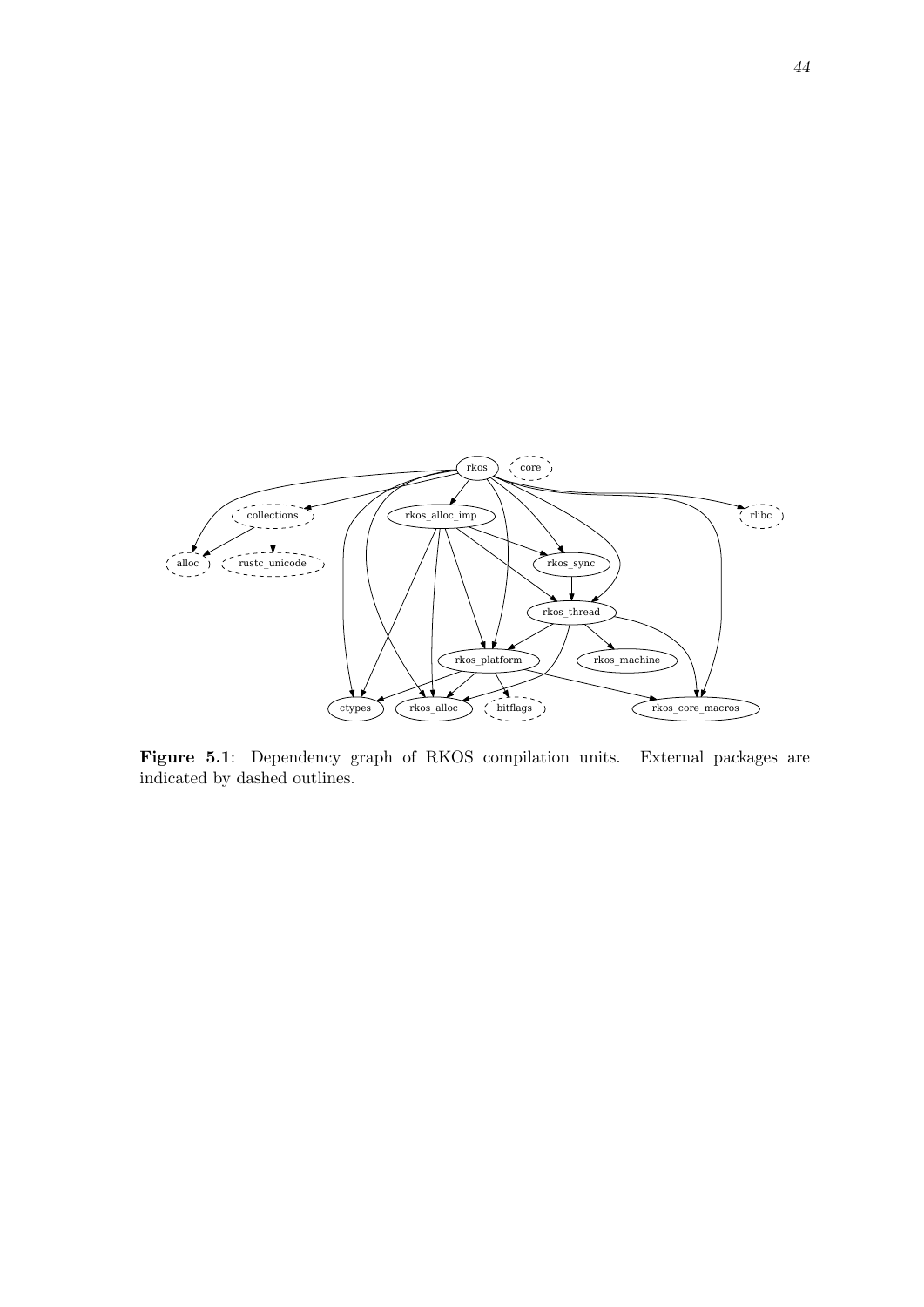**Figure 5.1**: Dependency graph of RKOS compilation units. External packages are indicated by dashed outlines.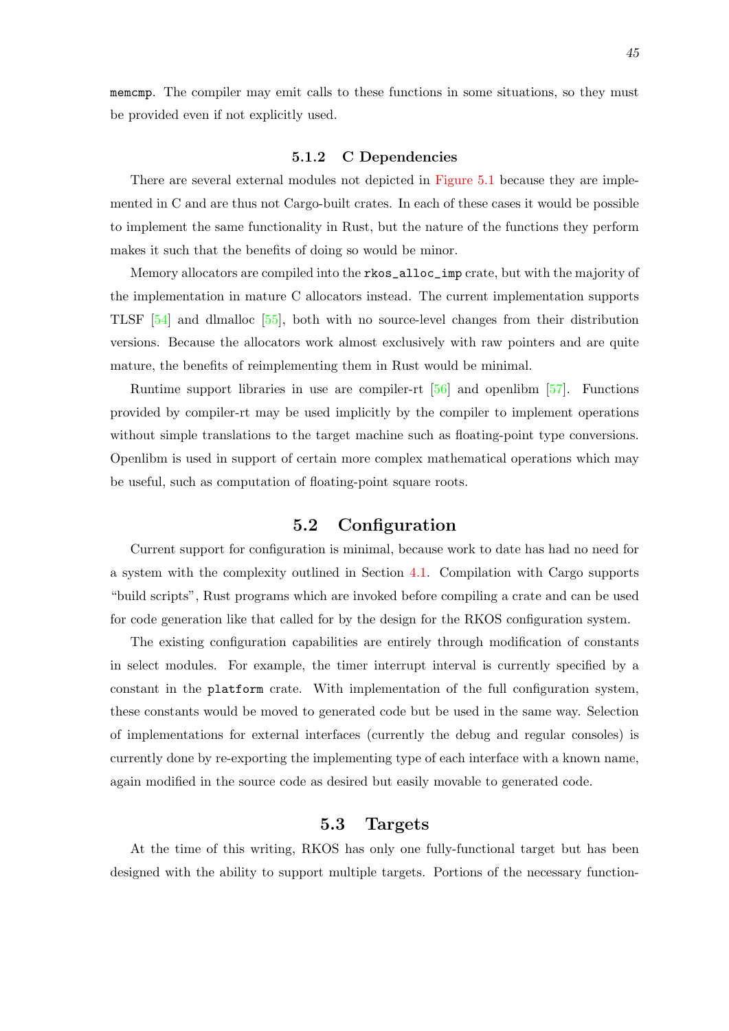`memcmp`. The compiler may emit calls to these functions in some situations, so they must be provided even if not explicitly used.

### 5.1.2 C Dependencies

There are several external modules not depicted in Figure 5.1 because they are implemented in C and are thus not Cargo-built crates. In each of these cases it would be possible to implement the same functionality in Rust, but the nature of the functions they perform makes it such that the benefits of doing so would be minor.

Memory allocators are compiled into the `rkos_alloc_imp` crate, but with the majority of the implementation in mature C allocators instead. The current implementation supports TLSF [54] and dlmalloc [55], both with no source-level changes from their distribution versions. Because the allocators work almost exclusively with raw pointers and are quite mature, the benefits of reimplementing them in Rust would be minimal.

Runtime support libraries in use are compiler-rt [56] and openlibm [57]. Functions provided by compiler-rt may be used implicitly by the compiler to implement operations without simple translations to the target machine such as floating-point type conversions. Openlibm is used in support of certain more complex mathematical operations which may be useful, such as computation of floating-point square roots.

## 5.2 Configuration

Current support for configuration is minimal, because work to date has had no need for a system with the complexity outlined in Section 4.1. Compilation with Cargo supports "build scripts", Rust programs which are invoked before compiling a crate and can be used for code generation like that called for by the design for the RKOS configuration system.

The existing configuration capabilities are entirely through modification of constants in select modules. For example, the timer interrupt interval is currently specified by a constant in the `platform` crate. With implementation of the full configuration system, these constants would be moved to generated code but be used in the same way. Selection of implementations for external interfaces (currently the debug and regular consoles) is currently done by re-exporting the implementing type of each interface with a known name, again modified in the source code as desired but easily movable to generated code.

## 5.3 Targets

At the time of this writing, RKOS has only one fully-functional target but has been designed with the ability to support multiple targets. Portions of the necessary function-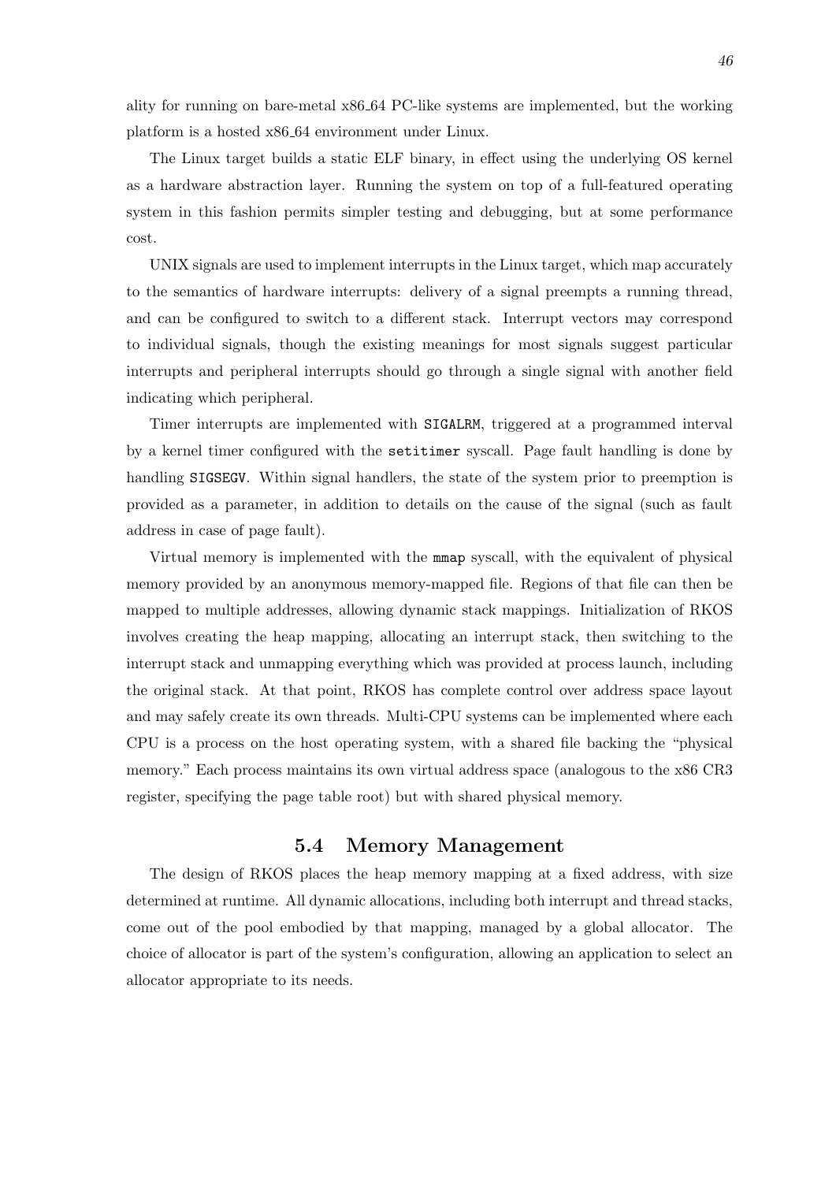ality for running on bare-metal x86_64 PC-like systems are implemented, but the working platform is a hosted x86_64 environment under Linux.

The Linux target builds a static ELF binary, in effect using the underlying OS kernel as a hardware abstraction layer. Running the system on top of a full-featured operating system in this fashion permits simpler testing and debugging, but at some performance cost.

UNIX signals are used to implement interrupts in the Linux target, which map accurately to the semantics of hardware interrupts: delivery of a signal preempts a running thread, and can be configured to switch to a different stack. Interrupt vectors may correspond to individual signals, though the existing meanings for most signals suggest particular interrupts and peripheral interrupts should go through a single signal with another field indicating which peripheral.

Timer interrupts are implemented with `SIGALRM`, triggered at a programmed interval by a kernel timer configured with the `setitimer` syscall. Page fault handling is done by handling `SIGSEGV`. Within signal handlers, the state of the system prior to preemption is provided as a parameter, in addition to details on the cause of the signal (such as fault address in case of page fault).

Virtual memory is implemented with the `mmap` syscall, with the equivalent of physical memory provided by an anonymous memory-mapped file. Regions of that file can then be mapped to multiple addresses, allowing dynamic stack mappings. Initialization of RKOS involves creating the heap mapping, allocating an interrupt stack, then switching to the interrupt stack and unmapping everything which was provided at process launch, including the original stack. At that point, RKOS has complete control over address space layout and may safely create its own threads. Multi-CPU systems can be implemented where each CPU is a process on the host operating system, with a shared file backing the "physical memory." Each process maintains its own virtual address space (analogous to the x86 CR3 register, specifying the page table root) but with shared physical memory.

## 5.4 Memory Management

The design of RKOS places the heap memory mapping at a fixed address, with size determined at runtime. All dynamic allocations, including both interrupt and thread stacks, come out of the pool embodied by that mapping, managed by a global allocator. The choice of allocator is part of the system's configuration, allowing an application to select an allocator appropriate to its needs.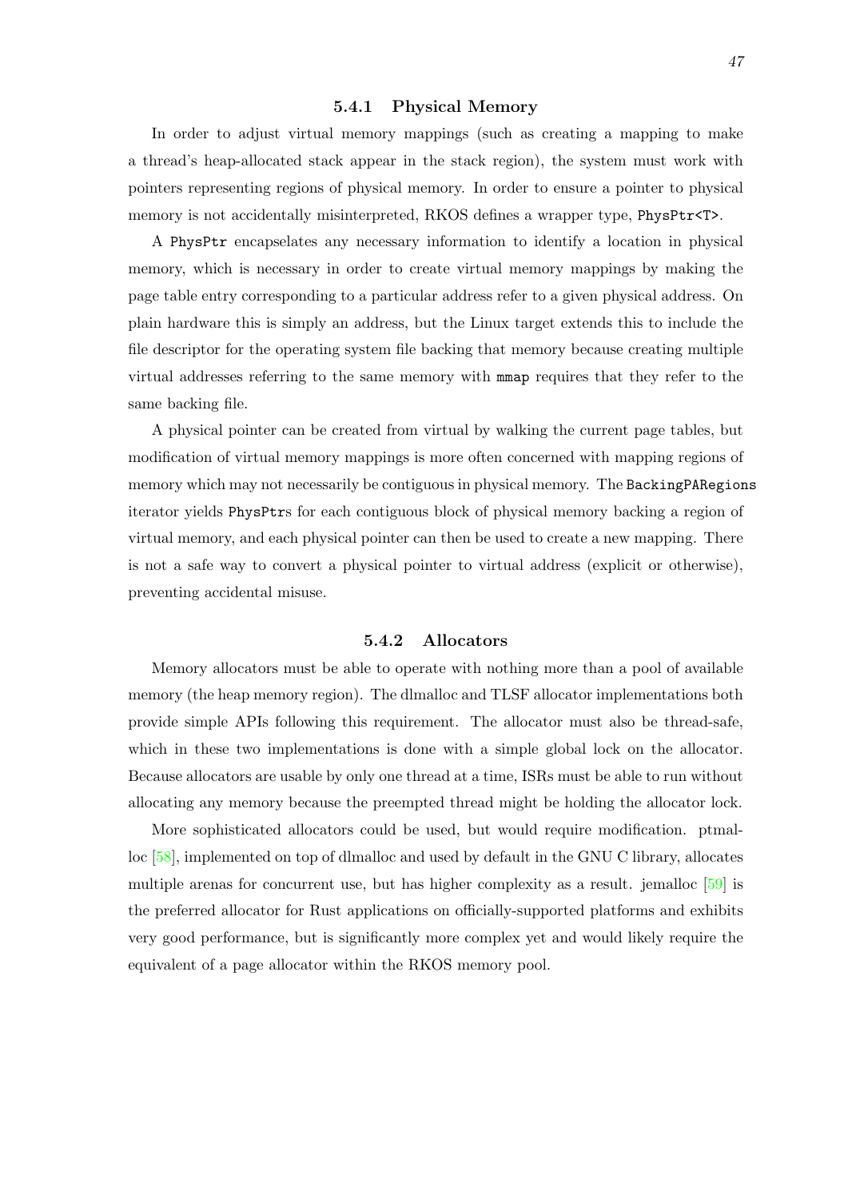### 5.4.1 Physical Memory

In order to adjust virtual memory mappings (such as creating a mapping to make a thread's heap-allocated stack appear in the stack region), the system must work with pointers representing regions of physical memory. In order to ensure a pointer to physical memory is not accidentally misinterpreted, RKOS defines a wrapper type, `PhysPtr<T>`.

A `PhysPtr` encapselates any necessary information to identify a location in physical memory, which is necessary in order to create virtual memory mappings by making the page table entry corresponding to a particular address refer to a given physical address. On plain hardware this is simply an address, but the Linux target extends this to include the file descriptor for the operating system file backing that memory because creating multiple virtual addresses referring to the same memory with `mmap` requires that they refer to the same backing file.

A physical pointer can be created from virtual by walking the current page tables, but modification of virtual memory mappings is more often concerned with mapping regions of memory which may not necessarily be contiguous in physical memory. The `BackingPARegions` iterator yields `PhysPtr`s for each contiguous block of physical memory backing a region of virtual memory, and each physical pointer can then be used to create a new mapping. There is not a safe way to convert a physical pointer to virtual address (explicit or otherwise), preventing accidental misuse.

### 5.4.2 Allocators

Memory allocators must be able to operate with nothing more than a pool of available memory (the heap memory region). The dlmalloc and TLSF allocator implementations both provide simple APIs following this requirement. The allocator must also be thread-safe, which in these two implementations is done with a simple global lock on the allocator. Because allocators are usable by only one thread at a time, ISRs must be able to run without allocating any memory because the preempted thread might be holding the allocator lock.

More sophisticated allocators could be used, but would require modification. ptmalloc [58], implemented on top of dlmalloc and used by default in the GNU C library, allocates multiple arenas for concurrent use, but has higher complexity as a result. jemalloc [59] is the preferred allocator for Rust applications on officially-supported platforms and exhibits very good performance, but is significantly more complex yet and would likely require the equivalent of a page allocator within the RKOS memory pool.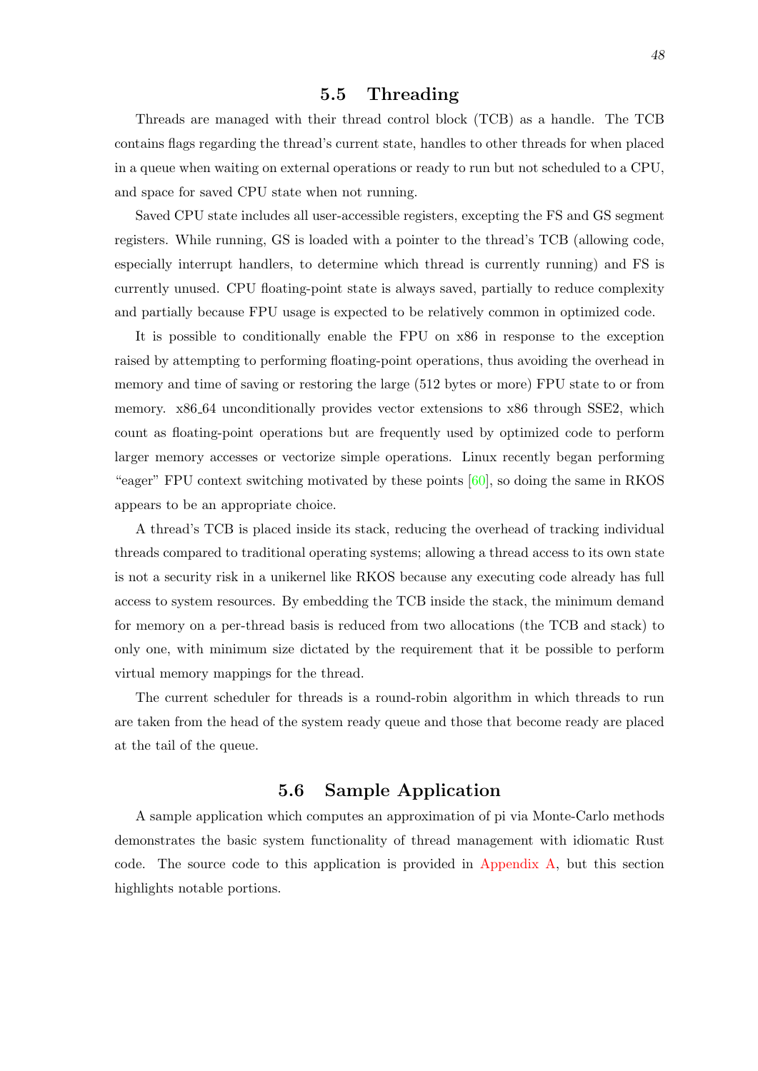## 5.5 Threading

Threads are managed with their thread control block (TCB) as a handle. The TCB contains flags regarding the thread's current state, handles to other threads for when placed in a queue when waiting on external operations or ready to run but not scheduled to a CPU, and space for saved CPU state when not running.

Saved CPU state includes all user-accessible registers, excepting the FS and GS segment registers. While running, GS is loaded with a pointer to the thread's TCB (allowing code, especially interrupt handlers, to determine which thread is currently running) and FS is currently unused. CPU floating-point state is always saved, partially to reduce complexity and partially because FPU usage is expected to be relatively common in optimized code.

It is possible to conditionally enable the FPU on x86 in response to the exception raised by attempting to performing floating-point operations, thus avoiding the overhead in memory and time of saving or restoring the large (512 bytes or more) FPU state to or from memory. x86_64 unconditionally provides vector extensions to x86 through SSE2, which count as floating-point operations but are frequently used by optimized code to perform larger memory accesses or vectorize simple operations. Linux recently began performing "eager" FPU context switching motivated by these points [60], so doing the same in RKOS appears to be an appropriate choice.

A thread's TCB is placed inside its stack, reducing the overhead of tracking individual threads compared to traditional operating systems; allowing a thread access to its own state is not a security risk in a unikernel like RKOS because any executing code already has full access to system resources. By embedding the TCB inside the stack, the minimum demand for memory on a per-thread basis is reduced from two allocations (the TCB and stack) to only one, with minimum size dictated by the requirement that it be possible to perform virtual memory mappings for the thread.

The current scheduler for threads is a round-robin algorithm in which threads to run are taken from the head of the system ready queue and those that become ready are placed at the tail of the queue.

## 5.6 Sample Application

A sample application which computes an approximation of pi via Monte-Carlo methods demonstrates the basic system functionality of thread management with idiomatic Rust code. The source code to this application is provided in Appendix A, but this section highlights notable portions.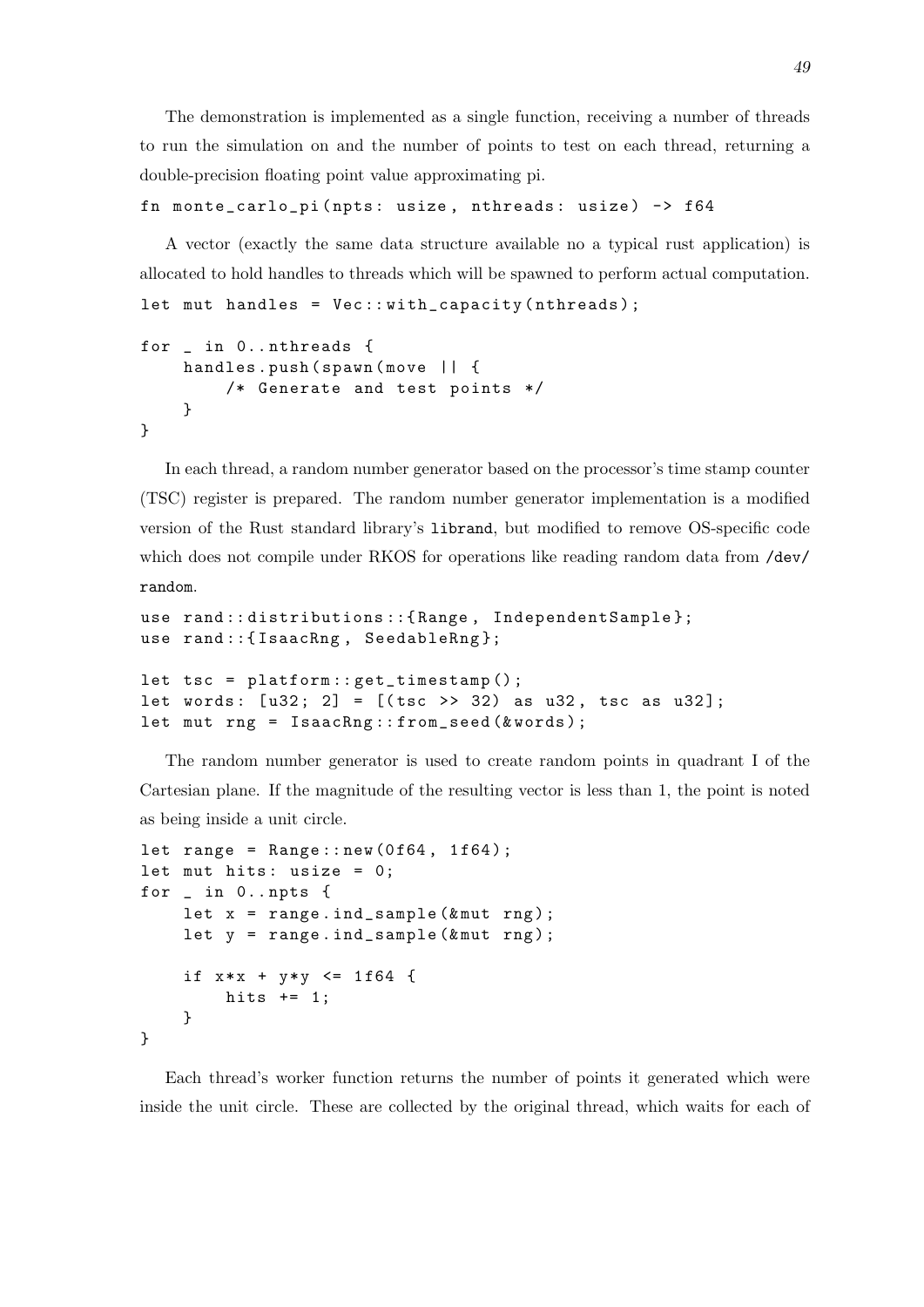The demonstration is implemented as a single function, receiving a number of threads to run the simulation on and the number of points to test on each thread, returning a double-precision floating point value approximating pi.

```
fn monte_carlo_pi(npts: usize, nthreads: usize) -> f64
```

A vector (exactly the same data structure available no a typical rust application) is allocated to hold handles to threads which will be spawned to perform actual computation.

```
let mut handles = Vec::with_capacity(nthreads);

for _ in 0..nthreads {
    handles.push(spawn(move || {
        /* Generate and test points */
    }
}
```

In each thread, a random number generator based on the processor's time stamp counter (TSC) register is prepared. The random number generator implementation is a modified version of the Rust standard library's `librand`, but modified to remove OS-specific code which does not compile under RKOS for operations like reading random data from `/dev/random`.

```
use rand::distributions::{Range, IndependentSample};
use rand::{IsaacRng, SeedableRng};

let tsc = platform::get_timestamp();
let words: [u32; 2] = [(tsc >> 32) as u32, tsc as u32];
let mut rng = IsaacRng::from_seed(&words);
```

The random number generator is used to create random points in quadrant I of the Cartesian plane. If the magnitude of the resulting vector is less than 1, the point is noted as being inside a unit circle.

```
let range = Range::new(0f64, 1f64);
let mut hits: usize = 0;
for _ in 0..npts {
    let x = range.ind_sample(&mut rng);
    let y = range.ind_sample(&mut rng);

    if x*x + y*y <= 1f64 {
        hits += 1;
    }
}
```

Each thread's worker function returns the number of points it generated which were inside the unit circle. These are collected by the original thread, which waits for each of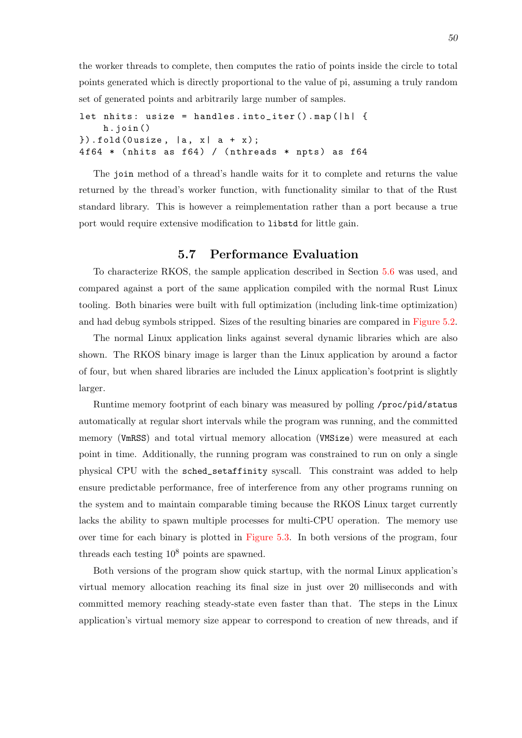the worker threads to complete, then computes the ratio of points inside the circle to total points generated which is directly proportional to the value of pi, assuming a truly random set of generated points and arbitrarily large number of samples.

```
let nhits: usize = handles.into_iter().map(|h| {
    h.join()
}).fold(0usize, |a, x| a + x);
4f64 * (nhits as f64) / (nthreads * npts) as f64
```

The `join` method of a thread's handle waits for it to complete and returns the value returned by the thread's worker function, with functionality similar to that of the Rust standard library. This is however a reimplementation rather than a port because a true port would require extensive modification to `libstd` for little gain.

## 5.7 Performance Evaluation

To characterize RKOS, the sample application described in Section 5.6 was used, and compared against a port of the same application compiled with the normal Rust Linux tooling. Both binaries were built with full optimization (including link-time optimization) and had debug symbols stripped. Sizes of the resulting binaries are compared in Figure 5.2.

The normal Linux application links against several dynamic libraries which are also shown. The RKOS binary image is larger than the Linux application by around a factor of four, but when shared libraries are included the Linux application's footprint is slightly larger.

Runtime memory footprint of each binary was measured by polling `/proc/pid/status` automatically at regular short intervals while the program was running, and the committed memory (`VmRSS`) and total virtual memory allocation (`VMSize`) were measured at each point in time. Additionally, the running program was constrained to run on only a single physical CPU with the `sched_setaffinity` syscall. This constraint was added to help ensure predictable performance, free of interference from any other programs running on the system and to maintain comparable timing because the RKOS Linux target currently lacks the ability to spawn multiple processes for multi-CPU operation. The memory use over time for each binary is plotted in Figure 5.3. In both versions of the program, four threads each testing $10^8$ points are spawned.

Both versions of the program show quick startup, with the normal Linux application's virtual memory allocation reaching its final size in just over 20 milliseconds and with committed memory reaching steady-state even faster than that. The steps in the Linux application's virtual memory size appear to correspond to creation of new threads, and if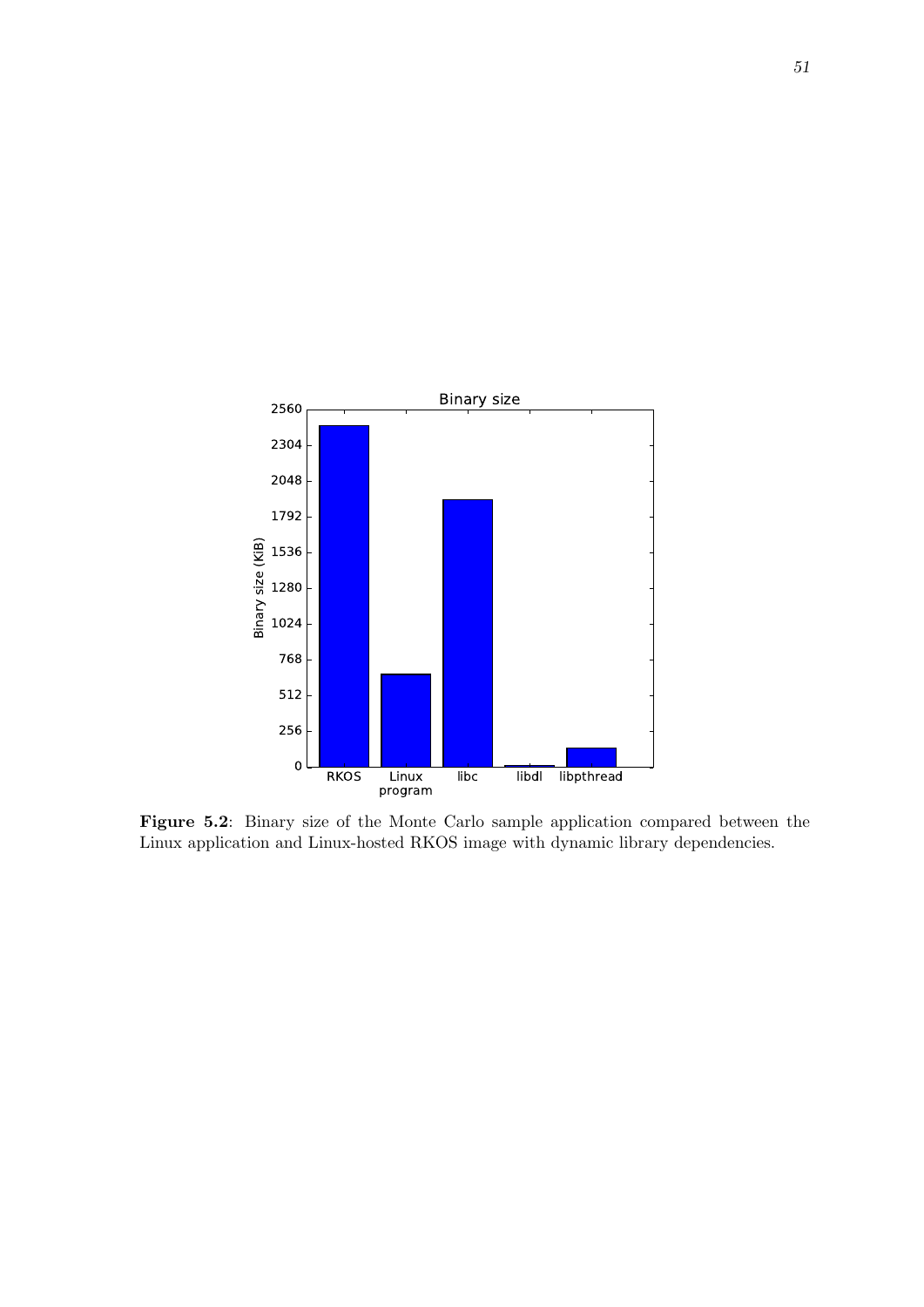**Figure 5.2**: Binary size of the Monte Carlo sample application compared between the Linux application and Linux-hosted RKOS image with dynamic library dependencies.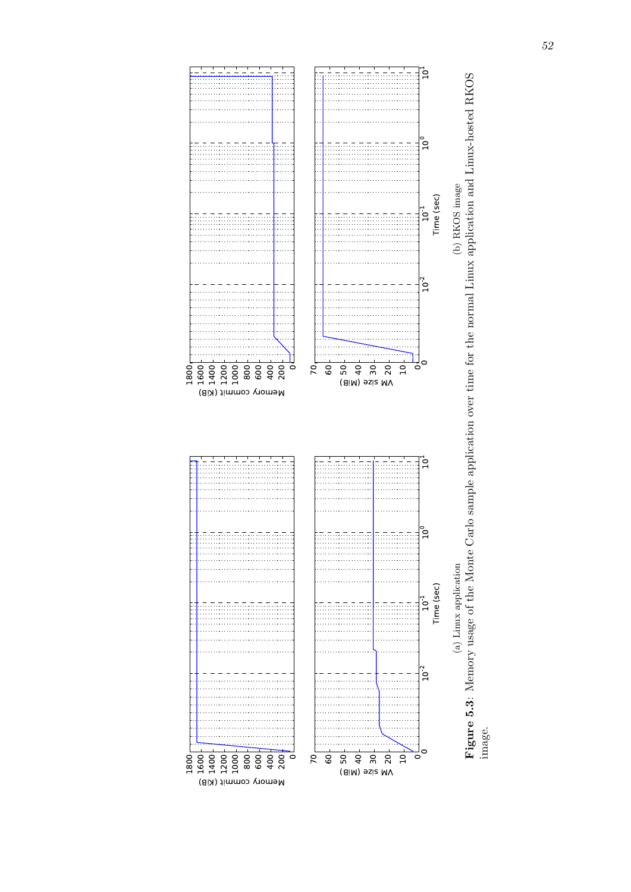(a) Linux application

(b) RKOS image

**Figure 5.3**: Memory usage of the Monte Carlo sample application over time for the normal Linux application and Linux-hosted RKOS image.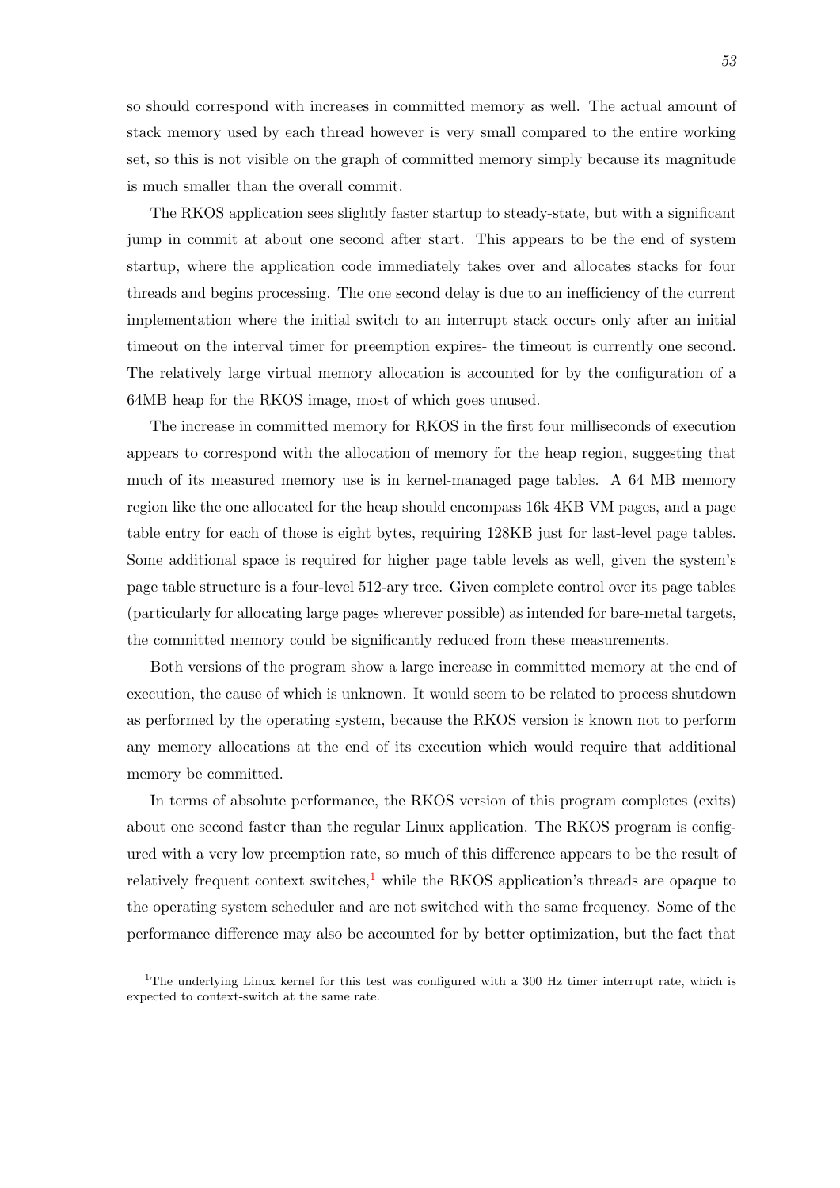so should correspond with increases in committed memory as well. The actual amount of stack memory used by each thread however is very small compared to the entire working set, so this is not visible on the graph of committed memory simply because its magnitude is much smaller than the overall commit.

The RKOS application sees slightly faster startup to steady-state, but with a significant jump in commit at about one second after start. This appears to be the end of system startup, where the application code immediately takes over and allocates stacks for four threads and begins processing. The one second delay is due to an inefficiency of the current implementation where the initial switch to an interrupt stack occurs only after an initial timeout on the interval timer for preemption expires- the timeout is currently one second. The relatively large virtual memory allocation is accounted for by the configuration of a 64MB heap for the RKOS image, most of which goes unused.

The increase in committed memory for RKOS in the first four milliseconds of execution appears to correspond with the allocation of memory for the heap region, suggesting that much of its measured memory use is in kernel-managed page tables. A 64 MB memory region like the one allocated for the heap should encompass 16k 4KB VM pages, and a page table entry for each of those is eight bytes, requiring 128KB just for last-level page tables. Some additional space is required for higher page table levels as well, given the system's page table structure is a four-level 512-ary tree. Given complete control over its page tables (particularly for allocating large pages wherever possible) as intended for bare-metal targets, the committed memory could be significantly reduced from these measurements.

Both versions of the program show a large increase in committed memory at the end of execution, the cause of which is unknown. It would seem to be related to process shutdown as performed by the operating system, because the RKOS version is known not to perform any memory allocations at the end of its execution which would require that additional memory be committed.

In terms of absolute performance, the RKOS version of this program completes (exits) about one second faster than the regular Linux application. The RKOS program is configured with a very low preemption rate, so much of this difference appears to be the result of relatively frequent context switches,[1] while the RKOS application's threads are opaque to the operating system scheduler and are not switched with the same frequency. Some of the performance difference may also be accounted for by better optimization, but the fact that

[1] The underlying Linux kernel for this test was configured with a 300 Hz timer interrupt rate, which is expected to context-switch at the same rate.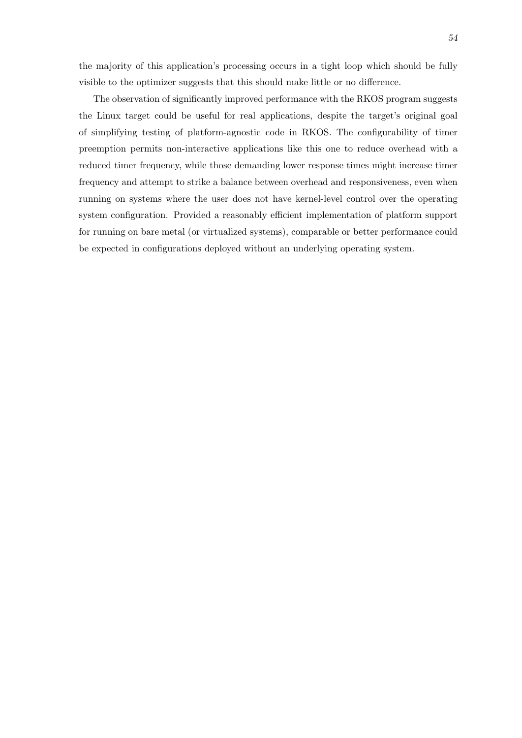the majority of this application's processing occurs in a tight loop which should be fully visible to the optimizer suggests that this should make little or no difference.

The observation of significantly improved performance with the RKOS program suggests the Linux target could be useful for real applications, despite the target's original goal of simplifying testing of platform-agnostic code in RKOS. The configurability of timer preemption permits non-interactive applications like this one to reduce overhead with a reduced timer frequency, while those demanding lower response times might increase timer frequency and attempt to strike a balance between overhead and responsiveness, even when running on systems where the user does not have kernel-level control over the operating system configuration. Provided a reasonably efficient implementation of platform support for running on bare metal (or virtualized systems), comparable or better performance could be expected in configurations deployed without an underlying operating system.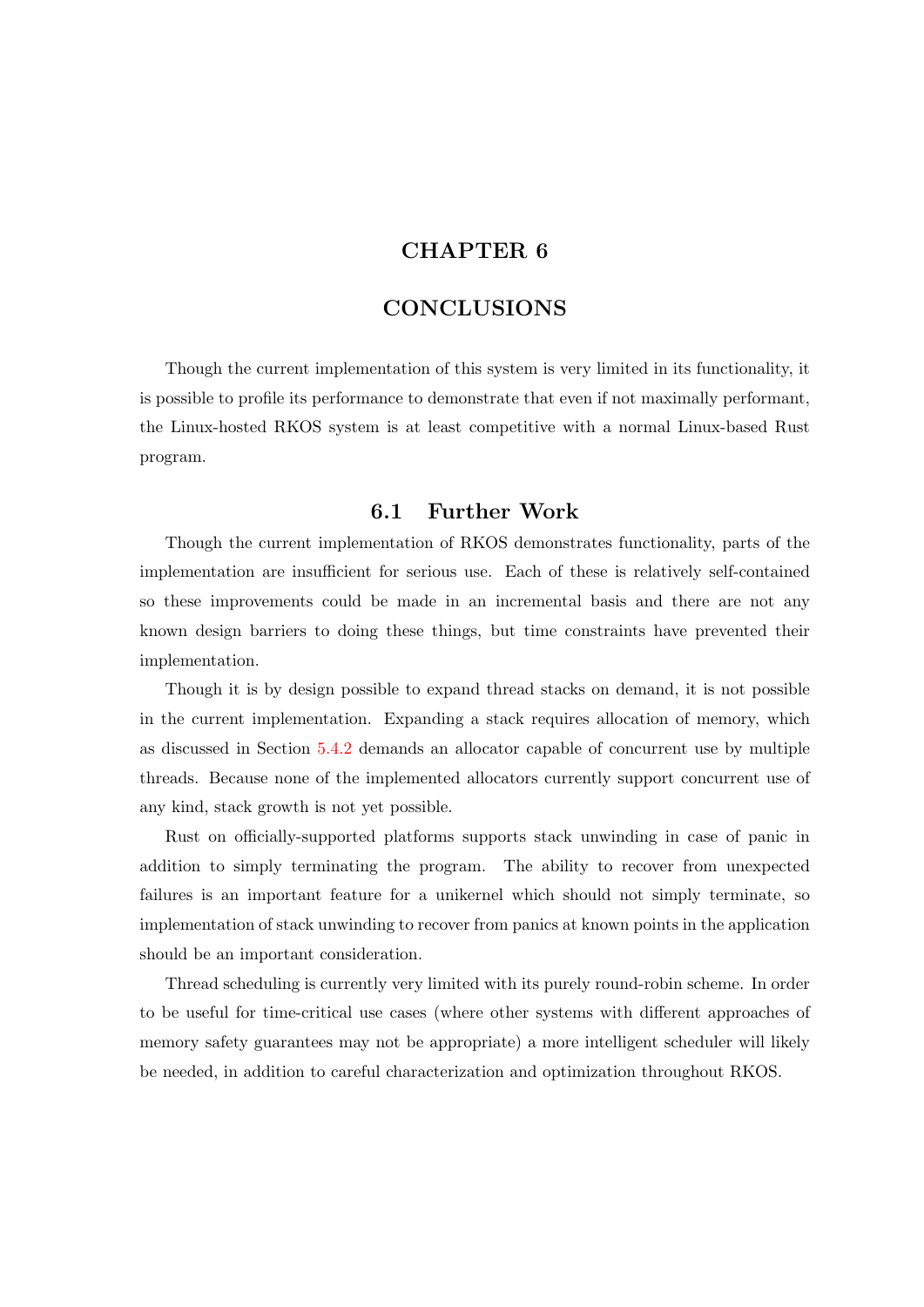# CHAPTER 6

# CONCLUSIONS

Though the current implementation of this system is very limited in its functionality, it is possible to profile its performance to demonstrate that even if not maximally performant, the Linux-hosted RKOS system is at least competitive with a normal Linux-based Rust program.

## 6.1 Further Work

Though the current implementation of RKOS demonstrates functionality, parts of the implementation are insufficient for serious use. Each of these is relatively self-contained so these improvements could be made in an incremental basis and there are not any known design barriers to doing these things, but time constraints have prevented their implementation.

Though it is by design possible to expand thread stacks on demand, it is not possible in the current implementation. Expanding a stack requires allocation of memory, which as discussed in Section 5.4.2 demands an allocator capable of concurrent use by multiple threads. Because none of the implemented allocators currently support concurrent use of any kind, stack growth is not yet possible.

Rust on officially-supported platforms supports stack unwinding in case of panic in addition to simply terminating the program. The ability to recover from unexpected failures is an important feature for a unikernel which should not simply terminate, so implementation of stack unwinding to recover from panics at known points in the application should be an important consideration.

Thread scheduling is currently very limited with its purely round-robin scheme. In order to be useful for time-critical use cases (where other systems with different approaches of memory safety guarantees may not be appropriate) a more intelligent scheduler will likely be needed, in addition to careful characterization and optimization throughout RKOS.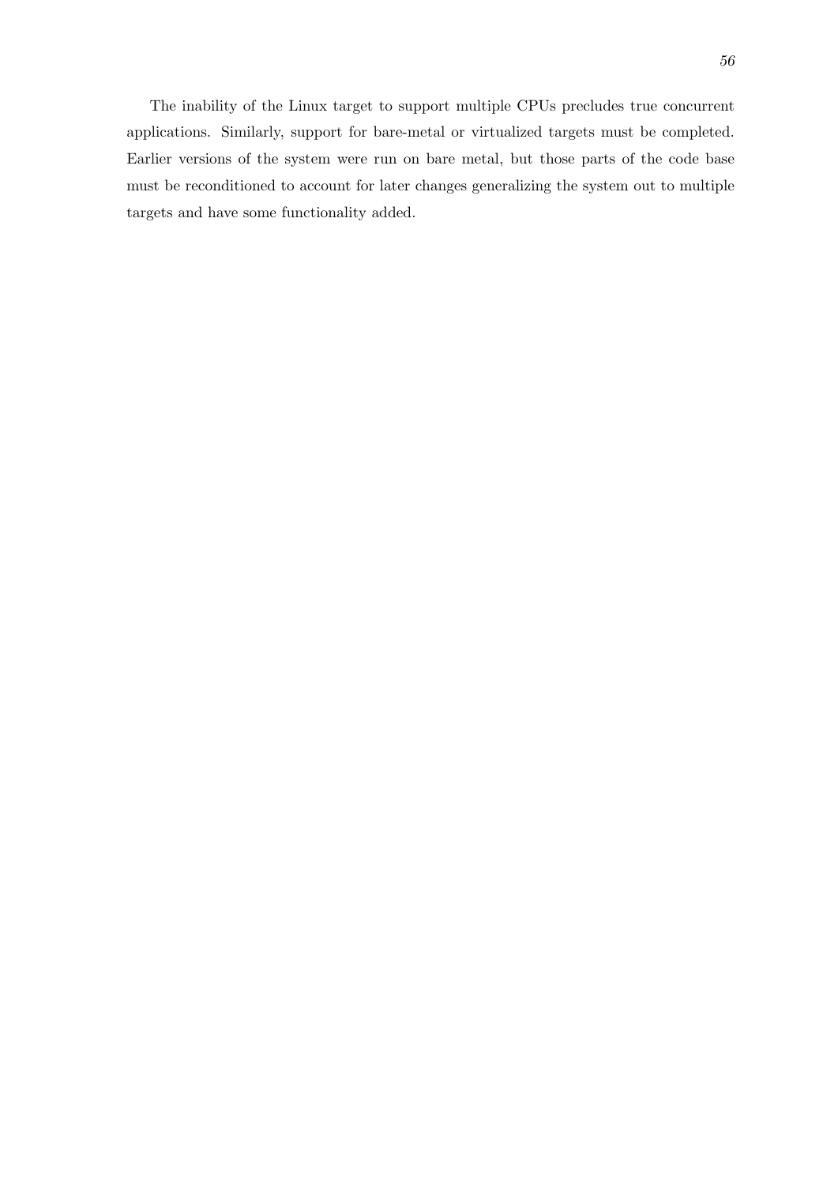The inability of the Linux target to support multiple CPUs precludes true concurrent applications. Similarly, support for bare-metal or virtualized targets must be completed. Earlier versions of the system were run on bare metal, but those parts of the code base must be reconditioned to account for later changes generalizing the system out to multiple targets and have some functionality added.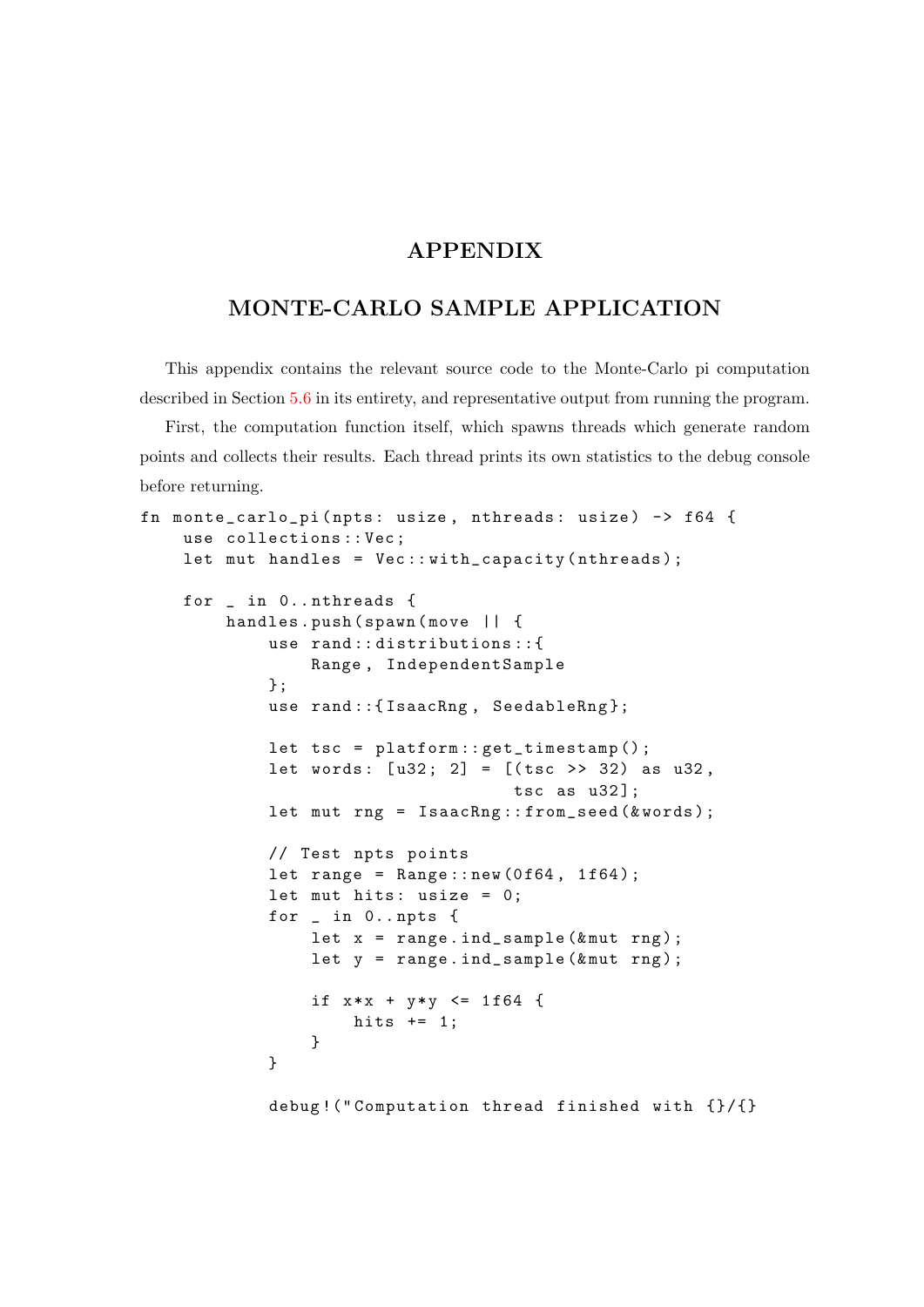# APPENDIX

## MONTE-CARLO SAMPLE APPLICATION

This appendix contains the relevant source code to the Monte-Carlo pi computation described in Section 5.6 in its entirety, and representative output from running the program.

First, the computation function itself, which spawns threads which generate random points and collects their results. Each thread prints its own statistics to the debug console before returning.

```
fn monte_carlo_pi(npts: usize, nthreads: usize) -> f64 {
    use collections::Vec;
    let mut handles = Vec::with_capacity(nthreads);

    for _ in 0..nthreads {
        handles.push(spawn(move || {
            use rand::distributions::{
                Range, IndependentSample
            };
            use rand::{IsaacRng, SeedableRng};

            let tsc = platform::get_timestamp();
            let words: [u32; 2] = [(tsc >> 32) as u32,
                                   tsc as u32];
            let mut rng = IsaacRng::from_seed(&words);

            // Test npts points
            let range = Range::new(0f64, 1f64);
            let mut hits: usize = 0;
            for _ in 0..npts {
                let x = range.ind_sample(&mut rng);
                let y = range.ind_sample(&mut rng);

                if x*x + y*y <= 1f64 {
                    hits += 1;
                }
            }

            debug!("Computation thread finished with {}/{}
```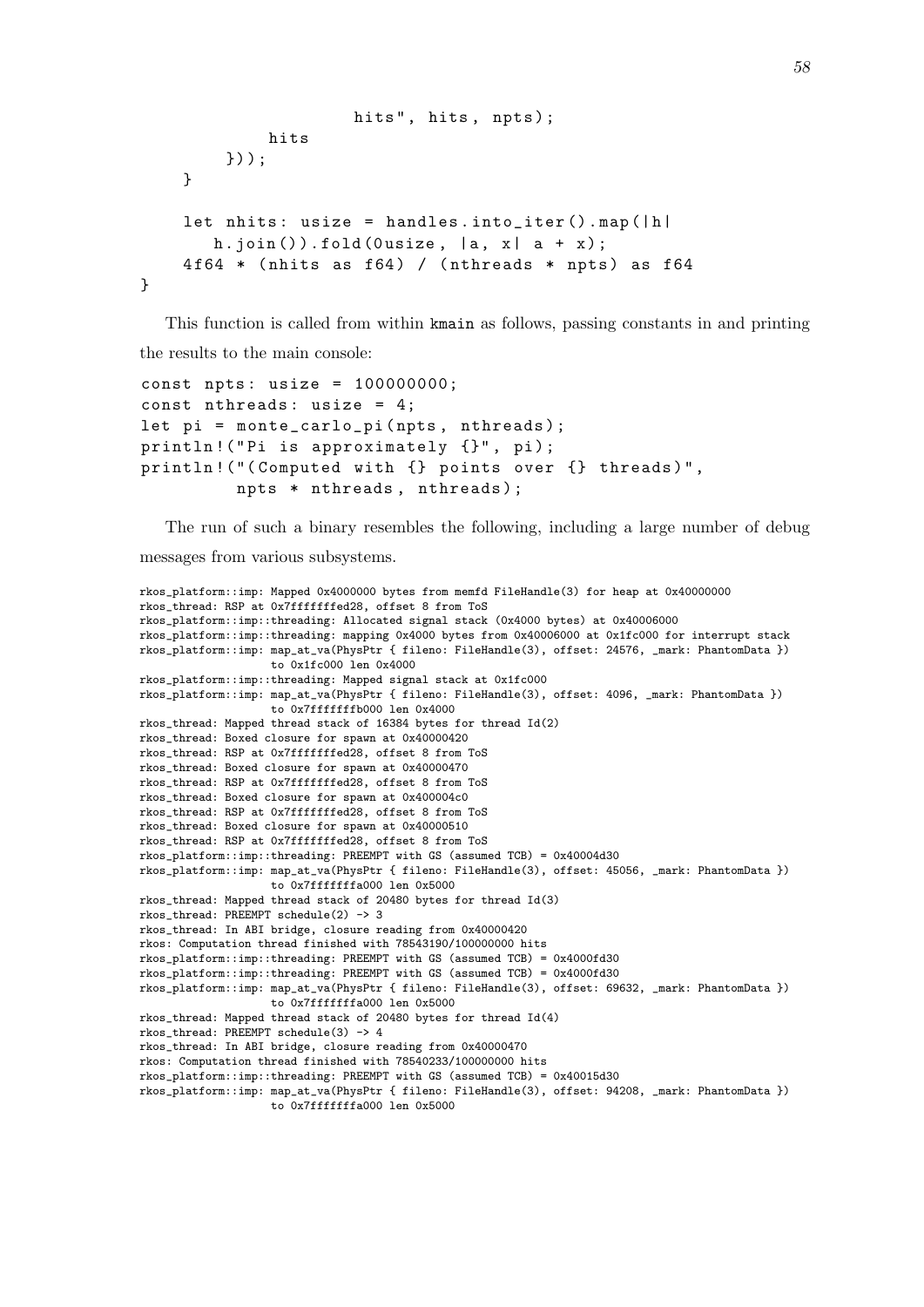```
                    hits", hits, npts);
            hits
        }));
    }

    let nhits: usize = handles.into_iter().map(|h|
        h.join()).fold(0usize, |a, x| a + x);
    4f64 * (nhits as f64) / (nthreads * npts) as f64
}
```

This function is called from within `kmain` as follows, passing constants in and printing the results to the main console:

```
const npts: usize = 100000000;
const nthreads: usize = 4;
let pi = monte_carlo_pi(npts, nthreads);
println!("Pi is approximately {}", pi);
println!("(Computed with {} points over {} threads)",
         npts * nthreads, nthreads);
```

The run of such a binary resembles the following, including a large number of debug messages from various subsystems.

```
rkos_platform::imp: Mapped 0x4000000 bytes from memfd FileHandle(3) for heap at 0x40000000
rkos_thread: RSP at 0x7fffffffed28, offset 8 from ToS
rkos_platform::imp::threading: Allocated signal stack (0x4000 bytes) at 0x40006000
rkos_platform::imp::threading: mapping 0x4000 bytes from 0x40006000 at 0x1fc000 for interrupt stack
rkos_platform::imp: map_at_va(PhysPtr { fileno: FileHandle(3), offset: 24576, _mark: PhantomData })
                    to 0x1fc000 len 0x4000
rkos_platform::imp::threading: Mapped signal stack at 0x1fc000
rkos_platform::imp: map_at_va(PhysPtr { fileno: FileHandle(3), offset: 4096, _mark: PhantomData })
                    to 0x7fffffffb000 len 0x4000
rkos_thread: Mapped thread stack of 16384 bytes for thread Id(2)
rkos_thread: Boxed closure for spawn at 0x40000420
rkos_thread: RSP at 0x7fffffffed28, offset 8 from ToS
rkos_thread: Boxed closure for spawn at 0x40000470
rkos_thread: RSP at 0x7fffffffed28, offset 8 from ToS
rkos_thread: Boxed closure for spawn at 0x400004c0
rkos_thread: RSP at 0x7fffffffed28, offset 8 from ToS
rkos_thread: Boxed closure for spawn at 0x40000510
rkos_thread: RSP at 0x7fffffffed28, offset 8 from ToS
rkos_platform::imp::threading: PREEMPT with GS (assumed TCB) = 0x40004d30
rkos_platform::imp: map_at_va(PhysPtr { fileno: FileHandle(3), offset: 45056, _mark: PhantomData })
                    to 0x7fffffffa000 len 0x5000
rkos_thread: Mapped thread stack of 20480 bytes for thread Id(3)
rkos_thread: PREEMPT schedule(2) -> 3
rkos_thread: In ABI bridge, closure reading from 0x40000420
rkos: Computation thread finished with 78543190/100000000 hits
rkos_platform::imp::threading: PREEMPT with GS (assumed TCB) = 0x4000fd30
rkos_platform::imp::threading: PREEMPT with GS (assumed TCB) = 0x4000fd30
rkos_platform::imp: map_at_va(PhysPtr { fileno: FileHandle(3), offset: 69632, _mark: PhantomData })
                    to 0x7fffffffa000 len 0x5000
rkos_thread: Mapped thread stack of 20480 bytes for thread Id(4)
rkos_thread: PREEMPT schedule(3) -> 4
rkos_thread: In ABI bridge, closure reading from 0x40000470
rkos: Computation thread finished with 78540233/100000000 hits
rkos_platform::imp::threading: PREEMPT with GS (assumed TCB) = 0x40015d30
rkos_platform::imp: map_at_va(PhysPtr { fileno: FileHandle(3), offset: 94208, _mark: PhantomData })
                    to 0x7fffffffa000 len 0x5000
```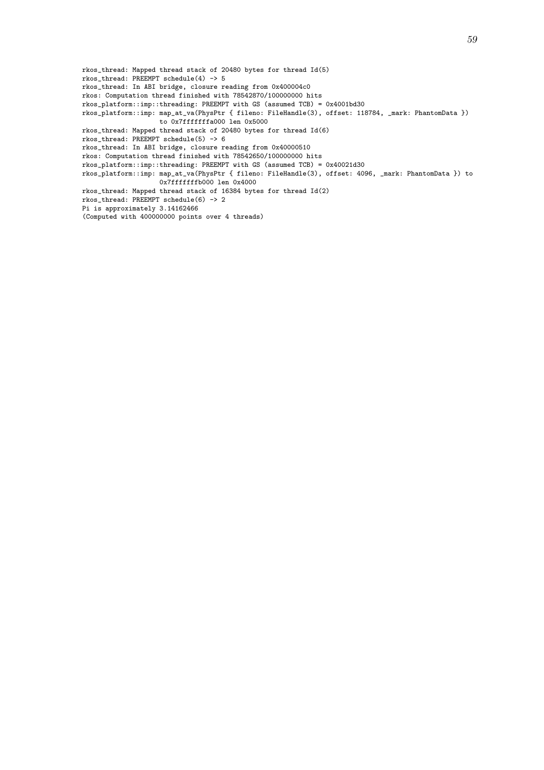```
rkos_thread: Mapped thread stack of 20480 bytes for thread Id(5)
rkos_thread: PREEMPT schedule(4) -> 5
rkos_thread: In ABI bridge, closure reading from 0x400004c0
rkos: Computation thread finished with 78542870/100000000 hits
rkos_platform::imp::threading: PREEMPT with GS (assumed TCB) = 0x4001bd30
rkos_platform::imp: map_at_va(PhysPtr { fileno: FileHandle(3), offset: 118784, _mark: PhantomData })
                    to 0x7fffffffa000 len 0x5000
rkos_thread: Mapped thread stack of 20480 bytes for thread Id(6)
rkos_thread: PREEMPT schedule(5) -> 6
rkos_thread: In ABI bridge, closure reading from 0x40000510
rkos: Computation thread finished with 78542650/100000000 hits
rkos_platform::imp::threading: PREEMPT with GS (assumed TCB) = 0x40021d30
rkos_platform::imp: map_at_va(PhysPtr { fileno: FileHandle(3), offset: 4096, _mark: PhantomData }) to
                    0x7fffffffb000 len 0x4000
rkos_thread: Mapped thread stack of 16384 bytes for thread Id(2)
rkos_thread: PREEMPT schedule(6) -> 2
Pi is approximately 3.14162466
(Computed with 400000000 points over 4 threads)
```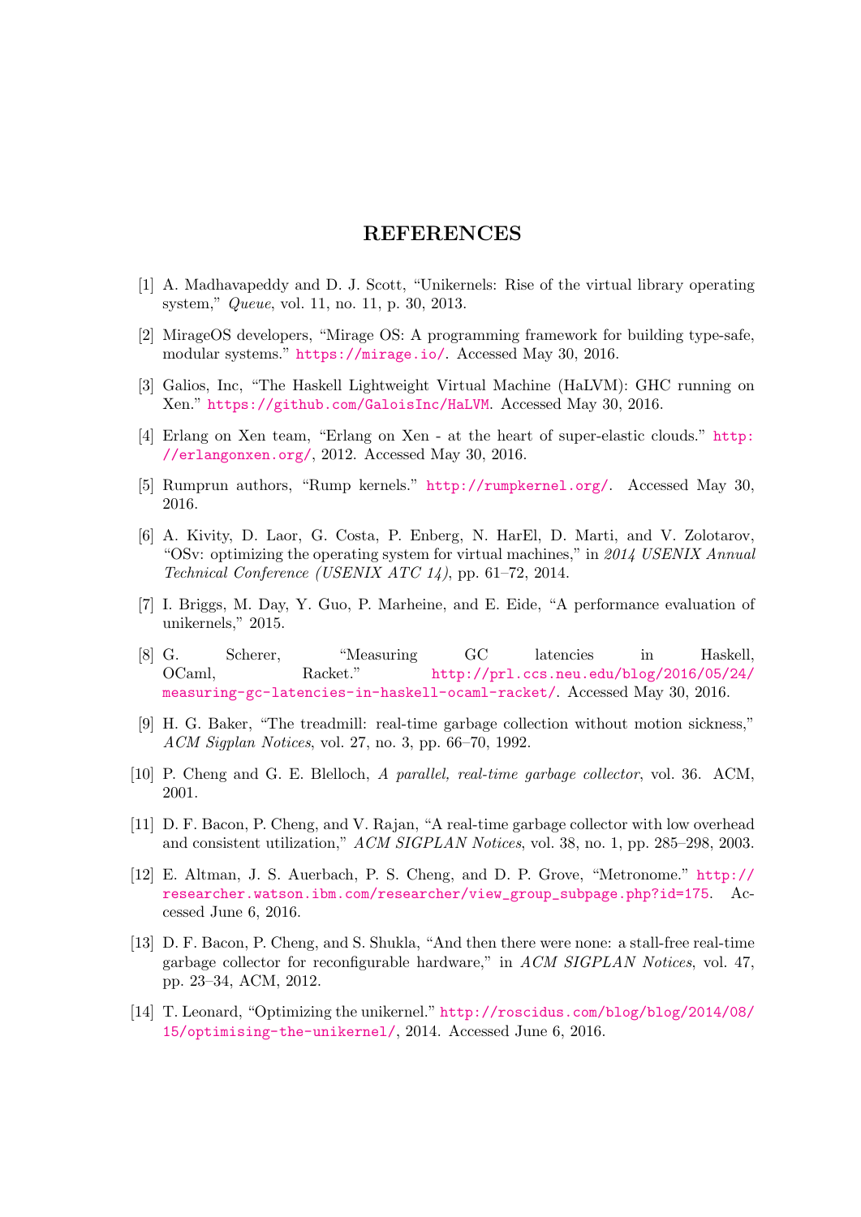# REFERENCES

[1] A. Madhavapeddy and D. J. Scott, "Unikernels: Rise of the virtual library operating system," *Queue*, vol. 11, no. 11, p. 30, 2013.

[2] MirageOS developers, "Mirage OS: A programming framework for building type-safe, modular systems." https://mirage.io/. Accessed May 30, 2016.

[3] Galios, Inc, "The Haskell Lightweight Virtual Machine (HaLVM): GHC running on Xen." https://github.com/GaloisInc/HaLVM. Accessed May 30, 2016.

[4] Erlang on Xen team, "Erlang on Xen - at the heart of super-elastic clouds." http://erlangonxen.org/, 2012. Accessed May 30, 2016.

[5] Rumprun authors, "Rump kernels." http://rumpkernel.org/. Accessed May 30, 2016.

[6] A. Kivity, D. Laor, G. Costa, P. Enberg, N. HarEl, D. Marti, and V. Zolotarov, "OSv: optimizing the operating system for virtual machines," in *2014 USENIX Annual Technical Conference (USENIX ATC 14)*, pp. 61–72, 2014.

[7] I. Briggs, M. Day, Y. Guo, P. Marheine, and E. Eide, "A performance evaluation of unikernels," 2015.

[8] G. Scherer, "Measuring GC latencies in Haskell, OCaml, Racket." http://prl.ccs.neu.edu/blog/2016/05/24/measuring-gc-latencies-in-haskell-ocaml-racket/. Accessed May 30, 2016.

[9] H. G. Baker, "The treadmill: real-time garbage collection without motion sickness," *ACM Sigplan Notices*, vol. 27, no. 3, pp. 66–70, 1992.

[10] P. Cheng and G. E. Blelloch, *A parallel, real-time garbage collector*, vol. 36. ACM, 2001.

[11] D. F. Bacon, P. Cheng, and V. Rajan, "A real-time garbage collector with low overhead and consistent utilization," *ACM SIGPLAN Notices*, vol. 38, no. 1, pp. 285–298, 2003.

[12] E. Altman, J. S. Auerbach, P. S. Cheng, and D. P. Grove, "Metronome." http://researcher.watson.ibm.com/researcher/view_group_subpage.php?id=175. Accessed June 6, 2016.

[13] D. F. Bacon, P. Cheng, and S. Shukla, "And then there were none: a stall-free real-time garbage collector for reconfigurable hardware," in *ACM SIGPLAN Notices*, vol. 47, pp. 23–34, ACM, 2012.

[14] T. Leonard, "Optimizing the unikernel." http://roscidus.com/blog/blog/2014/08/15/optimising-the-unikernel/, 2014. Accessed June 6, 2016.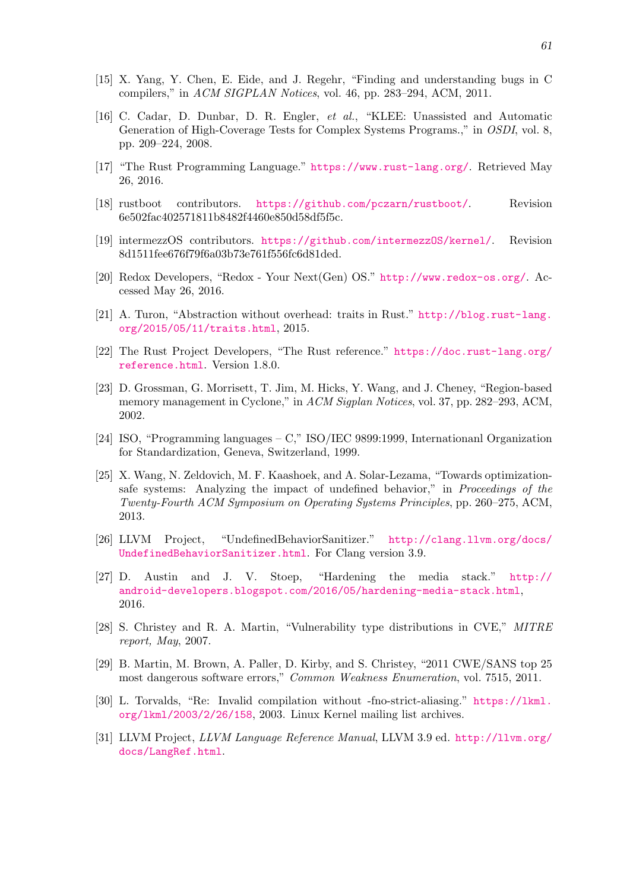[15] X. Yang, Y. Chen, E. Eide, and J. Regehr, "Finding and understanding bugs in C compilers," in *ACM SIGPLAN Notices*, vol. 46, pp. 283–294, ACM, 2011.

[16] C. Cadar, D. Dunbar, D. R. Engler, *et al.*, "KLEE: Unassisted and Automatic Generation of High-Coverage Tests for Complex Systems Programs.," in *OSDI*, vol. 8, pp. 209–224, 2008.

[17] "The Rust Programming Language." https://www.rust-lang.org/. Retrieved May 26, 2016.

[18] rustboot contributors. https://github.com/pczarn/rustboot/. Revision 6e502fac402571811b8482f4460e850d58df5f5c.

[19] intermezzOS contributors. https://github.com/intermezzOS/kernel/. Revision 8d1511fee676f79f6a03b73e761f556fc6d81ded.

[20] Redox Developers, "Redox - Your Next(Gen) OS." http://www.redox-os.org/. Accessed May 26, 2016.

[21] A. Turon, "Abstraction without overhead: traits in Rust." http://blog.rust-lang.org/2015/05/11/traits.html, 2015.

[22] The Rust Project Developers, "The Rust reference." https://doc.rust-lang.org/reference.html. Version 1.8.0.

[23] D. Grossman, G. Morrisett, T. Jim, M. Hicks, Y. Wang, and J. Cheney, "Region-based memory management in Cyclone," in *ACM Sigplan Notices*, vol. 37, pp. 282–293, ACM, 2002.

[24] ISO, "Programming languages – C," ISO/IEC 9899:1999, Internationanl Organization for Standardization, Geneva, Switzerland, 1999.

[25] X. Wang, N. Zeldovich, M. F. Kaashoek, and A. Solar-Lezama, "Towards optimization-safe systems: Analyzing the impact of undefined behavior," in *Proceedings of the Twenty-Fourth ACM Symposium on Operating Systems Principles*, pp. 260–275, ACM, 2013.

[26] LLVM Project, "UndefinedBehaviorSanitizer." http://clang.llvm.org/docs/UndefinedBehaviorSanitizer.html. For Clang version 3.9.

[27] D. Austin and J. V. Stoep, "Hardening the media stack." http://android-developers.blogspot.com/2016/05/hardening-media-stack.html, 2016.

[28] S. Christey and R. A. Martin, "Vulnerability type distributions in CVE," *MITRE report, May*, 2007.

[29] B. Martin, M. Brown, A. Paller, D. Kirby, and S. Christey, "2011 CWE/SANS top 25 most dangerous software errors," *Common Weakness Enumeration*, vol. 7515, 2011.

[30] L. Torvalds, "Re: Invalid compilation without -fno-strict-aliasing." https://lkml.org/lkml/2003/2/26/158, 2003. Linux Kernel mailing list archives.

[31] LLVM Project, *LLVM Language Reference Manual*, LLVM 3.9 ed. http://llvm.org/docs/LangRef.html.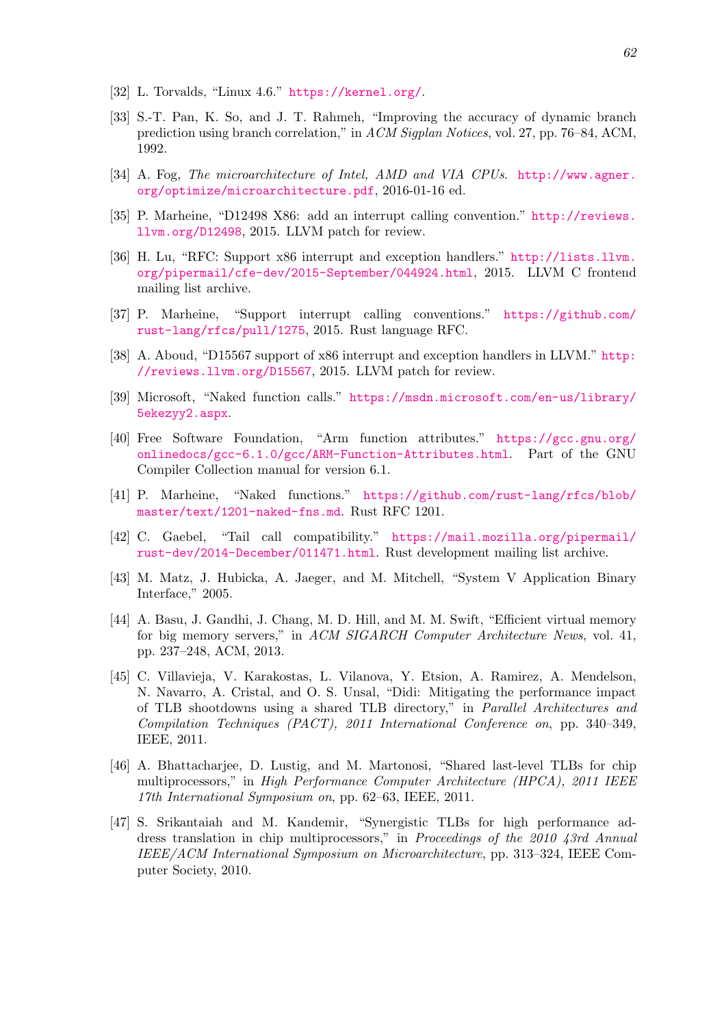[32] L. Torvalds, "Linux 4.6." https://kernel.org/.

[33] S.-T. Pan, K. So, and J. T. Rahmeh, "Improving the accuracy of dynamic branch prediction using branch correlation," in *ACM Sigplan Notices*, vol. 27, pp. 76–84, ACM, 1992.

[34] A. Fog, *The microarchitecture of Intel, AMD and VIA CPUs*. http://www.agner.org/optimize/microarchitecture.pdf, 2016-01-16 ed.

[35] P. Marheine, "D12498 X86: add an interrupt calling convention." http://reviews.llvm.org/D12498, 2015. LLVM patch for review.

[36] H. Lu, "RFC: Support x86 interrupt and exception handlers." http://lists.llvm.org/pipermail/cfe-dev/2015-September/044924.html, 2015. LLVM C frontend mailing list archive.

[37] P. Marheine, "Support interrupt calling conventions." https://github.com/rust-lang/rfcs/pull/1275, 2015. Rust language RFC.

[38] A. Aboud, "D15567 support of x86 interrupt and exception handlers in LLVM." http://reviews.llvm.org/D15567, 2015. LLVM patch for review.

[39] Microsoft, "Naked function calls." https://msdn.microsoft.com/en-us/library/5ekezyy2.aspx.

[40] Free Software Foundation, "Arm function attributes." https://gcc.gnu.org/onlinedocs/gcc-6.1.0/gcc/ARM-Function-Attributes.html. Part of the GNU Compiler Collection manual for version 6.1.

[41] P. Marheine, "Naked functions." https://github.com/rust-lang/rfcs/blob/master/text/1201-naked-fns.md. Rust RFC 1201.

[42] C. Gaebel, "Tail call compatibility." https://mail.mozilla.org/pipermail/rust-dev/2014-December/011471.html. Rust development mailing list archive.

[43] M. Matz, J. Hubicka, A. Jaeger, and M. Mitchell, "System V Application Binary Interface," 2005.

[44] A. Basu, J. Gandhi, J. Chang, M. D. Hill, and M. M. Swift, "Efficient virtual memory for big memory servers," in *ACM SIGARCH Computer Architecture News*, vol. 41, pp. 237–248, ACM, 2013.

[45] C. Villavieja, V. Karakostas, L. Vilanova, Y. Etsion, A. Ramirez, A. Mendelson, N. Navarro, A. Cristal, and O. S. Unsal, "Didi: Mitigating the performance impact of TLB shootdowns using a shared TLB directory," in *Parallel Architectures and Compilation Techniques (PACT), 2011 International Conference on*, pp. 340–349, IEEE, 2011.

[46] A. Bhattacharjee, D. Lustig, and M. Martonosi, "Shared last-level TLBs for chip multiprocessors," in *High Performance Computer Architecture (HPCA), 2011 IEEE 17th International Symposium on*, pp. 62–63, IEEE, 2011.

[47] S. Srikantaiah and M. Kandemir, "Synergistic TLBs for high performance address translation in chip multiprocessors," in *Proceedings of the 2010 43rd Annual IEEE/ACM International Symposium on Microarchitecture*, pp. 313–324, IEEE Computer Society, 2010.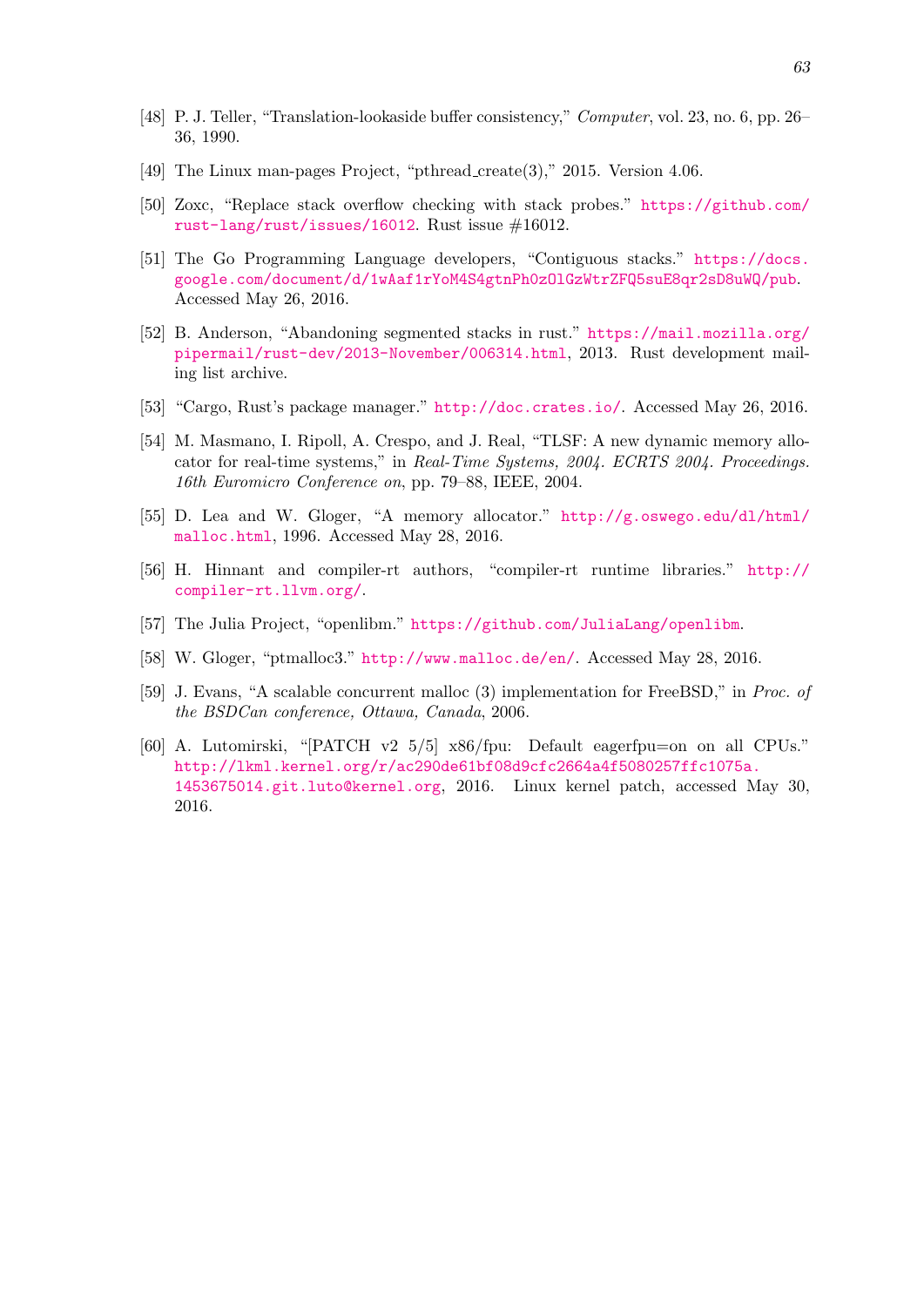[48] P. J. Teller, "Translation-lookaside buffer consistency," *Computer*, vol. 23, no. 6, pp. 26–36, 1990.

[49] The Linux man-pages Project, "pthread_create(3)," 2015. Version 4.06.

[50] Zoxc, "Replace stack overflow checking with stack probes." https://github.com/rust-lang/rust/issues/16012. Rust issue #16012.

[51] The Go Programming Language developers, "Contiguous stacks." https://docs.google.com/document/d/1wAaf1rYoM4S4gtnPh0zOlGzWtrZFQ5suE8qr2sD8uWQ/pub. Accessed May 26, 2016.

[52] B. Anderson, "Abandoning segmented stacks in rust." https://mail.mozilla.org/pipermail/rust-dev/2013-November/006314.html, 2013. Rust development mailing list archive.

[53] "Cargo, Rust's package manager." http://doc.crates.io/. Accessed May 26, 2016.

[54] M. Masmano, I. Ripoll, A. Crespo, and J. Real, "TLSF: A new dynamic memory allocator for real-time systems," in *Real-Time Systems, 2004. ECRTS 2004. Proceedings. 16th Euromicro Conference on*, pp. 79–88, IEEE, 2004.

[55] D. Lea and W. Gloger, "A memory allocator." http://g.oswego.edu/dl/html/malloc.html, 1996. Accessed May 28, 2016.

[56] H. Hinnant and compiler-rt authors, "compiler-rt runtime libraries." http://compiler-rt.llvm.org/.

[57] The Julia Project, "openlibm." https://github.com/JuliaLang/openlibm.

[58] W. Gloger, "ptmalloc3." http://www.malloc.de/en/. Accessed May 28, 2016.

[59] J. Evans, "A scalable concurrent malloc (3) implementation for FreeBSD," in *Proc. of the BSDCan conference, Ottawa, Canada*, 2006.

[60] A. Lutomirski, "[PATCH v2 5/5] x86/fpu: Default eagerfpu=on on all CPUs." http://lkml.kernel.org/r/ac290de61bf08d9cfc2664a4f5080257ffc1075a.1453675014.git.luto@kernel.org, 2016. Linux kernel patch, accessed May 30, 2016.